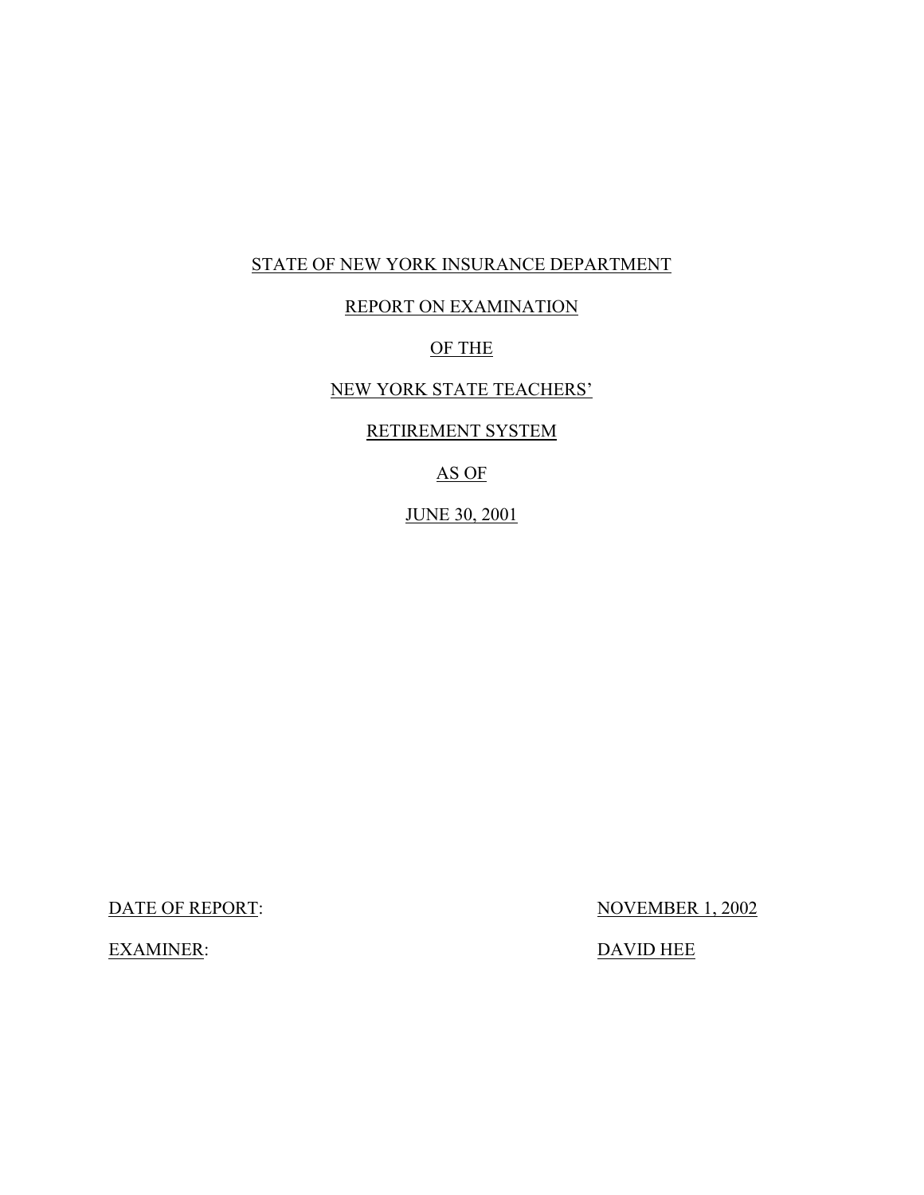STATE OF NEW YORK INSURANCE DEPARTMENT

REPORT ON EXAMINATION

OF THE

NEW YORK STATE TEACHERS'

RETIREMENT SYSTEM

AS OF

JUNE 30, 2001

DATE OF REPORT: NOVEMBER 1, 2002

EXAMINER: DAVID HEE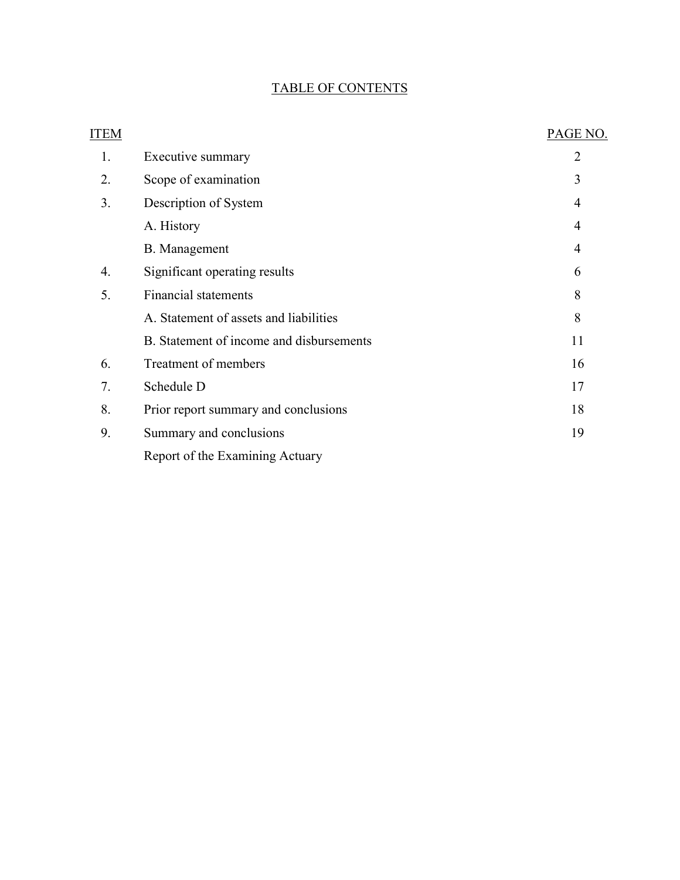# TABLE OF CONTENTS

| ITEM | | PAGE NO. |
|---|---|---|
| 1. | Executive summary | 2 |
| 2. | Scope of examination | 3 |
| 3. | Description of System | 4 |
| | A. History | 4 |
| | B. Management | 4 |
| 4. | Significant operating results | 6 |
| 5. | Financial statements | 8 |
| | A. Statement of assets and liabilities | 8 |
| | B. Statement of income and disbursements | 11 |
| 6. | Treatment of members | 16 |
| 7. | Schedule D | 17 |
| 8. | Prior report summary and conclusions | 18 |
| 9. | Summary and conclusions | 19 |
| | Report of the Examining Actuary | |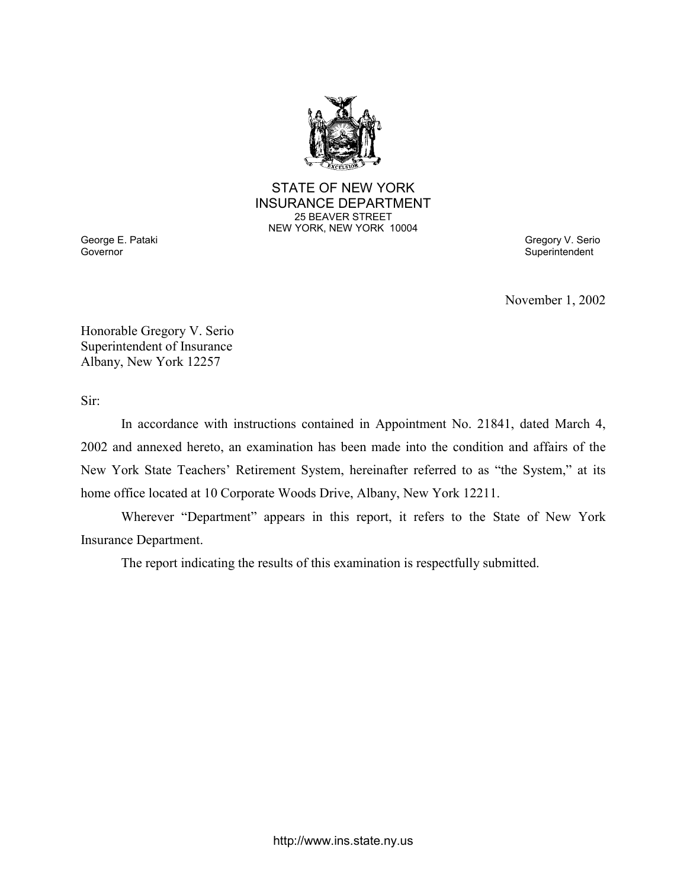STATE OF NEW YORK
INSURANCE DEPARTMENT
25 BEAVER STREET
NEW YORK, NEW YORK 10004

George E. Pataki
Governor

Gregory V. Serio
Superintendent

November 1, 2002

Honorable Gregory V. Serio
Superintendent of Insurance
Albany, New York 12257

Sir:

In accordance with instructions contained in Appointment No. 21841, dated March 4, 2002 and annexed hereto, an examination has been made into the condition and affairs of the New York State Teachers' Retirement System, hereinafter referred to as "the System," at its home office located at 10 Corporate Woods Drive, Albany, New York 12211.

Wherever "Department" appears in this report, it refers to the State of New York Insurance Department.

The report indicating the results of this examination is respectfully submitted.

http://www.ins.state.ny.us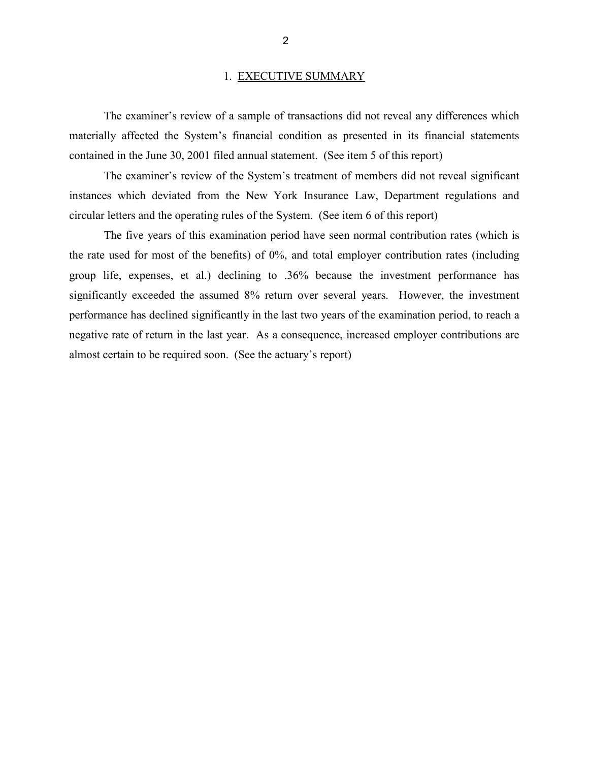## 1. EXECUTIVE SUMMARY

The examiner's review of a sample of transactions did not reveal any differences which materially affected the System's financial condition as presented in its financial statements contained in the June 30, 2001 filed annual statement. (See item 5 of this report)

The examiner's review of the System's treatment of members did not reveal significant instances which deviated from the New York Insurance Law, Department regulations and circular letters and the operating rules of the System. (See item 6 of this report)

The five years of this examination period have seen normal contribution rates (which is the rate used for most of the benefits) of 0%, and total employer contribution rates (including group life, expenses, et al.) declining to .36% because the investment performance has significantly exceeded the assumed 8% return over several years. However, the investment performance has declined significantly in the last two years of the examination period, to reach a negative rate of return in the last year. As a consequence, increased employer contributions are almost certain to be required soon. (See the actuary's report)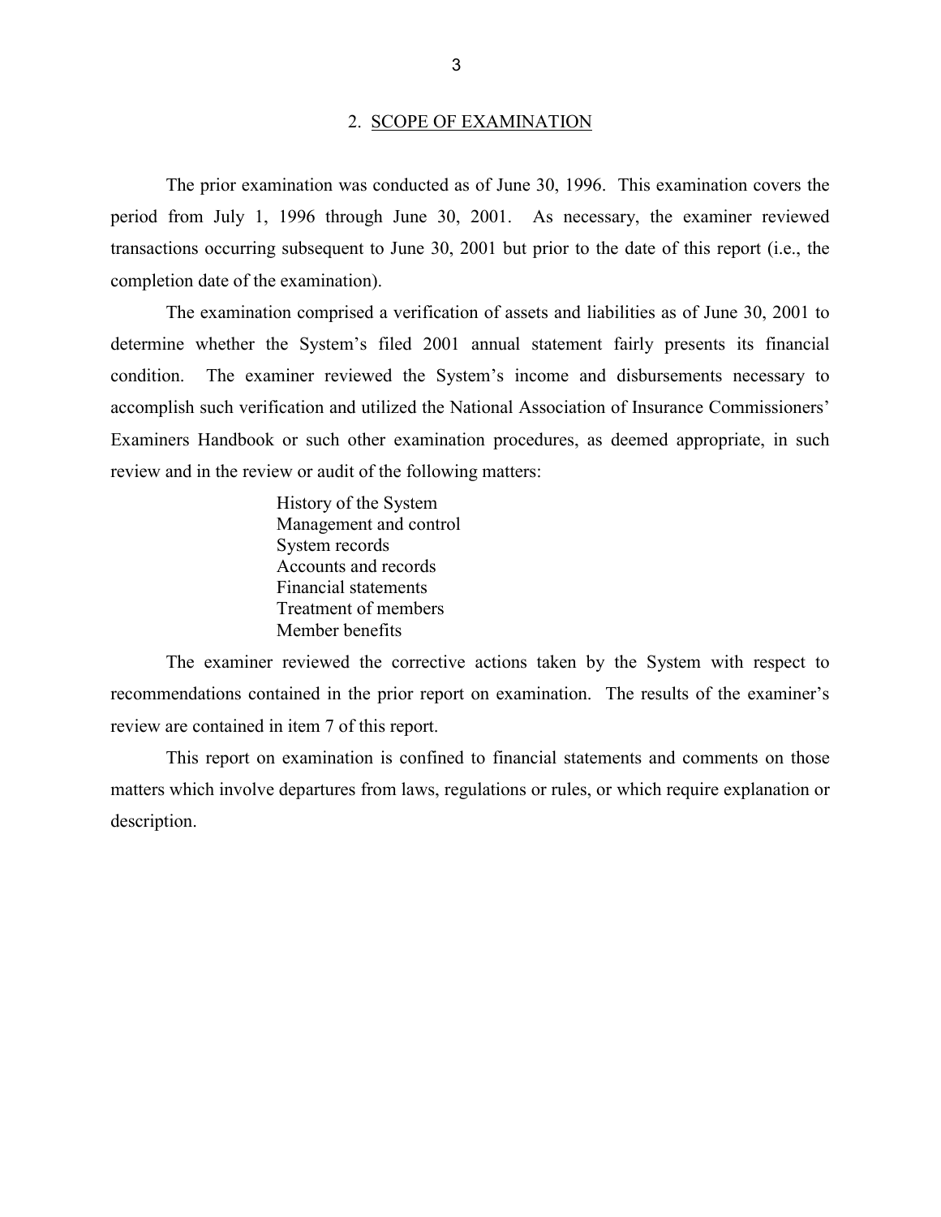## 2. SCOPE OF EXAMINATION

The prior examination was conducted as of June 30, 1996. This examination covers the period from July 1, 1996 through June 30, 2001. As necessary, the examiner reviewed transactions occurring subsequent to June 30, 2001 but prior to the date of this report (i.e., the completion date of the examination).

The examination comprised a verification of assets and liabilities as of June 30, 2001 to determine whether the System's filed 2001 annual statement fairly presents its financial condition. The examiner reviewed the System's income and disbursements necessary to accomplish such verification and utilized the National Association of Insurance Commissioners' Examiners Handbook or such other examination procedures, as deemed appropriate, in such review and in the review or audit of the following matters:

- History of the System
- Management and control
- System records
- Accounts and records
- Financial statements
- Treatment of members
- Member benefits

The examiner reviewed the corrective actions taken by the System with respect to recommendations contained in the prior report on examination. The results of the examiner's review are contained in item 7 of this report.

This report on examination is confined to financial statements and comments on those matters which involve departures from laws, regulations or rules, or which require explanation or description.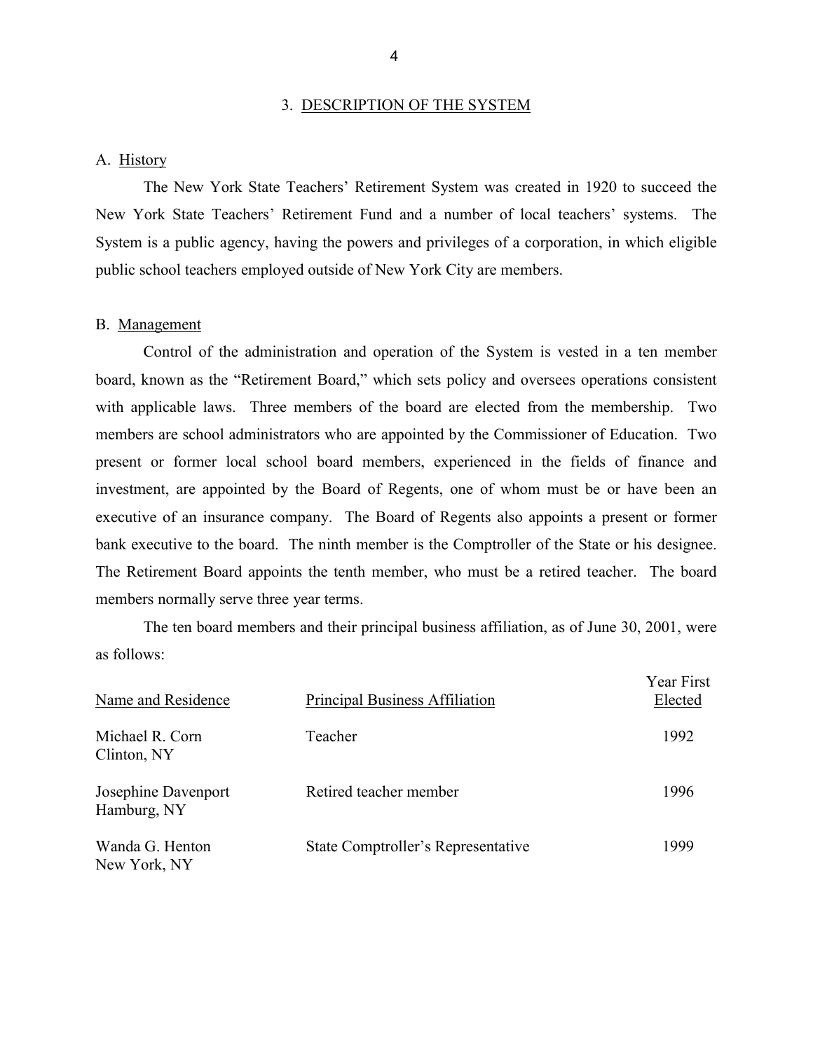## 3. DESCRIPTION OF THE SYSTEM

### A. History

The New York State Teachers' Retirement System was created in 1920 to succeed the New York State Teachers' Retirement Fund and a number of local teachers' systems. The System is a public agency, having the powers and privileges of a corporation, in which eligible public school teachers employed outside of New York City are members.

### B. Management

Control of the administration and operation of the System is vested in a ten member board, known as the "Retirement Board," which sets policy and oversees operations consistent with applicable laws. Three members of the board are elected from the membership. Two members are school administrators who are appointed by the Commissioner of Education. Two present or former local school board members, experienced in the fields of finance and investment, are appointed by the Board of Regents, one of whom must be or have been an executive of an insurance company. The Board of Regents also appoints a present or former bank executive to the board. The ninth member is the Comptroller of the State or his designee. The Retirement Board appoints the tenth member, who must be a retired teacher. The board members normally serve three year terms.

The ten board members and their principal business affiliation, as of June 30, 2001, were as follows:

| Name and Residence | Principal Business Affiliation | Year First Elected |
|---|---|---|
| Michael R. Corn<br>Clinton, NY | Teacher | 1992 |
| Josephine Davenport<br>Hamburg, NY | Retired teacher member | 1996 |
| Wanda G. Henton<br>New York, NY | State Comptroller's Representative | 1999 |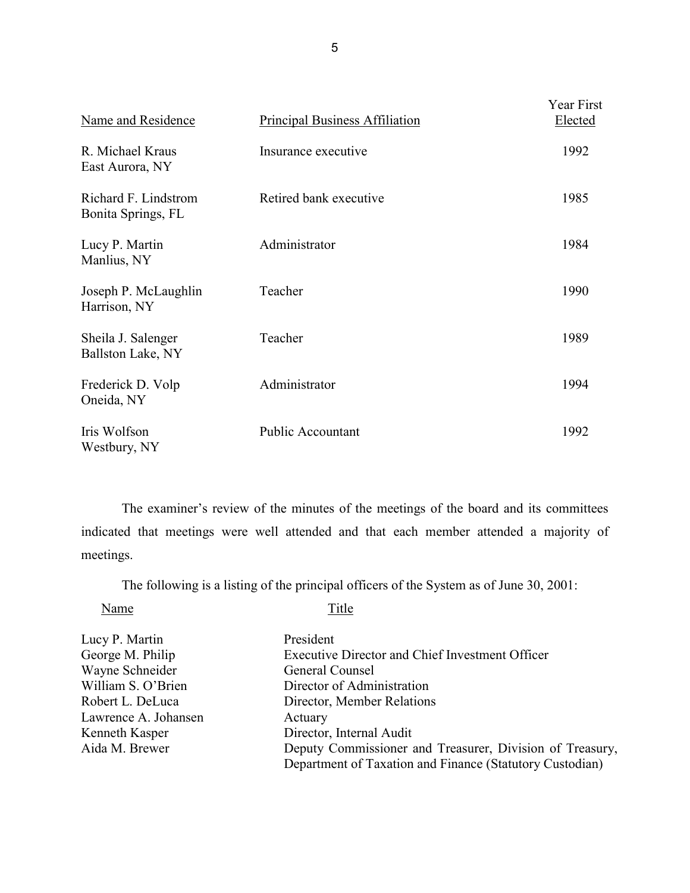| Name and Residence | Principal Business Affiliation | Year First Elected |
|---|---|---|
| R. Michael Kraus<br>East Aurora, NY | Insurance executive | 1992 |
| Richard F. Lindstrom<br>Bonita Springs, FL | Retired bank executive | 1985 |
| Lucy P. Martin<br>Manlius, NY | Administrator | 1984 |
| Joseph P. McLaughlin<br>Harrison, NY | Teacher | 1990 |
| Sheila J. Salenger<br>Ballston Lake, NY | Teacher | 1989 |
| Frederick D. Volp<br>Oneida, NY | Administrator | 1994 |
| Iris Wolfson<br>Westbury, NY | Public Accountant | 1992 |

The examiner's review of the minutes of the meetings of the board and its committees indicated that meetings were well attended and that each member attended a majority of meetings.

The following is a listing of the principal officers of the System as of June 30, 2001:

| Name | Title |
|---|---|
| Lucy P. Martin | President |
| George M. Philip | Executive Director and Chief Investment Officer |
| Wayne Schneider | General Counsel |
| William S. O'Brien | Director of Administration |
| Robert L. DeLuca | Director, Member Relations |
| Lawrence A. Johansen | Actuary |
| Kenneth Kasper | Director, Internal Audit |
| Aida M. Brewer | Deputy Commissioner and Treasurer, Division of Treasury, Department of Taxation and Finance (Statutory Custodian) |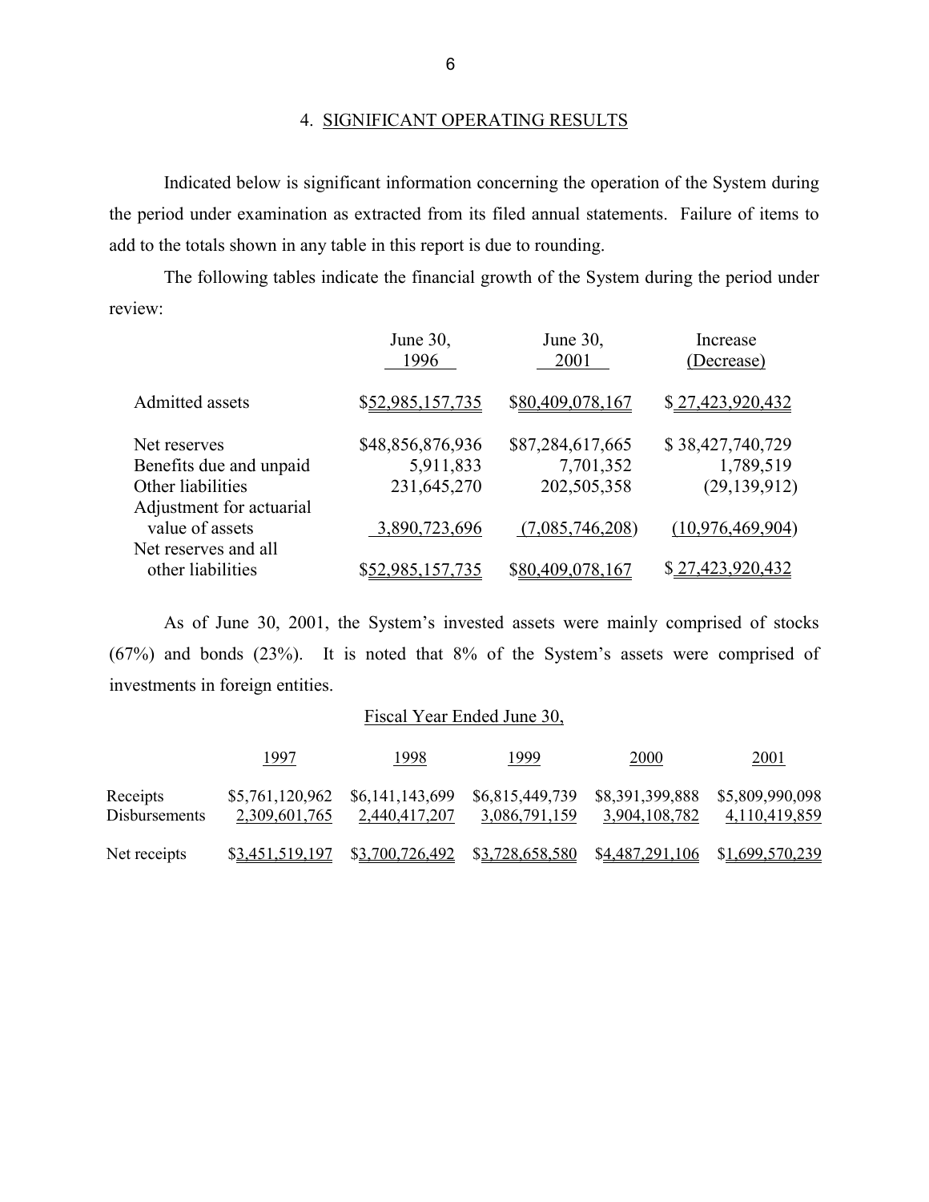## 4. SIGNIFICANT OPERATING RESULTS

Indicated below is significant information concerning the operation of the System during the period under examination as extracted from its filed annual statements. Failure of items to add to the totals shown in any table in this report is due to rounding.

The following tables indicate the financial growth of the System during the period under review:

| | June 30, 1996 | June 30, 2001 | Increase (Decrease) |
|---|---|---|---|
| Admitted assets | $52,985,157,735 | $80,409,078,167 | $ 27,423,920,432 |
| Net reserves | $48,856,876,936 | $87,284,617,665 | $ 38,427,740,729 |
| Benefits due and unpaid | 5,911,833 | 7,701,352 | 1,789,519 |
| Other liabilities | 231,645,270 | 202,505,358 | (29,139,912) |
| Adjustment for actuarial value of assets | 3,890,723,696 | (7,085,746,208) | (10,976,469,904) |
| Net reserves and all other liabilities | $52,985,157,735 | $80,409,078,167 | $ 27,423,920,432 |

As of June 30, 2001, the System's invested assets were mainly comprised of stocks (67%) and bonds (23%). It is noted that 8% of the System's assets were comprised of investments in foreign entities.

| | Fiscal Year Ended June 30, | | | | |
|---|---|---|---|---|---|
| | 1997 | 1998 | 1999 | 2000 | 2001 |
| Receipts | $5,761,120,962 | $6,141,143,699 | $6,815,449,739 | $8,391,399,888 | $5,809,990,098 |
| Disbursements | 2,309,601,765 | 2,440,417,207 | 3,086,791,159 | 3,904,108,782 | 4,110,419,859 |
| Net receipts | $3,451,519,197 | $3,700,726,492 | $3,728,658,580 | $4,487,291,106 | $1,699,570,239 |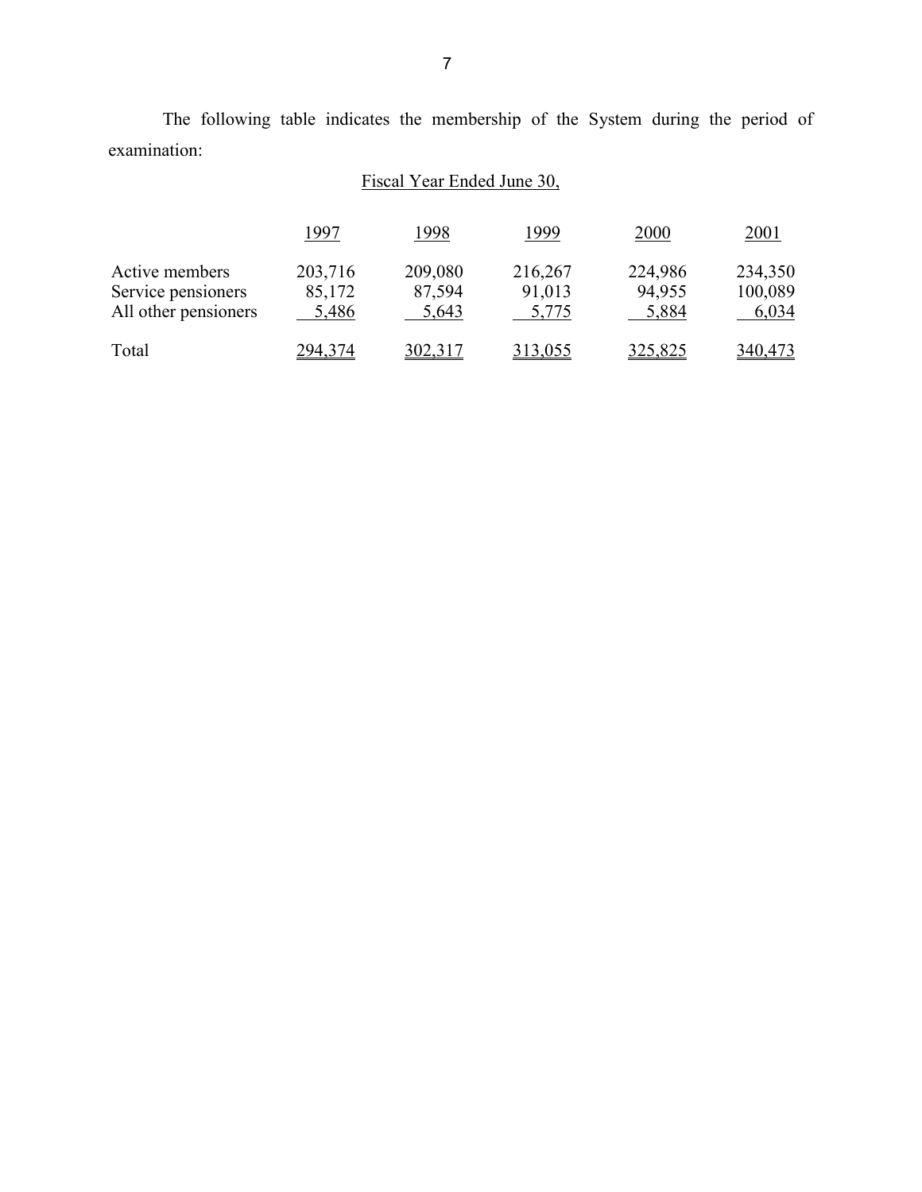The following table indicates the membership of the System during the period of examination:

| | Fiscal Year Ended June 30, | | | | |
|---|---|---|---|---|---|
| | 1997 | 1998 | 1999 | 2000 | 2001 |
| Active members | 203,716 | 209,080 | 216,267 | 224,986 | 234,350 |
| Service pensioners | 85,172 | 87,594 | 91,013 | 94,955 | 100,089 |
| All other pensioners | 5,486 | 5,643 | 5,775 | 5,884 | 6,034 |
| Total | 294,374 | 302,317 | 313,055 | 325,825 | 340,473 |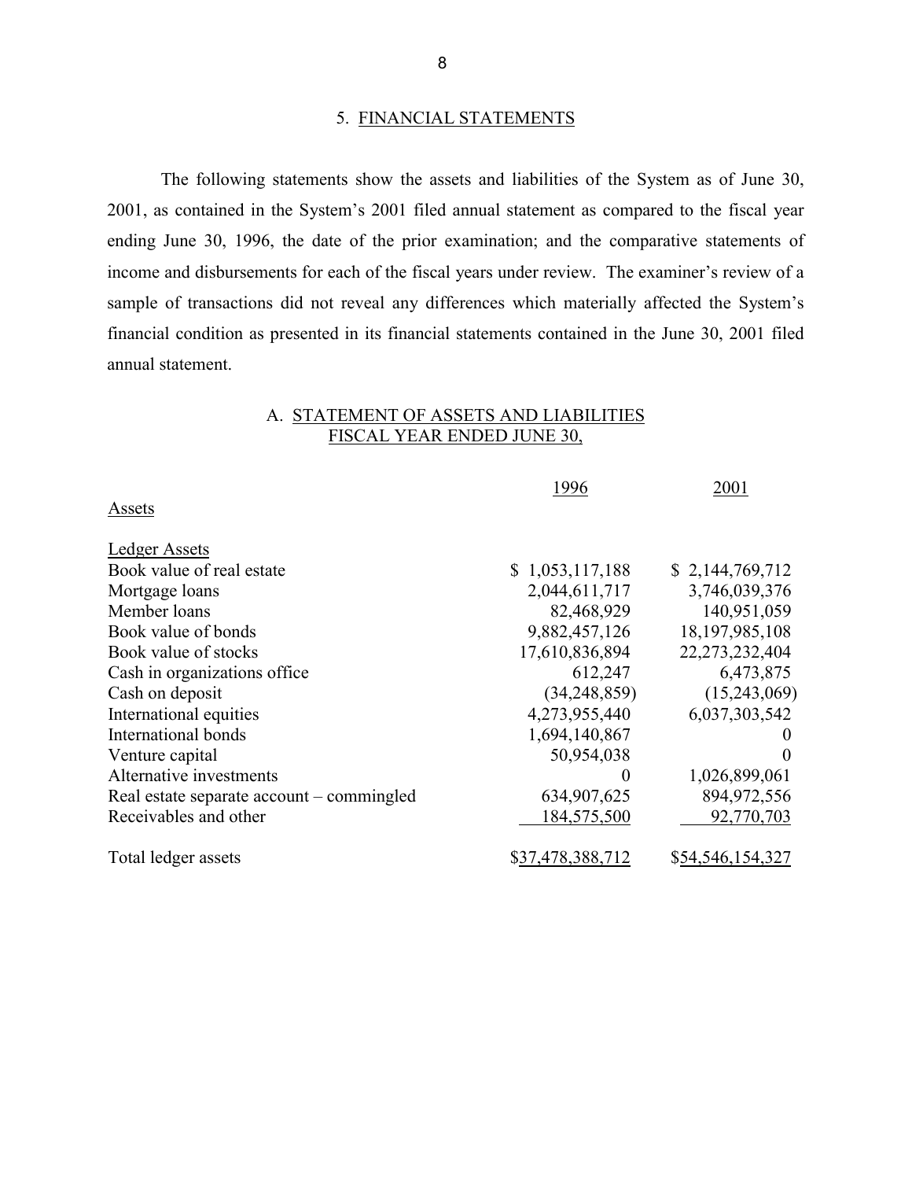## 5. FINANCIAL STATEMENTS

The following statements show the assets and liabilities of the System as of June 30, 2001, as contained in the System's 2001 filed annual statement as compared to the fiscal year ending June 30, 1996, the date of the prior examination; and the comparative statements of income and disbursements for each of the fiscal years under review. The examiner's review of a sample of transactions did not reveal any differences which materially affected the System's financial condition as presented in its financial statements contained in the June 30, 2001 filed annual statement.

### A. STATEMENT OF ASSETS AND LIABILITIES FISCAL YEAR ENDED JUNE 30,

| | 1996 | 2001 |
|---|---|---|
| Assets | | |
| Ledger Assets | | |
| Book value of real estate | $ 1,053,117,188 | $ 2,144,769,712 |
| Mortgage loans | 2,044,611,717 | 3,746,039,376 |
| Member loans | 82,468,929 | 140,951,059 |
| Book value of bonds | 9,882,457,126 | 18,197,985,108 |
| Book value of stocks | 17,610,836,894 | 22,273,232,404 |
| Cash in organizations office | 612,247 | 6,473,875 |
| Cash on deposit | (34,248,859) | (15,243,069) |
| International equities | 4,273,955,440 | 6,037,303,542 |
| International bonds | 1,694,140,867 | 0 |
| Venture capital | 50,954,038 | 0 |
| Alternative investments | 0 | 1,026,899,061 |
| Real estate separate account – commingled | 634,907,625 | 894,972,556 |
| Receivables and other | 184,575,500 | 92,770,703 |
| Total ledger assets | $37,478,388,712 | $54,546,154,327 |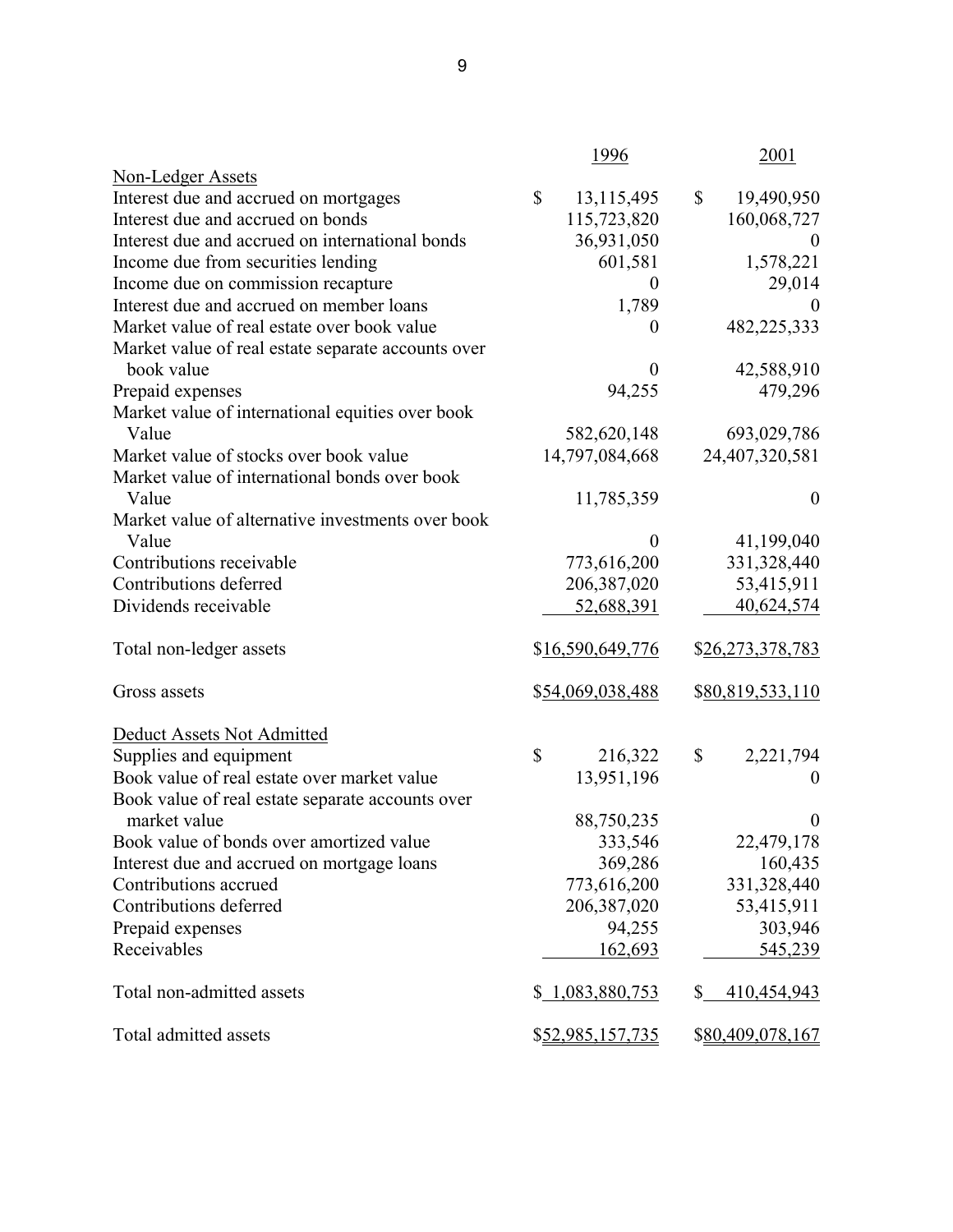| | 1996 | 2001 |
|---|---|---|
| Non-Ledger Assets | | |
| Interest due and accrued on mortgages | $ 13,115,495 | $ 19,490,950 |
| Interest due and accrued on bonds | 115,723,820 | 160,068,727 |
| Interest due and accrued on international bonds | 36,931,050 | 0 |
| Income due from securities lending | 601,581 | 1,578,221 |
| Income due on commission recapture | 0 | 29,014 |
| Interest due and accrued on member loans | 1,789 | 0 |
| Market value of real estate over book value | 0 | 482,225,333 |
| Market value of real estate separate accounts over book value | 0 | 42,588,910 |
| Prepaid expenses | 94,255 | 479,296 |
| Market value of international equities over book Value | 582,620,148 | 693,029,786 |
| Market value of stocks over book value | 14,797,084,668 | 24,407,320,581 |
| Market value of international bonds over book Value | 11,785,359 | 0 |
| Market value of alternative investments over book Value | 0 | 41,199,040 |
| Contributions receivable | 773,616,200 | 331,328,440 |
| Contributions deferred | 206,387,020 | 53,415,911 |
| Dividends receivable | 52,688,391 | 40,624,574 |
| Total non-ledger assets | $16,590,649,776 | $26,273,378,783 |
| Gross assets | $54,069,038,488 | $80,819,533,110 |
| Deduct Assets Not Admitted | | |
| Supplies and equipment | $ 216,322 | $ 2,221,794 |
| Book value of real estate over market value | 13,951,196 | 0 |
| Book value of real estate separate accounts over market value | 88,750,235 | 0 |
| Book value of bonds over amortized value | 333,546 | 22,479,178 |
| Interest due and accrued on mortgage loans | 369,286 | 160,435 |
| Contributions accrued | 773,616,200 | 331,328,440 |
| Contributions deferred | 206,387,020 | 53,415,911 |
| Prepaid expenses | 94,255 | 303,946 |
| Receivables | 162,693 | 545,239 |
| Total non-admitted assets | $ 1,083,880,753 | $ 410,454,943 |
| Total admitted assets | $52,985,157,735 | $80,409,078,167 |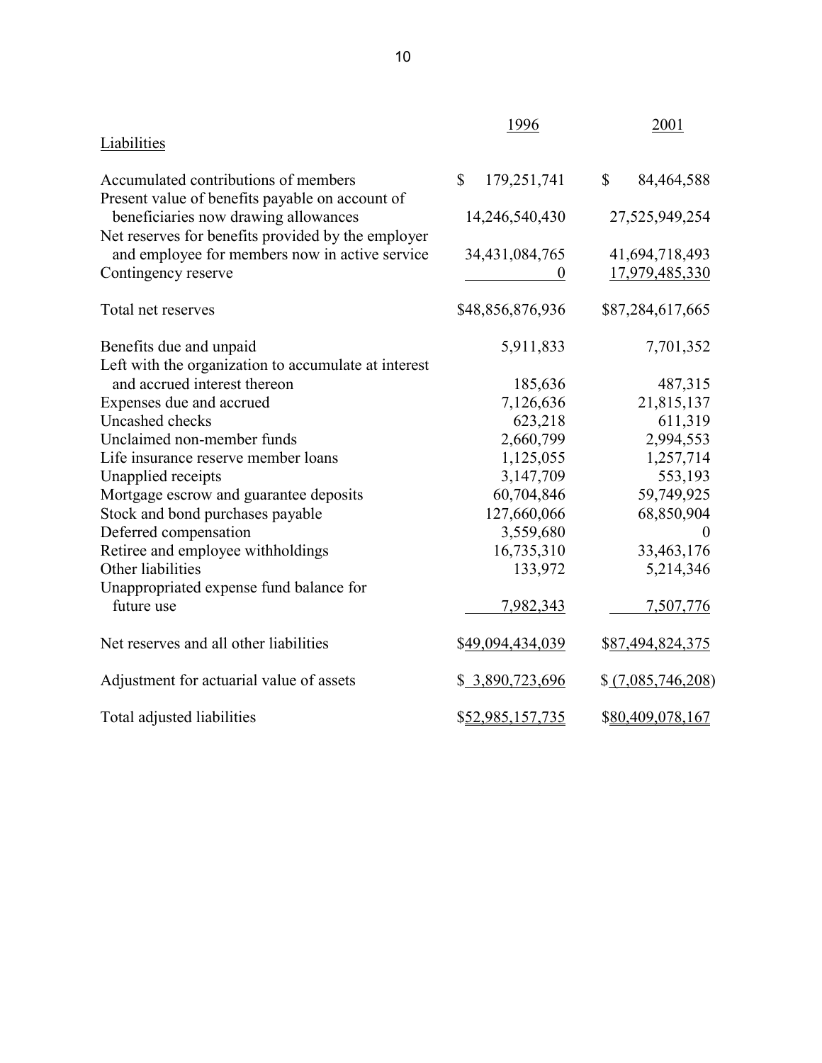| Liabilities | 1996 | 2001 |
|---|---|---|
| Accumulated contributions of members | $ 179,251,741 | $ 84,464,588 |
| Present value of benefits payable on account of beneficiaries now drawing allowances | 14,246,540,430 | 27,525,949,254 |
| Net reserves for benefits provided by the employer and employee for members now in active service | 34,431,084,765 | 41,694,718,493 |
| Contingency reserve | 0 | 17,979,485,330 |
| Total net reserves | $48,856,876,936 | $87,284,617,665 |
| Benefits due and unpaid | 5,911,833 | 7,701,352 |
| Left with the organization to accumulate at interest and accrued interest thereon | 185,636 | 487,315 |
| Expenses due and accrued | 7,126,636 | 21,815,137 |
| Uncashed checks | 623,218 | 611,319 |
| Unclaimed non-member funds | 2,660,799 | 2,994,553 |
| Life insurance reserve member loans | 1,125,055 | 1,257,714 |
| Unapplied receipts | 3,147,709 | 553,193 |
| Mortgage escrow and guarantee deposits | 60,704,846 | 59,749,925 |
| Stock and bond purchases payable | 127,660,066 | 68,850,904 |
| Deferred compensation | 3,559,680 | 0 |
| Retiree and employee withholdings | 16,735,310 | 33,463,176 |
| Other liabilities | 133,972 | 5,214,346 |
| Unappropriated expense fund balance for future use | 7,982,343 | 7,507,776 |
| Net reserves and all other liabilities | $49,094,434,039 | $87,494,824,375 |
| Adjustment for actuarial value of assets | $ 3,890,723,696 | $ (7,085,746,208) |
| Total adjusted liabilities | $52,985,157,735 | $80,409,078,167 |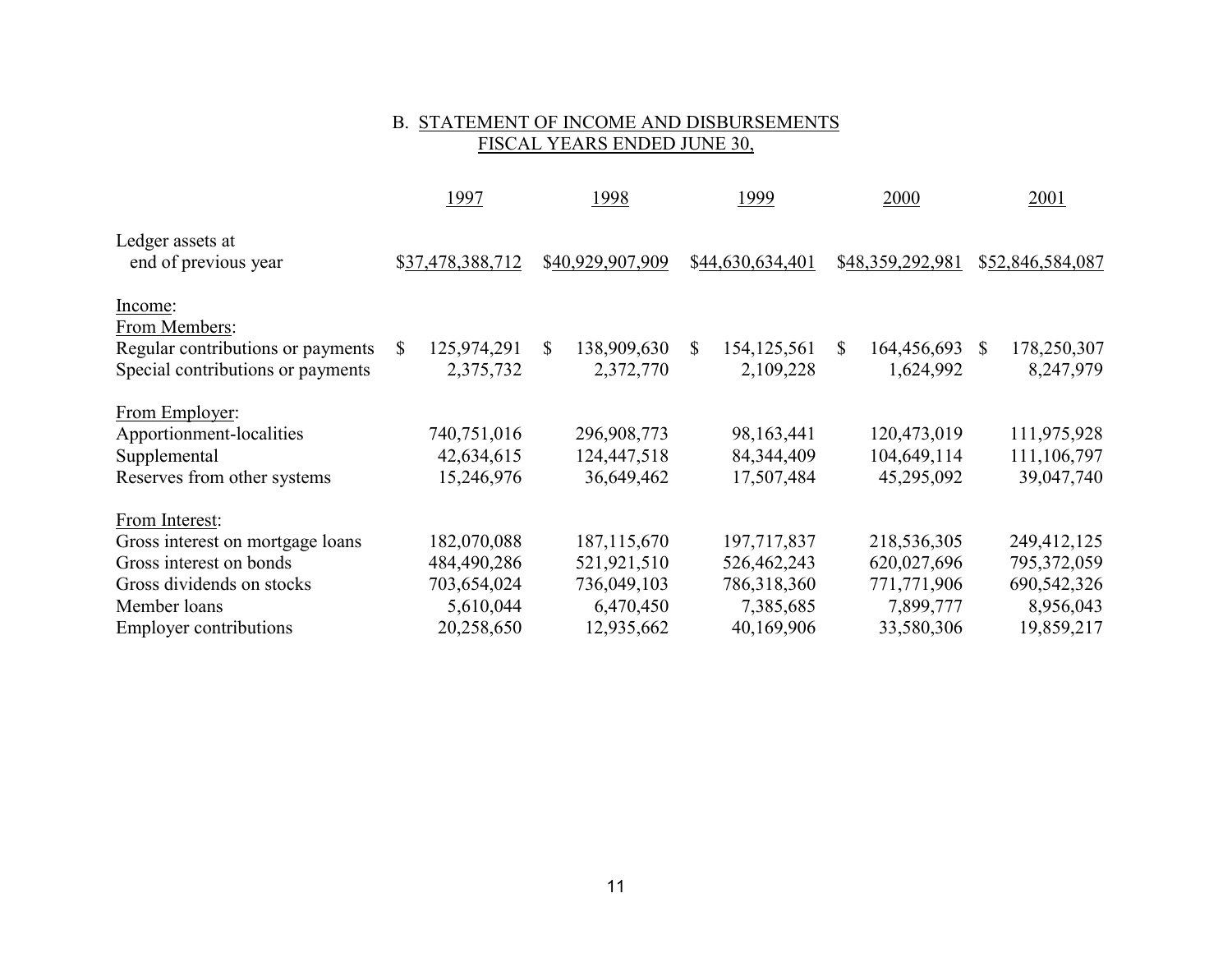## B. STATEMENT OF INCOME AND DISBURSEMENTS FISCAL YEARS ENDED JUNE 30,

| | 1997 | 1998 | 1999 | 2000 | 2001 |
|---|---|---|---|---|---|
| Ledger assets at end of previous year | $37,478,388,712 | $40,929,907,909 | $44,630,634,401 | $48,359,292,981 | $52,846,584,087 |
| **Income:** | | | | | |
| From Members: | | | | | |
| Regular contributions or payments | $ 125,974,291 | $ 138,909,630 | $ 154,125,561 | $ 164,456,693 | $ 178,250,307 |
| Special contributions or payments | 2,375,732 | 2,372,770 | 2,109,228 | 1,624,992 | 8,247,979 |
| From Employer: | | | | | |
| Apportionment-localities | 740,751,016 | 296,908,773 | 98,163,441 | 120,473,019 | 111,975,928 |
| Supplemental | 42,634,615 | 124,447,518 | 84,344,409 | 104,649,114 | 111,106,797 |
| Reserves from other systems | 15,246,976 | 36,649,462 | 17,507,484 | 45,295,092 | 39,047,740 |
| From Interest: | | | | | |
| Gross interest on mortgage loans | 182,070,088 | 187,115,670 | 197,717,837 | 218,536,305 | 249,412,125 |
| Gross interest on bonds | 484,490,286 | 521,921,510 | 526,462,243 | 620,027,696 | 795,372,059 |
| Gross dividends on stocks | 703,654,024 | 736,049,103 | 786,318,360 | 771,771,906 | 690,542,326 |
| Member loans | 5,610,044 | 6,470,450 | 7,385,685 | 7,899,777 | 8,956,043 |
| Employer contributions | 20,258,650 | 12,935,662 | 40,169,906 | 33,580,306 | 19,859,217 |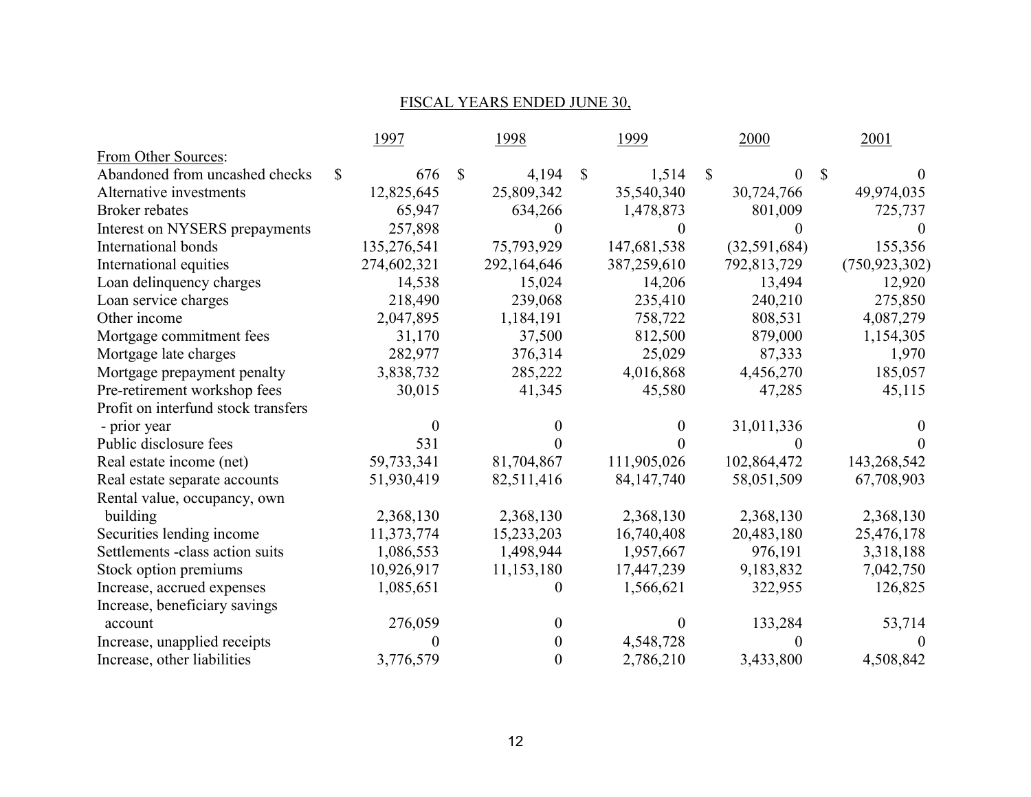FISCAL YEARS ENDED JUNE 30,

| | 1997 | 1998 | 1999 | 2000 | 2001 |
|---|---|---|---|---|---|
| From Other Sources: | | | | | |
| Abandoned from uncashed checks | $ 676 | $ 4,194 | $ 1,514 | $ 0 | $ 0 |
| Alternative investments | 12,825,645 | 25,809,342 | 35,540,340 | 30,724,766 | 49,974,035 |
| Broker rebates | 65,947 | 634,266 | 1,478,873 | 801,009 | 725,737 |
| Interest on NYSERS prepayments | 257,898 | 0 | 0 | 0 | 0 |
| International bonds | 135,276,541 | 75,793,929 | 147,681,538 | (32,591,684) | 155,356 |
| International equities | 274,602,321 | 292,164,646 | 387,259,610 | 792,813,729 | (750,923,302) |
| Loan delinquency charges | 14,538 | 15,024 | 14,206 | 13,494 | 12,920 |
| Loan service charges | 218,490 | 239,068 | 235,410 | 240,210 | 275,850 |
| Other income | 2,047,895 | 1,184,191 | 758,722 | 808,531 | 4,087,279 |
| Mortgage commitment fees | 31,170 | 37,500 | 812,500 | 879,000 | 1,154,305 |
| Mortgage late charges | 282,977 | 376,314 | 25,029 | 87,333 | 1,970 |
| Mortgage prepayment penalty | 3,838,732 | 285,222 | 4,016,868 | 4,456,270 | 185,057 |
| Pre-retirement workshop fees | 30,015 | 41,345 | 45,580 | 47,285 | 45,115 |
| Profit on interfund stock transfers - prior year | 0 | 0 | 0 | 31,011,336 | 0 |
| Public disclosure fees | 531 | 0 | 0 | 0 | 0 |
| Real estate income (net) | 59,733,341 | 81,704,867 | 111,905,026 | 102,864,472 | 143,268,542 |
| Real estate separate accounts | 51,930,419 | 82,511,416 | 84,147,740 | 58,051,509 | 67,708,903 |
| Rental value, occupancy, own building | 2,368,130 | 2,368,130 | 2,368,130 | 2,368,130 | 2,368,130 |
| Securities lending income | 11,373,774 | 15,233,203 | 16,740,408 | 20,483,180 | 25,476,178 |
| Settlements -class action suits | 1,086,553 | 1,498,944 | 1,957,667 | 976,191 | 3,318,188 |
| Stock option premiums | 10,926,917 | 11,153,180 | 17,447,239 | 9,183,832 | 7,042,750 |
| Increase, accrued expenses | 1,085,651 | 0 | 1,566,621 | 322,955 | 126,825 |
| Increase, beneficiary savings account | 276,059 | 0 | 0 | 133,284 | 53,714 |
| Increase, unapplied receipts | 0 | 0 | 4,548,728 | 0 | 0 |
| Increase, other liabilities | 3,776,579 | 0 | 2,786,210 | 3,433,800 | 4,508,842 |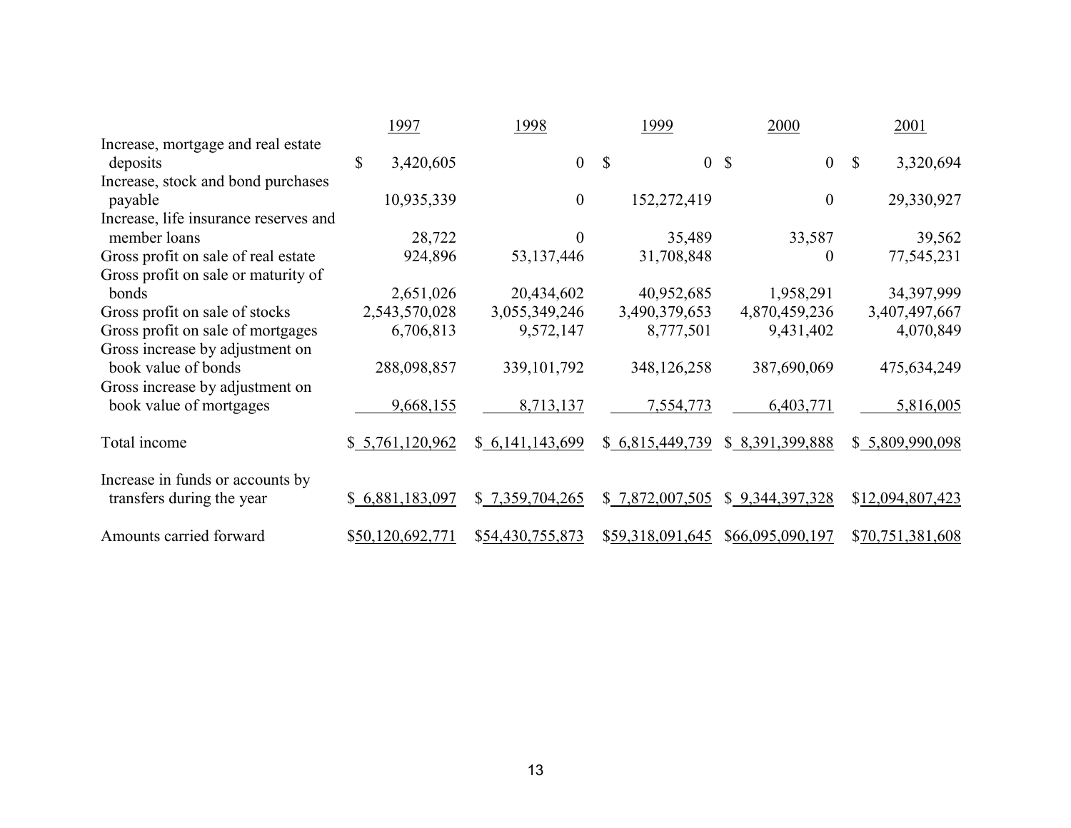| | 1997 | 1998 | 1999 | 2000 | 2001 |
|---|---|---|---|---|---|
| Increase, mortgage and real estate deposits | $ 3,420,605 | 0 | $ 0 | $ 0 | $ 3,320,694 |
| Increase, stock and bond purchases payable | 10,935,339 | 0 | 152,272,419 | 0 | 29,330,927 |
| Increase, life insurance reserves and member loans | 28,722 | 0 | 35,489 | 33,587 | 39,562 |
| Gross profit on sale of real estate | 924,896 | 53,137,446 | 31,708,848 | 0 | 77,545,231 |
| Gross profit on sale or maturity of bonds | 2,651,026 | 20,434,602 | 40,952,685 | 1,958,291 | 34,397,999 |
| Gross profit on sale of stocks | 2,543,570,028 | 3,055,349,246 | 3,490,379,653 | 4,870,459,236 | 3,407,497,667 |
| Gross profit on sale of mortgages | 6,706,813 | 9,572,147 | 8,777,501 | 9,431,402 | 4,070,849 |
| Gross increase by adjustment on book value of bonds | 288,098,857 | 339,101,792 | 348,126,258 | 387,690,069 | 475,634,249 |
| Gross increase by adjustment on book value of mortgages | 9,668,155 | 8,713,137 | 7,554,773 | 6,403,771 | 5,816,005 |
| Total income | $ 5,761,120,962 | $ 6,141,143,699 | $ 6,815,449,739 | $ 8,391,399,888 | $ 5,809,990,098 |
| Increase in funds or accounts by transfers during the year | $ 6,881,183,097 | $ 7,359,704,265 | $ 7,872,007,505 | $ 9,344,397,328 | $12,094,807,423 |
| Amounts carried forward | $50,120,692,771 | $54,430,755,873 | $59,318,091,645 | $66,095,090,197 | $70,751,381,608 |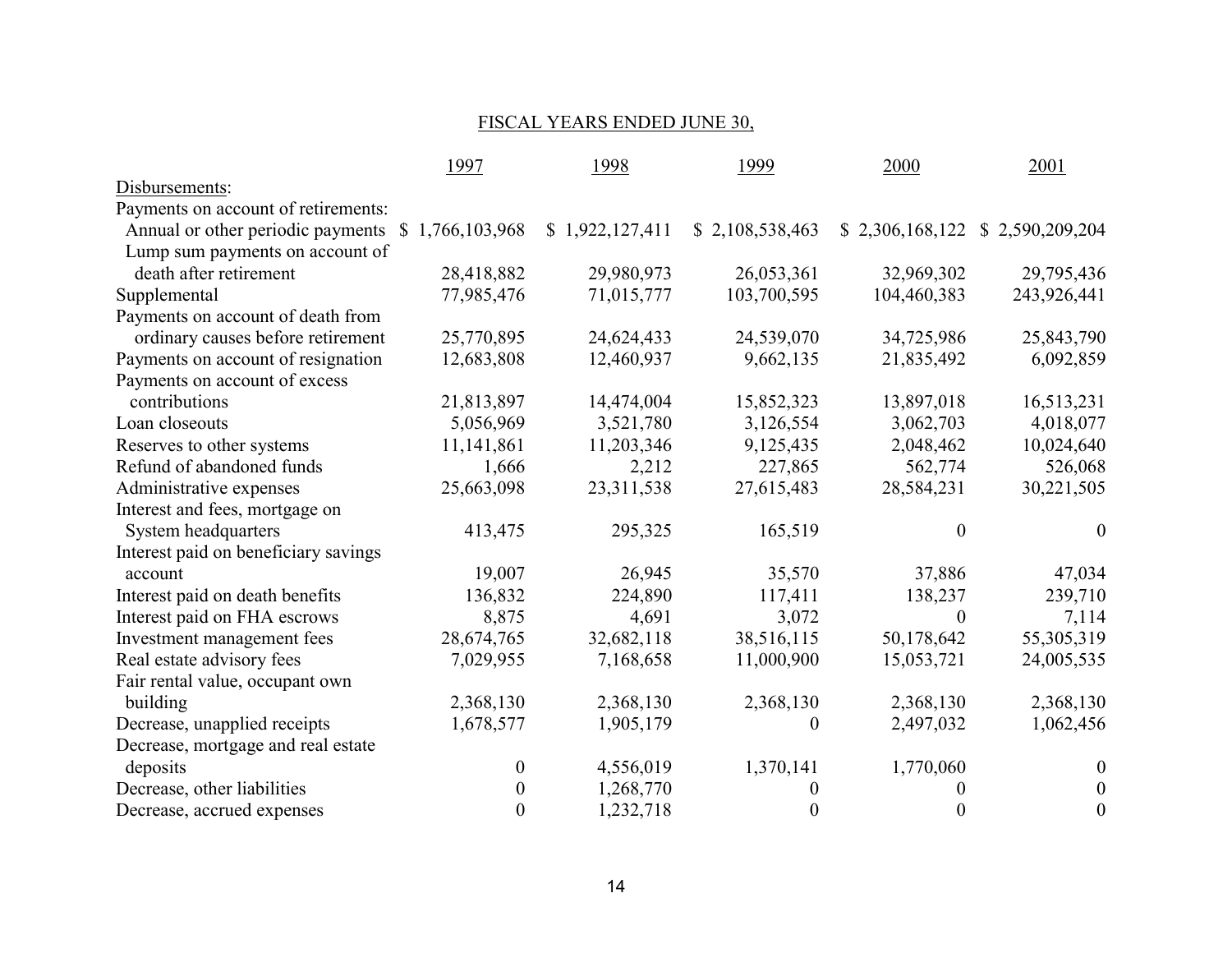FISCAL YEARS ENDED JUNE 30,

| | 1997 | 1998 | 1999 | 2000 | 2001 |
|---|---|---|---|---|---|
| Disbursements: | | | | | |
| Payments on account of retirements: | | | | | |
| Annual or other periodic payments | $ 1,766,103,968 | $ 1,922,127,411 | $ 2,108,538,463 | $ 2,306,168,122 | $ 2,590,209,204 |
| Lump sum payments on account of death after retirement | 28,418,882 | 29,980,973 | 26,053,361 | 32,969,302 | 29,795,436 |
| Supplemental | 77,985,476 | 71,015,777 | 103,700,595 | 104,460,383 | 243,926,441 |
| Payments on account of death from ordinary causes before retirement | 25,770,895 | 24,624,433 | 24,539,070 | 34,725,986 | 25,843,790 |
| Payments on account of resignation | 12,683,808 | 12,460,937 | 9,662,135 | 21,835,492 | 6,092,859 |
| Payments on account of excess contributions | 21,813,897 | 14,474,004 | 15,852,323 | 13,897,018 | 16,513,231 |
| Loan closeouts | 5,056,969 | 3,521,780 | 3,126,554 | 3,062,703 | 4,018,077 |
| Reserves to other systems | 11,141,861 | 11,203,346 | 9,125,435 | 2,048,462 | 10,024,640 |
| Refund of abandoned funds | 1,666 | 2,212 | 227,865 | 562,774 | 526,068 |
| Administrative expenses | 25,663,098 | 23,311,538 | 27,615,483 | 28,584,231 | 30,221,505 |
| Interest and fees, mortgage on System headquarters | 413,475 | 295,325 | 165,519 | 0 | 0 |
| Interest paid on beneficiary savings account | 19,007 | 26,945 | 35,570 | 37,886 | 47,034 |
| Interest paid on death benefits | 136,832 | 224,890 | 117,411 | 138,237 | 239,710 |
| Interest paid on FHA escrows | 8,875 | 4,691 | 3,072 | 0 | 7,114 |
| Investment management fees | 28,674,765 | 32,682,118 | 38,516,115 | 50,178,642 | 55,305,319 |
| Real estate advisory fees | 7,029,955 | 7,168,658 | 11,000,900 | 15,053,721 | 24,005,535 |
| Fair rental value, occupant own building | 2,368,130 | 2,368,130 | 2,368,130 | 2,368,130 | 2,368,130 |
| Decrease, unapplied receipts | 1,678,577 | 1,905,179 | 0 | 2,497,032 | 1,062,456 |
| Decrease, mortgage and real estate deposits | 0 | 4,556,019 | 1,370,141 | 1,770,060 | 0 |
| Decrease, other liabilities | 0 | 1,268,770 | 0 | 0 | 0 |
| Decrease, accrued expenses | 0 | 1,232,718 | 0 | 0 | 0 |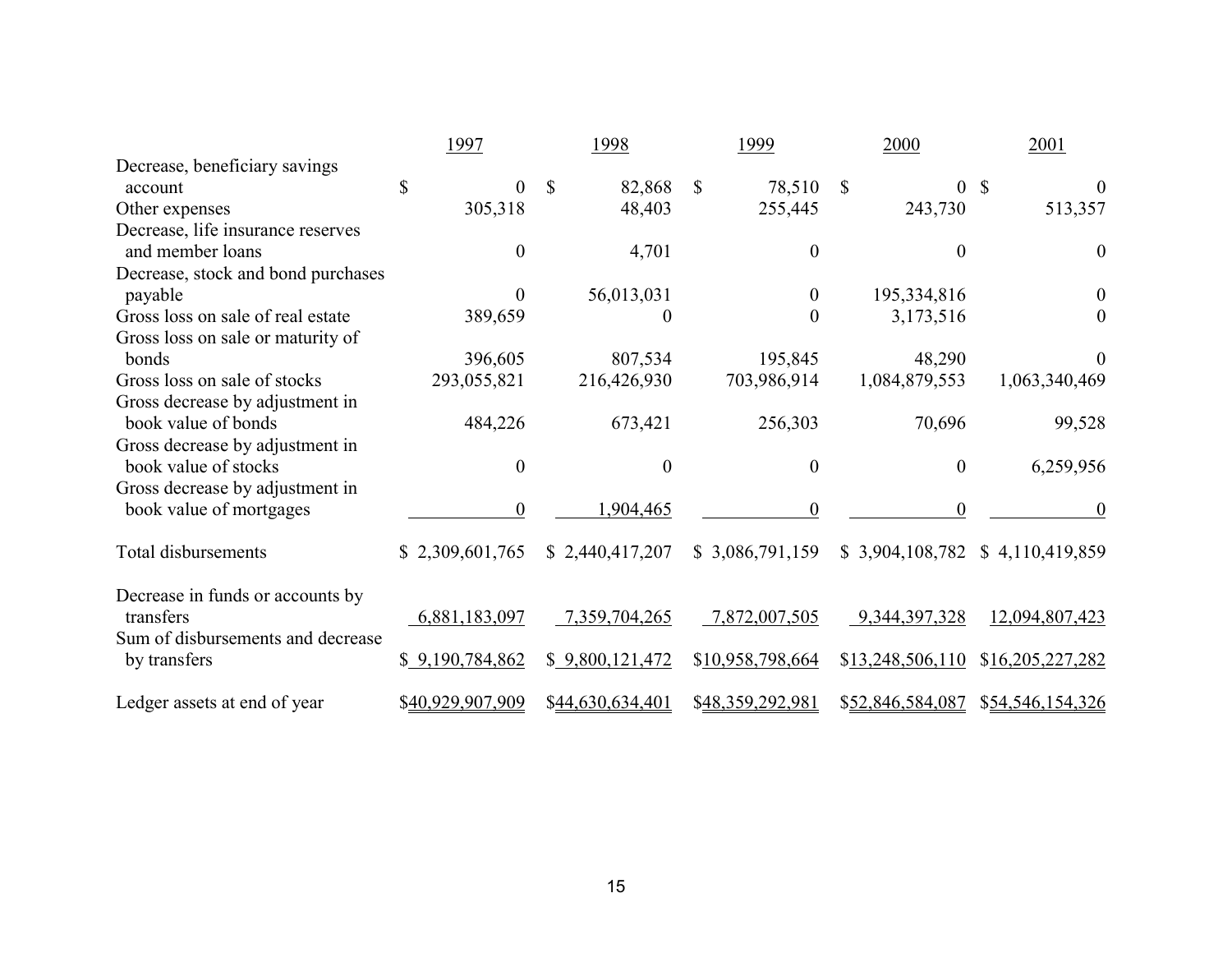| | 1997 | 1998 | 1999 | 2000 | 2001 |
|---|---|---|---|---|---|
| Decrease, beneficiary savings account | $ 0 | $ 82,868 | $ 78,510 | $ 0 | $ 0 |
| Other expenses | 305,318 | 48,403 | 255,445 | 243,730 | 513,357 |
| Decrease, life insurance reserves and member loans | 0 | 4,701 | 0 | 0 | 0 |
| Decrease, stock and bond purchases payable | 0 | 56,013,031 | 0 | 195,334,816 | 0 |
| Gross loss on sale of real estate | 389,659 | 0 | 0 | 3,173,516 | 0 |
| Gross loss on sale or maturity of bonds | 396,605 | 807,534 | 195,845 | 48,290 | 0 |
| Gross loss on sale of stocks | 293,055,821 | 216,426,930 | 703,986,914 | 1,084,879,553 | 1,063,340,469 |
| Gross decrease by adjustment in book value of bonds | 484,226 | 673,421 | 256,303 | 70,696 | 99,528 |
| Gross decrease by adjustment in book value of stocks | 0 | 0 | 0 | 0 | 6,259,956 |
| Gross decrease by adjustment in book value of mortgages | 0 | 1,904,465 | 0 | 0 | 0 |
| Total disbursements | $ 2,309,601,765 | $ 2,440,417,207 | $ 3,086,791,159 | $ 3,904,108,782 | $ 4,110,419,859 |
| Decrease in funds or accounts by transfers | 6,881,183,097 | 7,359,704,265 | 7,872,007,505 | 9,344,397,328 | 12,094,807,423 |
| Sum of disbursements and decrease by transfers | $ 9,190,784,862 | $ 9,800,121,472 | $10,958,798,664 | $13,248,506,110 | $16,205,227,282 |
| Ledger assets at end of year | $40,929,907,909 | $44,630,634,401 | $48,359,292,981 | $52,846,584,087 | $54,546,154,326 |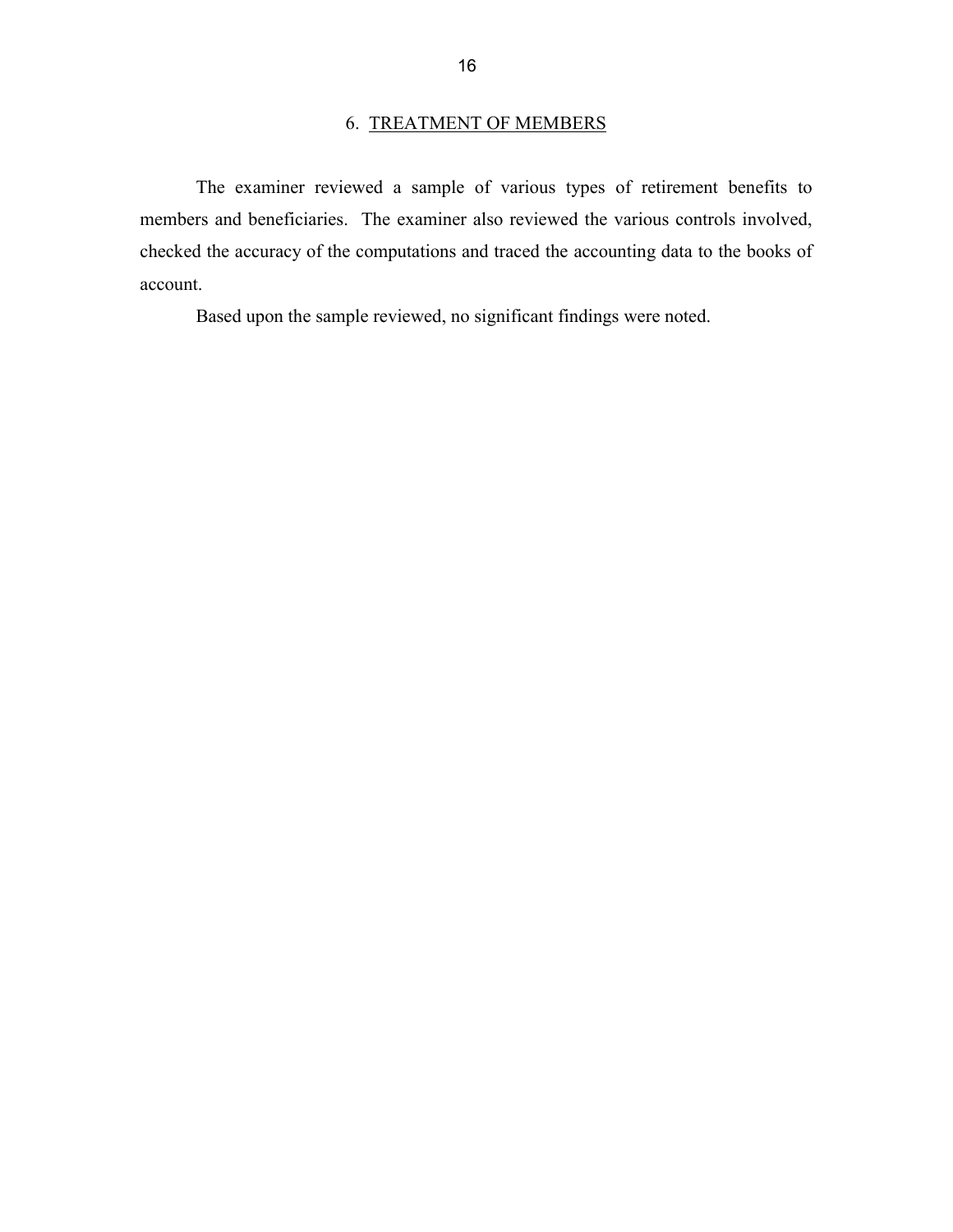## 6. TREATMENT OF MEMBERS

The examiner reviewed a sample of various types of retirement benefits to members and beneficiaries. The examiner also reviewed the various controls involved, checked the accuracy of the computations and traced the accounting data to the books of account.

Based upon the sample reviewed, no significant findings were noted.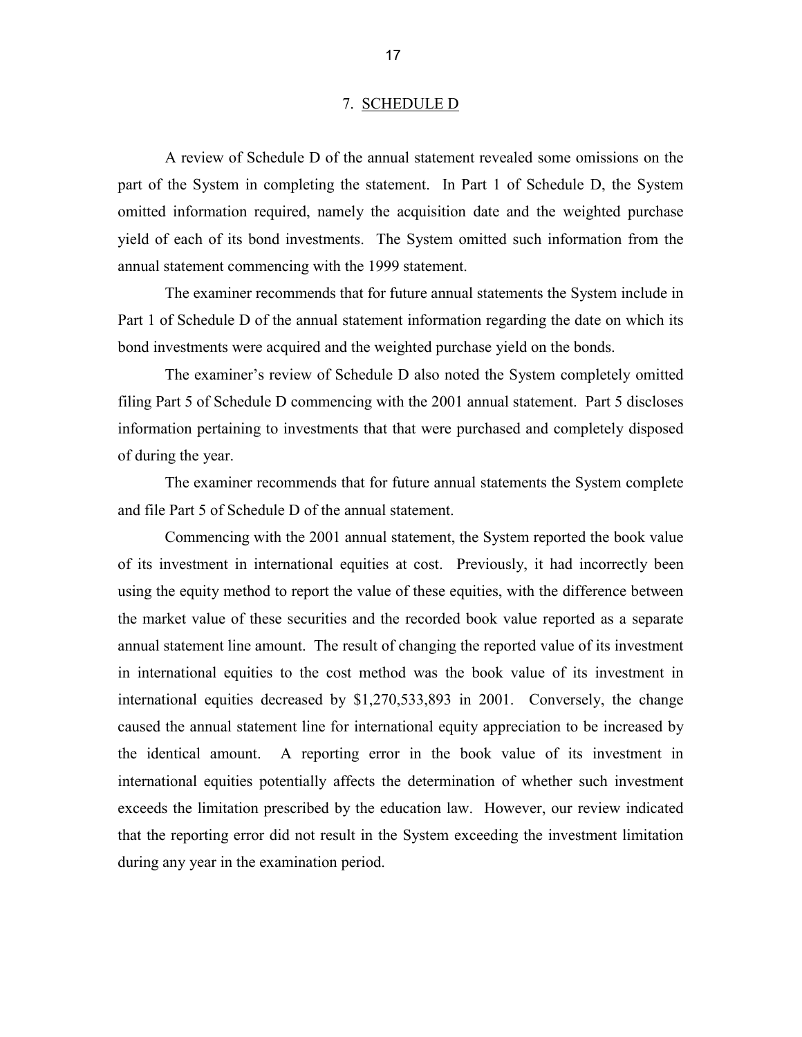## 7. SCHEDULE D

A review of Schedule D of the annual statement revealed some omissions on the part of the System in completing the statement. In Part 1 of Schedule D, the System omitted information required, namely the acquisition date and the weighted purchase yield of each of its bond investments. The System omitted such information from the annual statement commencing with the 1999 statement.

The examiner recommends that for future annual statements the System include in Part 1 of Schedule D of the annual statement information regarding the date on which its bond investments were acquired and the weighted purchase yield on the bonds.

The examiner's review of Schedule D also noted the System completely omitted filing Part 5 of Schedule D commencing with the 2001 annual statement. Part 5 discloses information pertaining to investments that that were purchased and completely disposed of during the year.

The examiner recommends that for future annual statements the System complete and file Part 5 of Schedule D of the annual statement.

Commencing with the 2001 annual statement, the System reported the book value of its investment in international equities at cost. Previously, it had incorrectly been using the equity method to report the value of these equities, with the difference between the market value of these securities and the recorded book value reported as a separate annual statement line amount. The result of changing the reported value of its investment in international equities to the cost method was the book value of its investment in international equities decreased by $1,270,533,893 in 2001. Conversely, the change caused the annual statement line for international equity appreciation to be increased by the identical amount. A reporting error in the book value of its investment in international equities potentially affects the determination of whether such investment exceeds the limitation prescribed by the education law. However, our review indicated that the reporting error did not result in the System exceeding the investment limitation during any year in the examination period.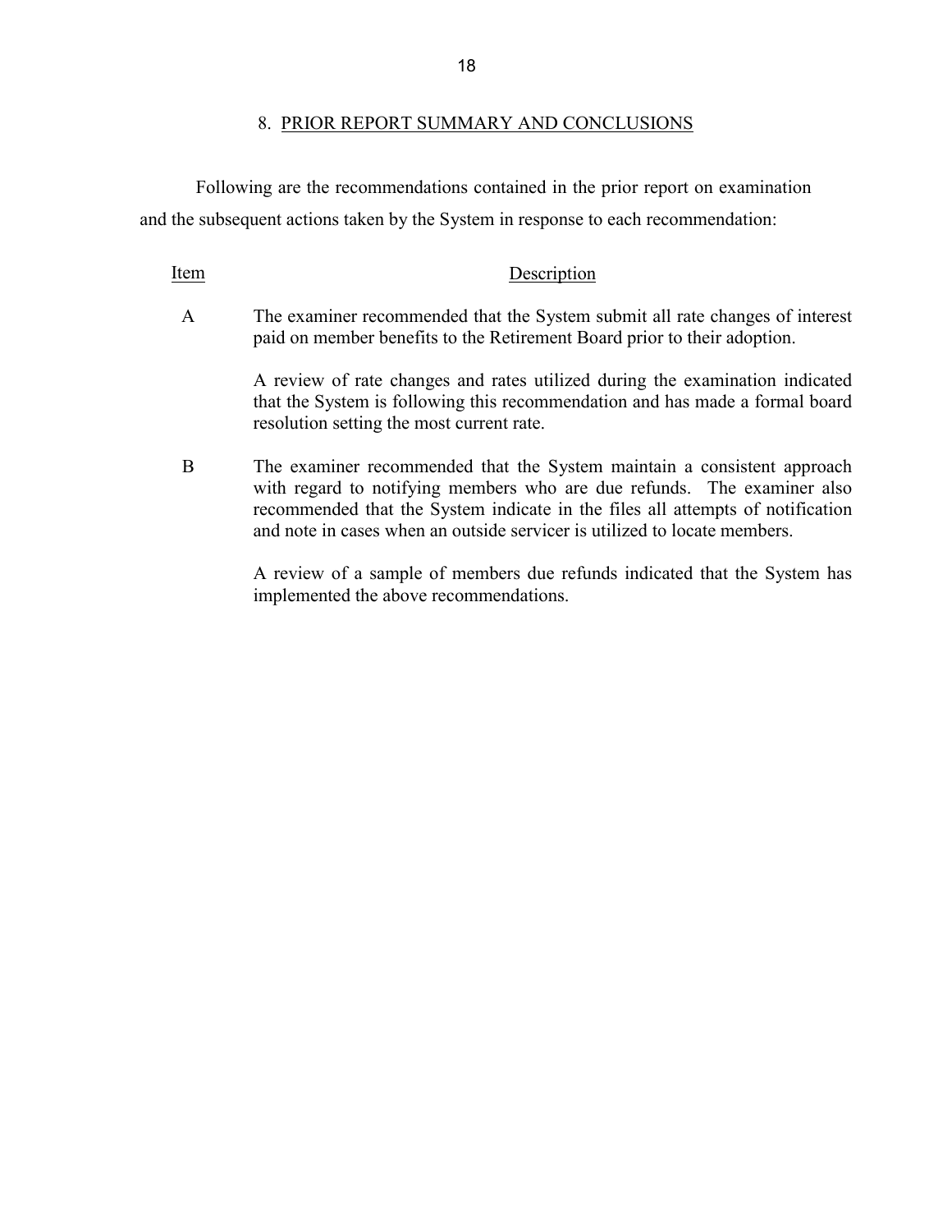## 8. PRIOR REPORT SUMMARY AND CONCLUSIONS

Following are the recommendations contained in the prior report on examination and the subsequent actions taken by the System in response to each recommendation:

| Item | Description |
|---|---|
| A | The examiner recommended that the System submit all rate changes of interest paid on member benefits to the Retirement Board prior to their adoption.<br><br>A review of rate changes and rates utilized during the examination indicated that the System is following this recommendation and has made a formal board resolution setting the most current rate. |
| B | The examiner recommended that the System maintain a consistent approach with regard to notifying members who are due refunds. The examiner also recommended that the System indicate in the files all attempts of notification and note in cases when an outside servicer is utilized to locate members.<br><br>A review of a sample of members due refunds indicated that the System has implemented the above recommendations. |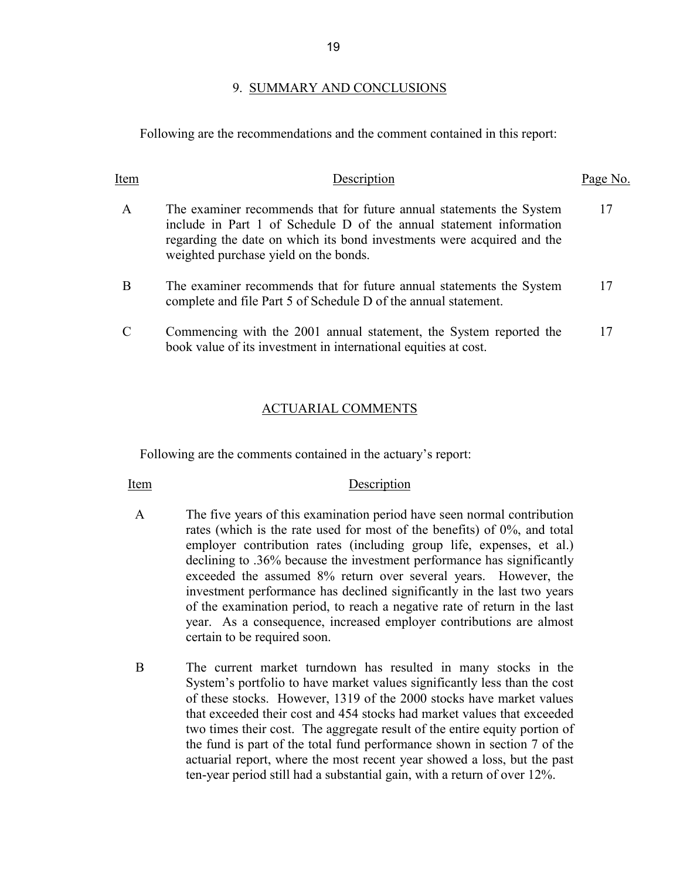## 9. SUMMARY AND CONCLUSIONS

Following are the recommendations and the comment contained in this report:

| Item | Description | Page No. |
|---|---|---|
| A | The examiner recommends that for future annual statements the System include in Part 1 of Schedule D of the annual statement information regarding the date on which its bond investments were acquired and the weighted purchase yield on the bonds. | 17 |
| B | The examiner recommends that for future annual statements the System complete and file Part 5 of Schedule D of the annual statement. | 17 |
| C | Commencing with the 2001 annual statement, the System reported the book value of its investment in international equities at cost. | 17 |

## ACTUARIAL COMMENTS

Following are the comments contained in the actuary's report:

| Item | Description |
|---|---|
| A | The five years of this examination period have seen normal contribution rates (which is the rate used for most of the benefits) of 0%, and total employer contribution rates (including group life, expenses, et al.) declining to .36% because the investment performance has significantly exceeded the assumed 8% return over several years. However, the investment performance has declined significantly in the last two years of the examination period, to reach a negative rate of return in the last year. As a consequence, increased employer contributions are almost certain to be required soon. |
| B | The current market turndown has resulted in many stocks in the System's portfolio to have market values significantly less than the cost of these stocks. However, 1319 of the 2000 stocks have market values that exceeded their cost and 454 stocks had market values that exceeded two times their cost. The aggregate result of the entire equity portion of the fund is part of the total fund performance shown in section 7 of the actuarial report, where the most recent year showed a loss, but the past ten-year period still had a substantial gain, with a return of over 12%. |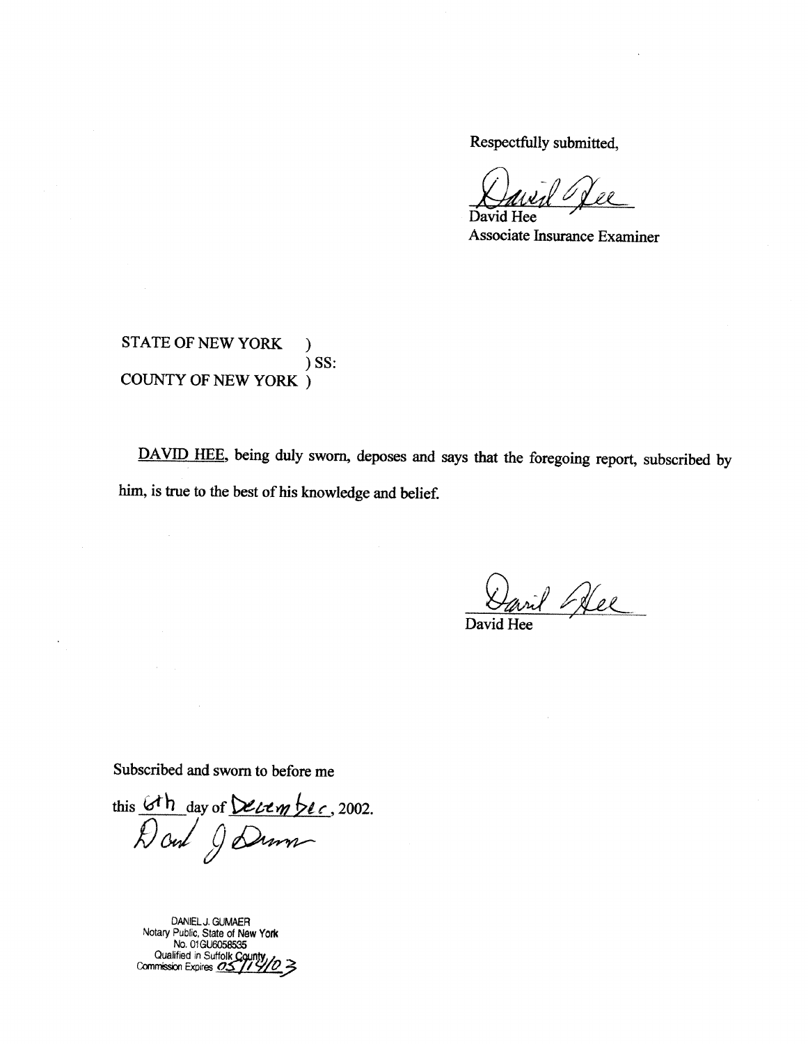Respectfully submitted,

David Hee
Associate Insurance Examiner

STATE OF NEW YORK )
) SS:
COUNTY OF NEW YORK )

DAVID HEE, being duly sworn, deposes and says that the foregoing report, subscribed by him, is true to the best of his knowledge and belief.

David Hee

Subscribed and sworn to before me

this 6th day of December, 2002.

DANIEL J. GUMAER
Notary Public, State of New York
No. 01GU6058535
Qualified in Suffolk County
Commission Expires 05/14/03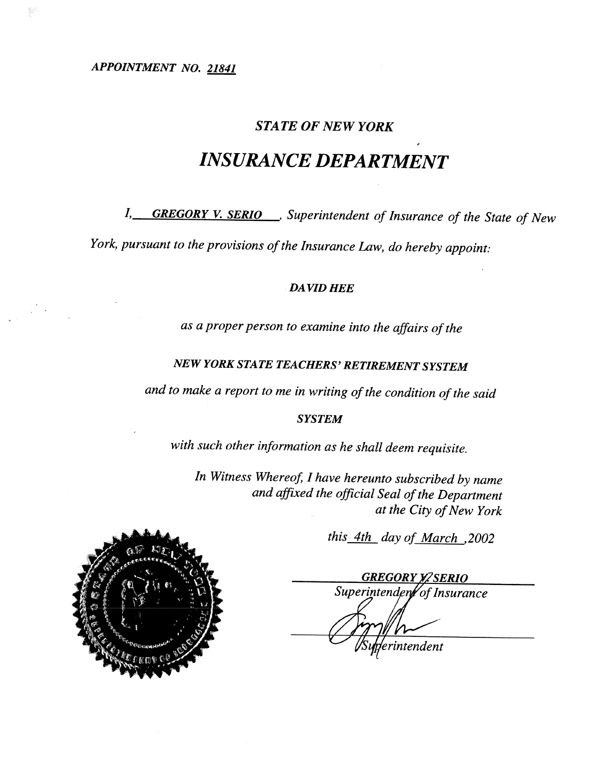*APPOINTMENT NO. 21841*

## *STATE OF NEW YORK*

# *INSURANCE DEPARTMENT*

*I, GREGORY V. SERIO , Superintendent of Insurance of the State of New York, pursuant to the provisions of the Insurance Law, do hereby appoint:*

***DAVID HEE***

*as a proper person to examine into the affairs of the*

***NEW YORK STATE TEACHERS' RETIREMENT SYSTEM***

*and to make a report to me in writing of the condition of the said*

***SYSTEM***

*with such other information as he shall deem requisite.*

*In Witness Whereof, I have hereunto subscribed by name and affixed the official Seal of the Department at the City of New York*

*this 4th day of March ,2002*

***GREGORY V. SERIO***
*Superintendent of Insurance*

*Superintendent*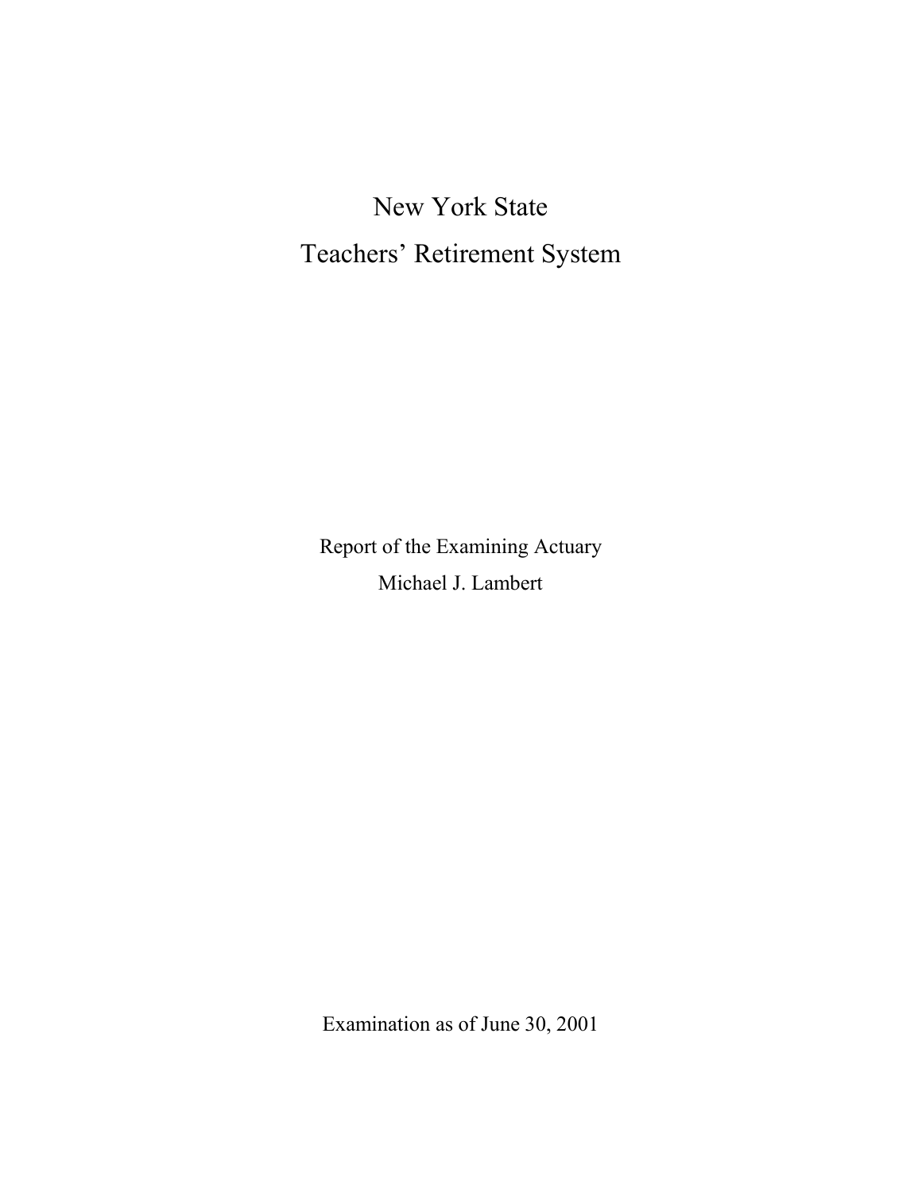# New York State
# Teachers' Retirement System

Report of the Examining Actuary

Michael J. Lambert

Examination as of June 30, 2001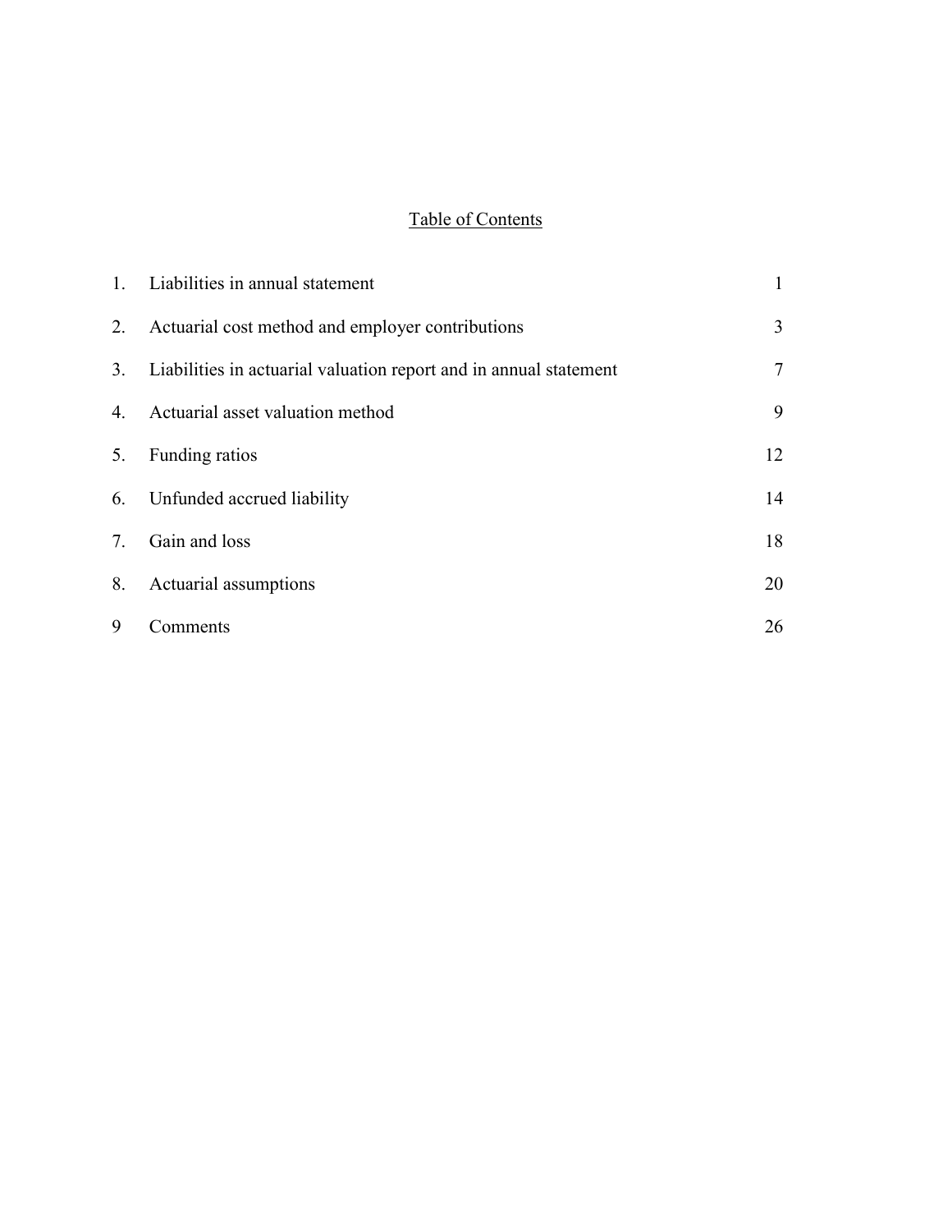## Table of Contents

| | | |
|---|---|---|
| 1. | Liabilities in annual statement | 1 |
| 2. | Actuarial cost method and employer contributions | 3 |
| 3. | Liabilities in actuarial valuation report and in annual statement | 7 |
| 4. | Actuarial asset valuation method | 9 |
| 5. | Funding ratios | 12 |
| 6. | Unfunded accrued liability | 14 |
| 7. | Gain and loss | 18 |
| 8. | Actuarial assumptions | 20 |
| 9 | Comments | 26 |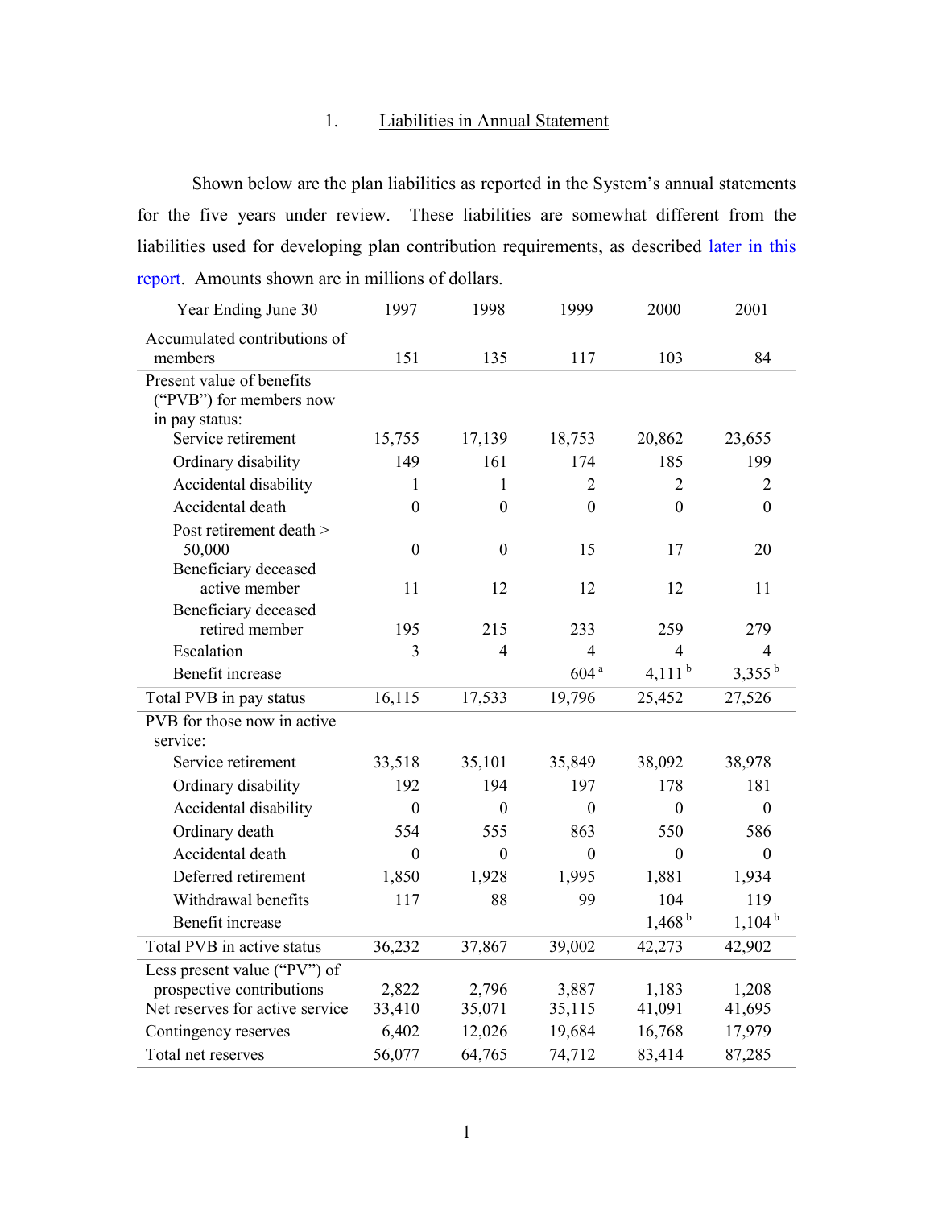## 1. Liabilities in Annual Statement

Shown below are the plan liabilities as reported in the System's annual statements for the five years under review. These liabilities are somewhat different from the liabilities used for developing plan contribution requirements, as described later in this report. Amounts shown are in millions of dollars.

| Year Ending June 30 | 1997 | 1998 | 1999 | 2000 | 2001 |
|---|---|---|---|---|---|
| Accumulated contributions of members | 151 | 135 | 117 | 103 | 84 |
| Present value of benefits ("PVB") for members now in pay status: | | | | | |
| Service retirement | 15,755 | 17,139 | 18,753 | 20,862 | 23,655 |
| Ordinary disability | 149 | 161 | 174 | 185 | 199 |
| Accidental disability | 1 | 1 | 2 | 2 | 2 |
| Accidental death | 0 | 0 | 0 | 0 | 0 |
| Post retirement death > 50,000 | 0 | 0 | 15 | 17 | 20 |
| Beneficiary deceased active member | 11 | 12 | 12 | 12 | 11 |
| Beneficiary deceased retired member | 195 | 215 | 233 | 259 | 279 |
| Escalation | 3 | 4 | 4 | 4 | 4 |
| Benefit increase | | | 604 [a] | 4,111 [b] | 3,355 [b] |
| Total PVB in pay status | 16,115 | 17,533 | 19,796 | 25,452 | 27,526 |
| PVB for those now in active service: | | | | | |
| Service retirement | 33,518 | 35,101 | 35,849 | 38,092 | 38,978 |
| Ordinary disability | 192 | 194 | 197 | 178 | 181 |
| Accidental disability | 0 | 0 | 0 | 0 | 0 |
| Ordinary death | 554 | 555 | 863 | 550 | 586 |
| Accidental death | 0 | 0 | 0 | 0 | 0 |
| Deferred retirement | 1,850 | 1,928 | 1,995 | 1,881 | 1,934 |
| Withdrawal benefits | 117 | 88 | 99 | 104 | 119 |
| Benefit increase | | | | 1,468 [b] | 1,104 [b] |
| Total PVB in active status | 36,232 | 37,867 | 39,002 | 42,273 | 42,902 |
| Less present value ("PV") of prospective contributions | 2,822 | 2,796 | 3,887 | 1,183 | 1,208 |
| Net reserves for active service | 33,410 | 35,071 | 35,115 | 41,091 | 41,695 |
| Contingency reserves | 6,402 | 12,026 | 19,684 | 16,768 | 17,979 |
| Total net reserves | 56,077 | 64,765 | 74,712 | 83,414 | 87,285 |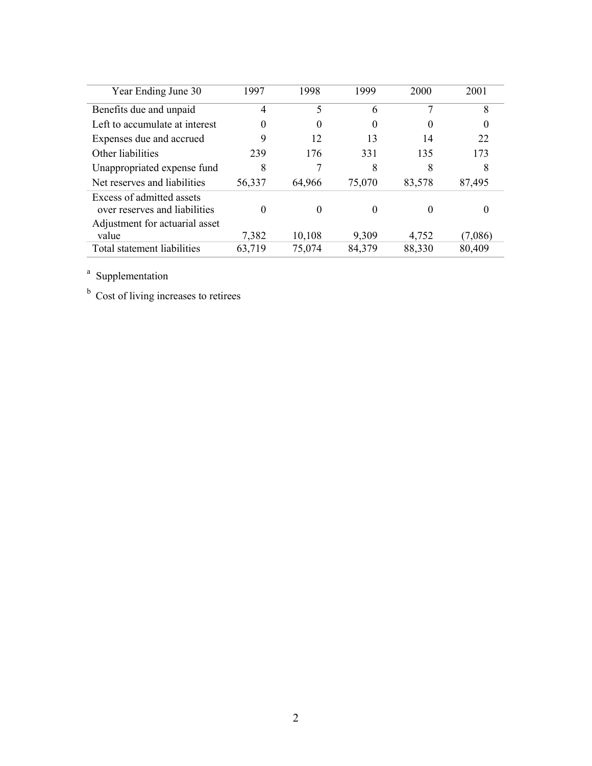| Year Ending June 30 | 1997 | 1998 | 1999 | 2000 | 2001 |
|---|---|---|---|---|---|
| Benefits due and unpaid | 4 | 5 | 6 | 7 | 8 |
| Left to accumulate at interest | 0 | 0 | 0 | 0 | 0 |
| Expenses due and accrued | 9 | 12 | 13 | 14 | 22 |
| Other liabilities | 239 | 176 | 331 | 135 | 173 |
| Unappropriated expense fund | 8 | 7 | 8 | 8 | 8 |
| Net reserves and liabilities | 56,337 | 64,966 | 75,070 | 83,578 | 87,495 |
| Excess of admitted assets over reserves and liabilities | 0 | 0 | 0 | 0 | 0 |
| Adjustment for actuarial asset value | 7,382 | 10,108 | 9,309 | 4,752 | (7,086) |
| Total statement liabilities | 63,719 | 75,074 | 84,379 | 88,330 | 80,409 |

[a] Supplementation

[b] Cost of living increases to retirees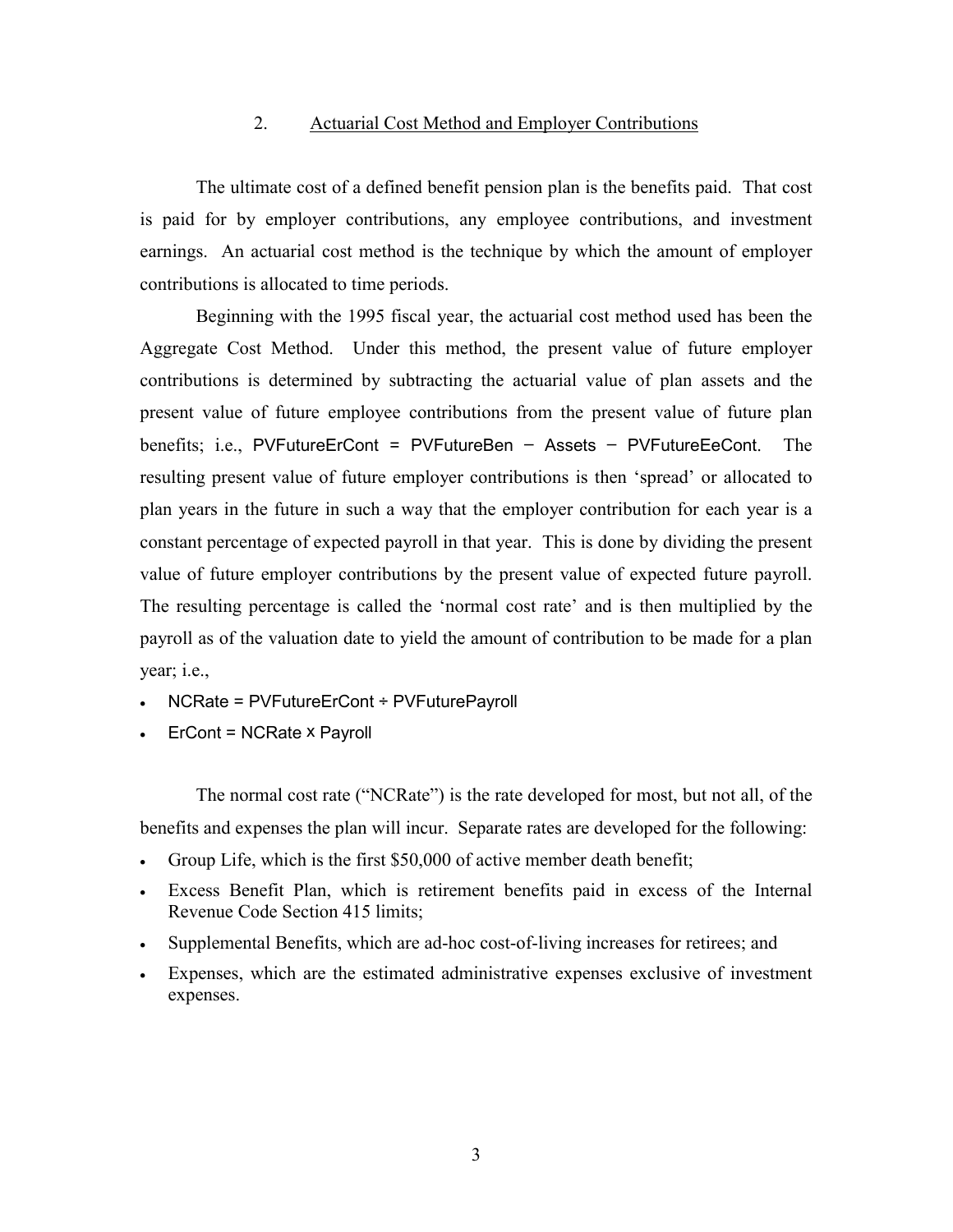## 2. Actuarial Cost Method and Employer Contributions

The ultimate cost of a defined benefit pension plan is the benefits paid. That cost is paid for by employer contributions, any employee contributions, and investment earnings. An actuarial cost method is the technique by which the amount of employer contributions is allocated to time periods.

Beginning with the 1995 fiscal year, the actuarial cost method used has been the Aggregate Cost Method. Under this method, the present value of future employer contributions is determined by subtracting the actuarial value of plan assets and the present value of future employee contributions from the present value of future plan benefits; i.e., PVFutureErCont = PVFutureBen − Assets − PVFutureEeCont. The resulting present value of future employer contributions is then 'spread' or allocated to plan years in the future in such a way that the employer contribution for each year is a constant percentage of expected payroll in that year. This is done by dividing the present value of future employer contributions by the present value of expected future payroll. The resulting percentage is called the 'normal cost rate' and is then multiplied by the payroll as of the valuation date to yield the amount of contribution to be made for a plan year; i.e.,

- NCRate = PVFutureErCont ÷ PVFuturePayroll
- ErCont = NCRate x Payroll

The normal cost rate ("NCRate") is the rate developed for most, but not all, of the benefits and expenses the plan will incur. Separate rates are developed for the following:

- Group Life, which is the first $50,000 of active member death benefit;
- Excess Benefit Plan, which is retirement benefits paid in excess of the Internal Revenue Code Section 415 limits;
- Supplemental Benefits, which are ad-hoc cost-of-living increases for retirees; and
- Expenses, which are the estimated administrative expenses exclusive of investment expenses.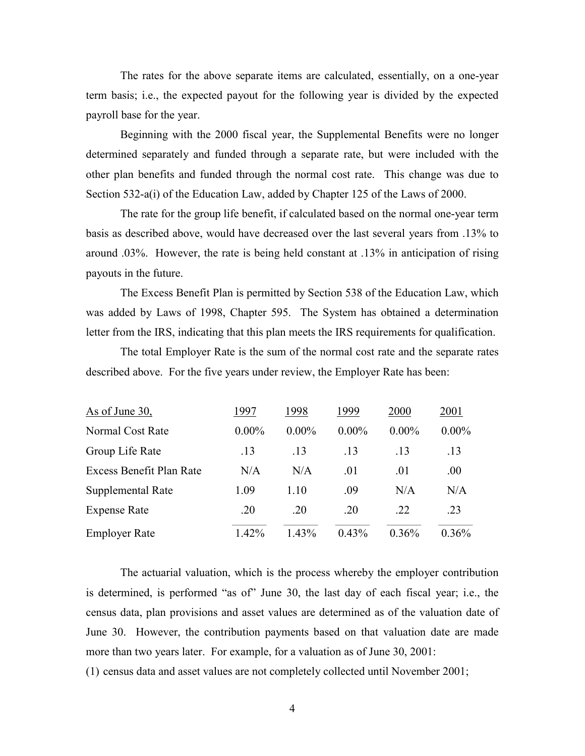The rates for the above separate items are calculated, essentially, on a one-year term basis; i.e., the expected payout for the following year is divided by the expected payroll base for the year.

Beginning with the 2000 fiscal year, the Supplemental Benefits were no longer determined separately and funded through a separate rate, but were included with the other plan benefits and funded through the normal cost rate. This change was due to Section 532-a(i) of the Education Law, added by Chapter 125 of the Laws of 2000.

The rate for the group life benefit, if calculated based on the normal one-year term basis as described above, would have decreased over the last several years from .13% to around .03%. However, the rate is being held constant at .13% in anticipation of rising payouts in the future.

The Excess Benefit Plan is permitted by Section 538 of the Education Law, which was added by Laws of 1998, Chapter 595. The System has obtained a determination letter from the IRS, indicating that this plan meets the IRS requirements for qualification.

The total Employer Rate is the sum of the normal cost rate and the separate rates described above. For the five years under review, the Employer Rate has been:

| As of June 30, | 1997 | 1998 | 1999 | 2000 | 2001 |
|---|---|---|---|---|---|
| Normal Cost Rate | 0.00% | 0.00% | 0.00% | 0.00% | 0.00% |
| Group Life Rate | .13 | .13 | .13 | .13 | .13 |
| Excess Benefit Plan Rate | N/A | N/A | .01 | .01 | .00 |
| Supplemental Rate | 1.09 | 1.10 | .09 | N/A | N/A |
| Expense Rate | .20 | .20 | .20 | .22 | .23 |
| Employer Rate | 1.42% | 1.43% | 0.43% | 0.36% | 0.36% |

The actuarial valuation, which is the process whereby the employer contribution is determined, is performed "as of" June 30, the last day of each fiscal year; i.e., the census data, plan provisions and asset values are determined as of the valuation date of June 30. However, the contribution payments based on that valuation date are made more than two years later. For example, for a valuation as of June 30, 2001:

(1) census data and asset values are not completely collected until November 2001;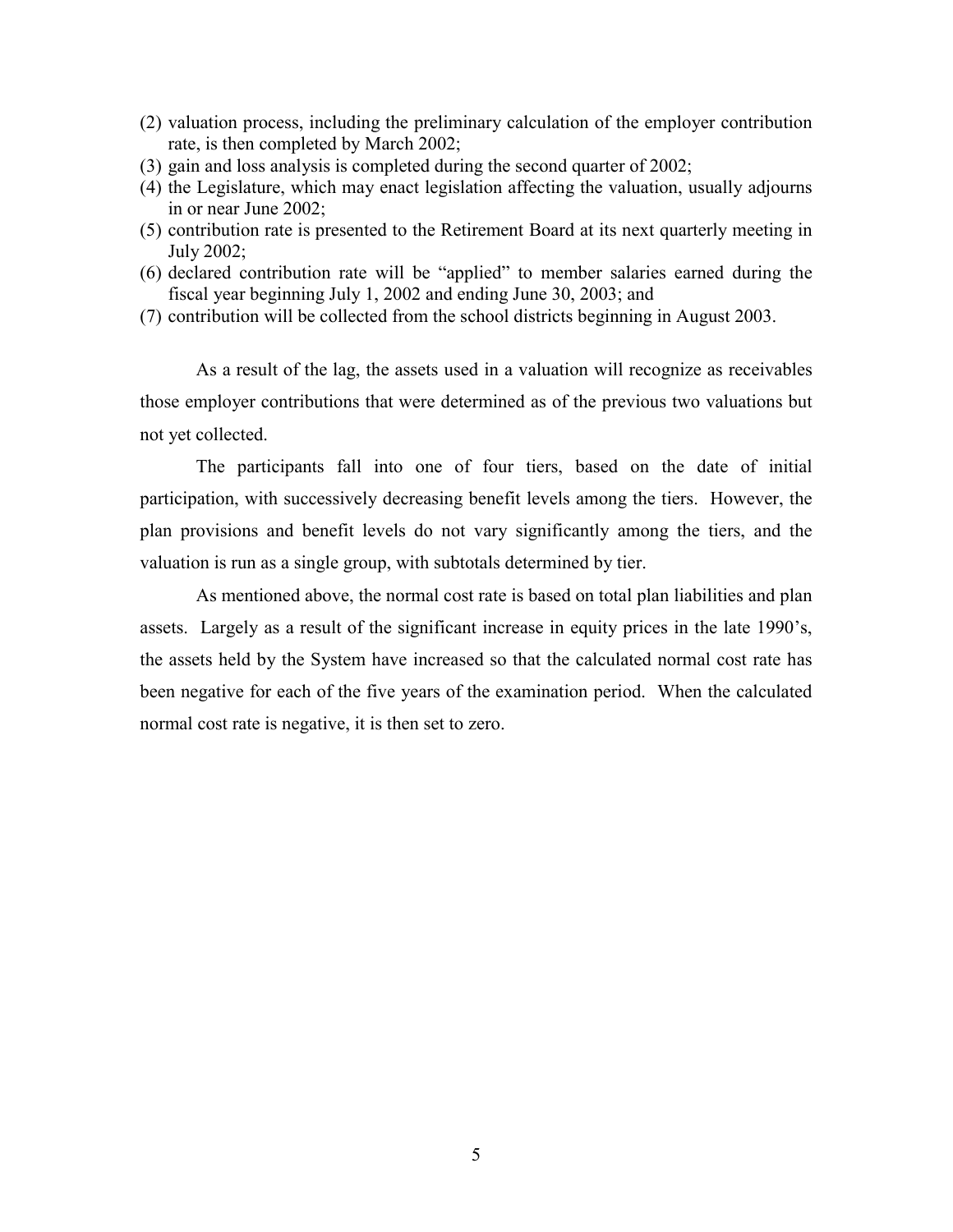(2) valuation process, including the preliminary calculation of the employer contribution rate, is then completed by March 2002;
(3) gain and loss analysis is completed during the second quarter of 2002;
(4) the Legislature, which may enact legislation affecting the valuation, usually adjourns in or near June 2002;
(5) contribution rate is presented to the Retirement Board at its next quarterly meeting in July 2002;
(6) declared contribution rate will be "applied" to member salaries earned during the fiscal year beginning July 1, 2002 and ending June 30, 2003; and
(7) contribution will be collected from the school districts beginning in August 2003.

As a result of the lag, the assets used in a valuation will recognize as receivables those employer contributions that were determined as of the previous two valuations but not yet collected.

The participants fall into one of four tiers, based on the date of initial participation, with successively decreasing benefit levels among the tiers. However, the plan provisions and benefit levels do not vary significantly among the tiers, and the valuation is run as a single group, with subtotals determined by tier.

As mentioned above, the normal cost rate is based on total plan liabilities and plan assets. Largely as a result of the significant increase in equity prices in the late 1990's, the assets held by the System have increased so that the calculated normal cost rate has been negative for each of the five years of the examination period. When the calculated normal cost rate is negative, it is then set to zero.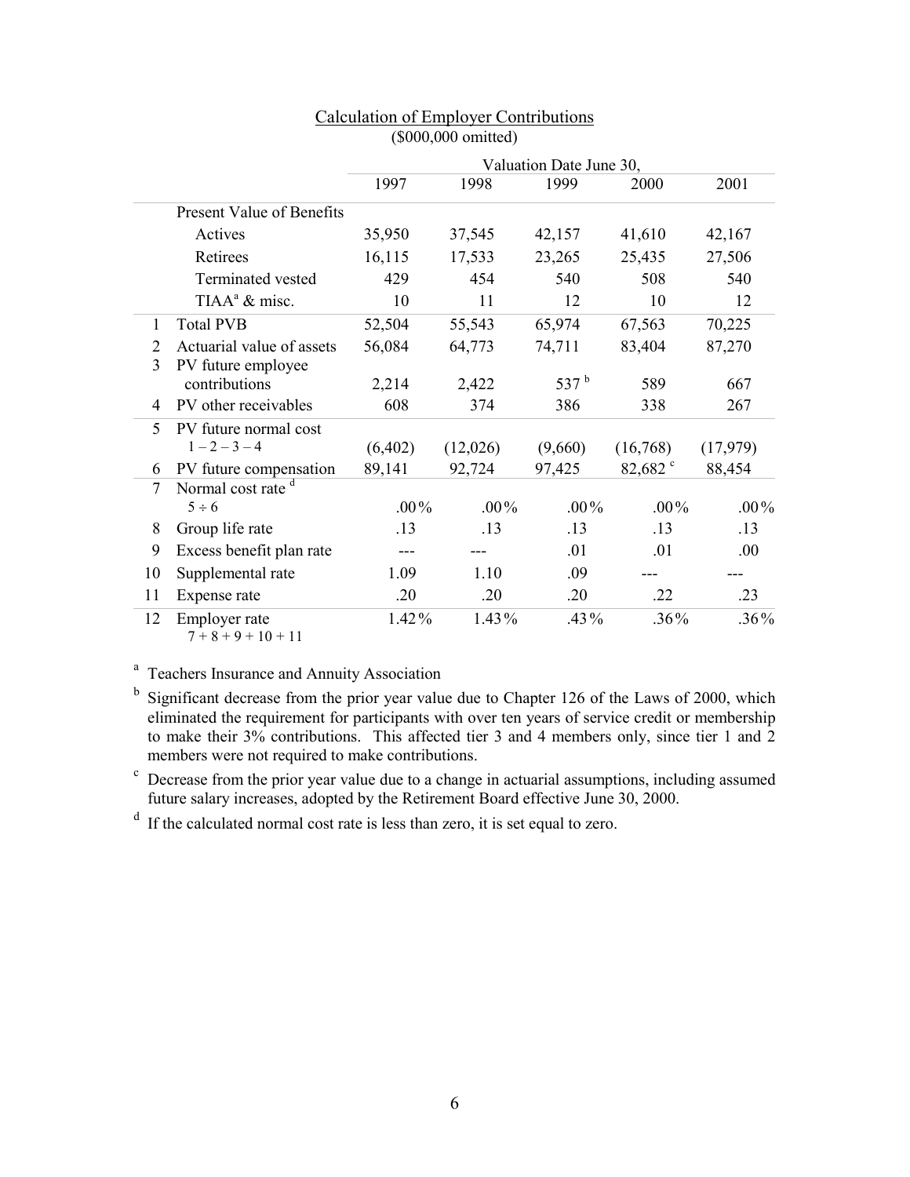## Calculation of Employer Contributions

($000,000 omitted)

| | | Valuation Date June 30, | | | | |
|---|---|---|---|---|---|---|
| | | 1997 | 1998 | 1999 | 2000 | 2001 |
| | Present Value of Benefits | | | | | |
| | Actives | 35,950 | 37,545 | 42,157 | 41,610 | 42,167 |
| | Retirees | 16,115 | 17,533 | 23,265 | 25,435 | 27,506 |
| | Terminated vested | 429 | 454 | 540 | 508 | 540 |
| | TIAA[a] & misc. | 10 | 11 | 12 | 10 | 12 |
| 1 | Total PVB | 52,504 | 55,543 | 65,974 | 67,563 | 70,225 |
| 2 | Actuarial value of assets | 56,084 | 64,773 | 74,711 | 83,404 | 87,270 |
| 3 | PV future employee contributions | 2,214 | 2,422 | 537 [b] | 589 | 667 |
| 4 | PV other receivables | 608 | 374 | 386 | 338 | 267 |
| 5 | PV future normal cost 1 – 2 – 3 – 4 | (6,402) | (12,026) | (9,660) | (16,768) | (17,979) |
| 6 | PV future compensation | 89,141 | 92,724 | 97,425 | 82,682 [c] | 88,454 |
| 7 | Normal cost rate [d] 5 ÷ 6 | .00% | .00% | .00% | .00% | .00% |
| 8 | Group life rate | .13 | .13 | .13 | .13 | .13 |
| 9 | Excess benefit plan rate | --- | --- | .01 | .01 | .00 |
| 10 | Supplemental rate | 1.09 | 1.10 | .09 | --- | --- |
| 11 | Expense rate | .20 | .20 | .20 | .22 | .23 |
| 12 | Employer rate 7 + 8 + 9 + 10 + 11 | 1.42% | 1.43% | .43% | .36% | .36% |

[a] Teachers Insurance and Annuity Association

[b] Significant decrease from the prior year value due to Chapter 126 of the Laws of 2000, which eliminated the requirement for participants with over ten years of service credit or membership to make their 3% contributions. This affected tier 3 and 4 members only, since tier 1 and 2 members were not required to make contributions.

[c] Decrease from the prior year value due to a change in actuarial assumptions, including assumed future salary increases, adopted by the Retirement Board effective June 30, 2000.

[d] If the calculated normal cost rate is less than zero, it is set equal to zero.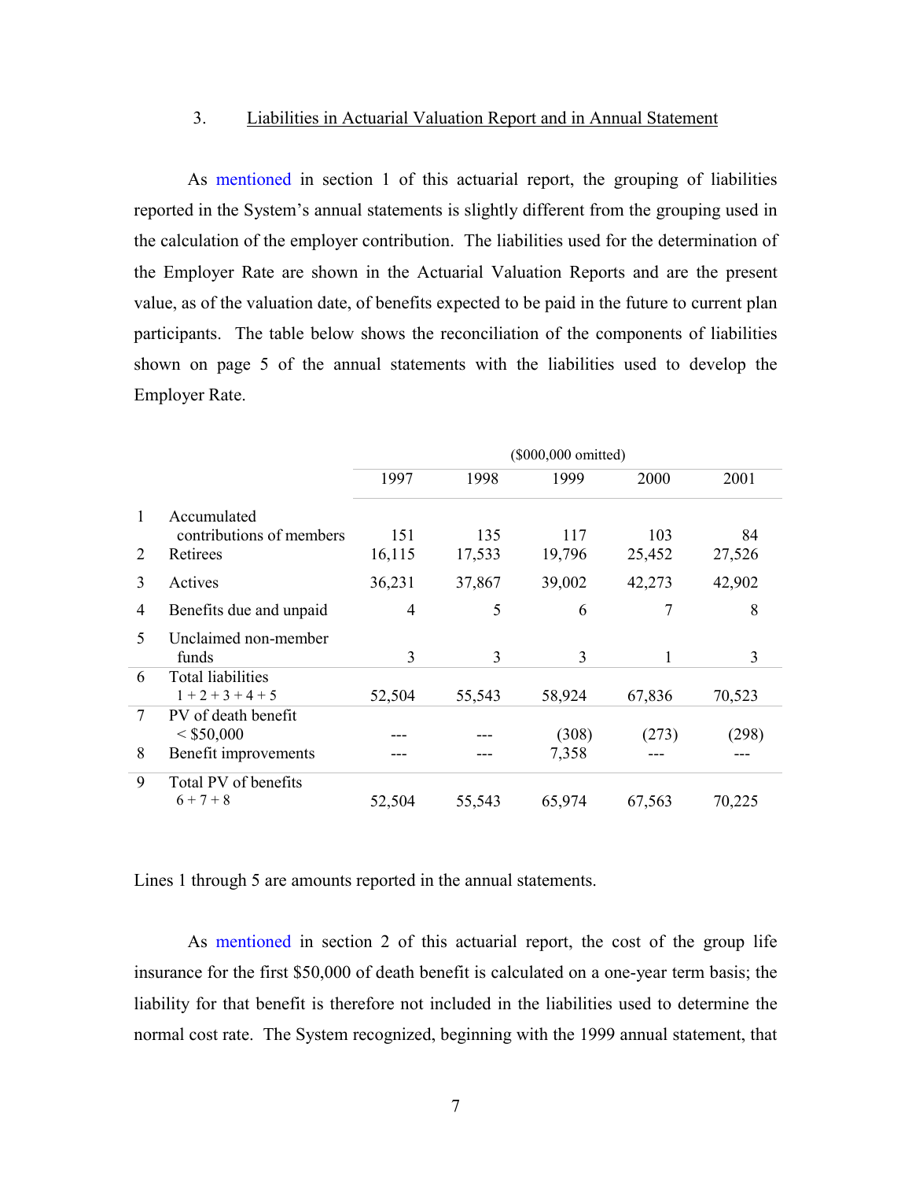### 3. Liabilities in Actuarial Valuation Report and in Annual Statement

As mentioned in section 1 of this actuarial report, the grouping of liabilities reported in the System's annual statements is slightly different from the grouping used in the calculation of the employer contribution. The liabilities used for the determination of the Employer Rate are shown in the Actuarial Valuation Reports and are the present value, as of the valuation date, of benefits expected to be paid in the future to current plan participants. The table below shows the reconciliation of the components of liabilities shown on page 5 of the annual statements with the liabilities used to develop the Employer Rate.

| | | ($000,000 omitted) | | | | |
|---|---|---|---|---|---|---|
| | | 1997 | 1998 | 1999 | 2000 | 2001 |
| 1 | Accumulated contributions of members | 151 | 135 | 117 | 103 | 84 |
| 2 | Retirees | 16,115 | 17,533 | 19,796 | 25,452 | 27,526 |
| 3 | Actives | 36,231 | 37,867 | 39,002 | 42,273 | 42,902 |
| 4 | Benefits due and unpaid | 4 | 5 | 6 | 7 | 8 |
| 5 | Unclaimed non-member funds | 3 | 3 | 3 | 1 | 3 |
| 6 | Total liabilities 1 + 2 + 3 + 4 + 5 | 52,504 | 55,543 | 58,924 | 67,836 | 70,523 |
| 7 | PV of death benefit < $50,000 | --- | --- | (308) | (273) | (298) |
| 8 | Benefit improvements | --- | --- | 7,358 | --- | --- |
| 9 | Total PV of benefits 6 + 7 + 8 | 52,504 | 55,543 | 65,974 | 67,563 | 70,225 |

Lines 1 through 5 are amounts reported in the annual statements.

As mentioned in section 2 of this actuarial report, the cost of the group life insurance for the first $50,000 of death benefit is calculated on a one-year term basis; the liability for that benefit is therefore not included in the liabilities used to determine the normal cost rate. The System recognized, beginning with the 1999 annual statement, that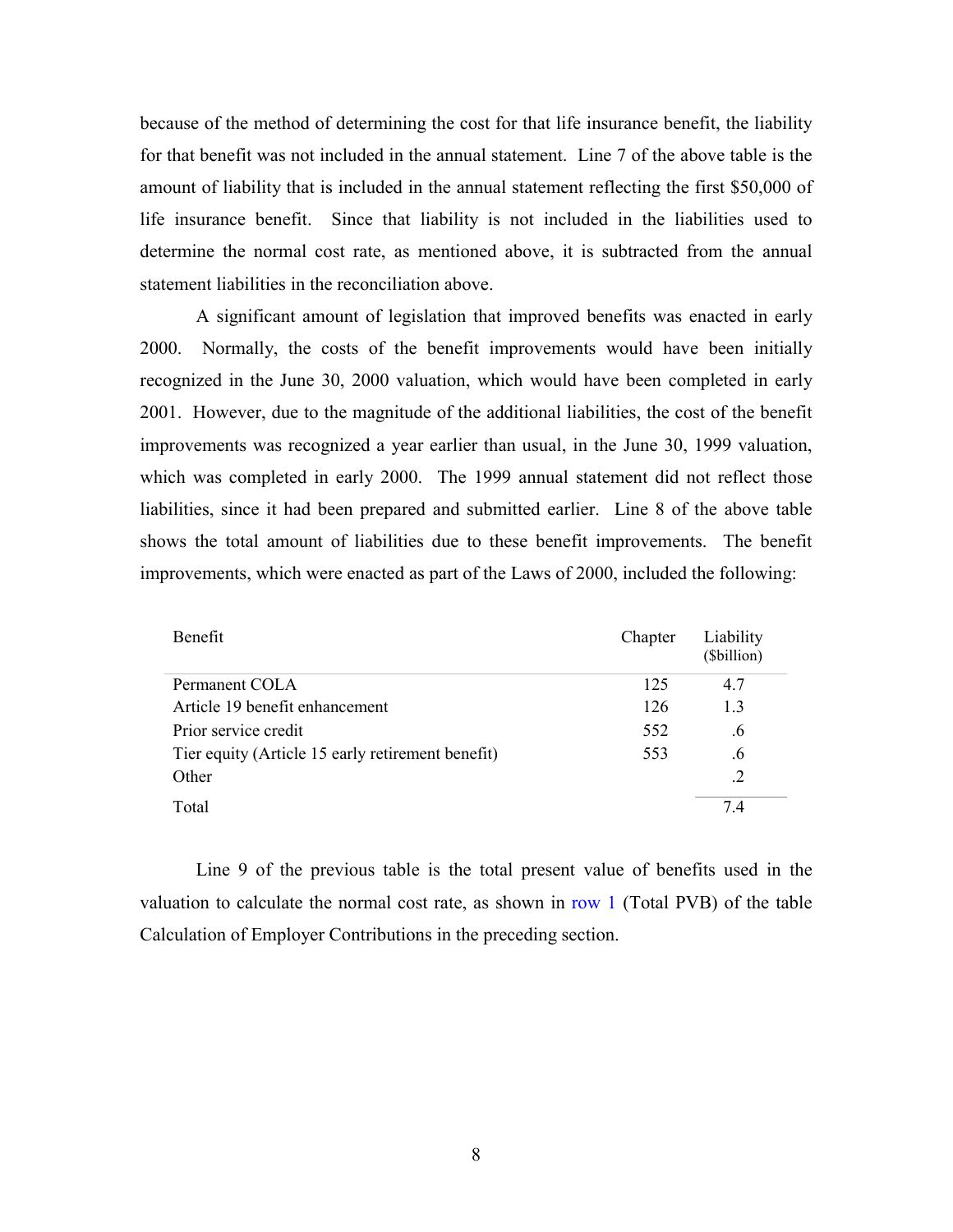because of the method of determining the cost for that life insurance benefit, the liability for that benefit was not included in the annual statement. Line 7 of the above table is the amount of liability that is included in the annual statement reflecting the first $50,000 of life insurance benefit. Since that liability is not included in the liabilities used to determine the normal cost rate, as mentioned above, it is subtracted from the annual statement liabilities in the reconciliation above.

A significant amount of legislation that improved benefits was enacted in early 2000. Normally, the costs of the benefit improvements would have been initially recognized in the June 30, 2000 valuation, which would have been completed in early 2001. However, due to the magnitude of the additional liabilities, the cost of the benefit improvements was recognized a year earlier than usual, in the June 30, 1999 valuation, which was completed in early 2000. The 1999 annual statement did not reflect those liabilities, since it had been prepared and submitted earlier. Line 8 of the above table shows the total amount of liabilities due to these benefit improvements. The benefit improvements, which were enacted as part of the Laws of 2000, included the following:

| Benefit | Chapter | Liability ($billion) |
|---|---|---|
| Permanent COLA | 125 | 4.7 |
| Article 19 benefit enhancement | 126 | 1.3 |
| Prior service credit | 552 | .6 |
| Tier equity (Article 15 early retirement benefit) | 553 | .6 |
| Other | | .2 |
| Total | | 7.4 |

Line 9 of the previous table is the total present value of benefits used in the valuation to calculate the normal cost rate, as shown in row 1 (Total PVB) of the table Calculation of Employer Contributions in the preceding section.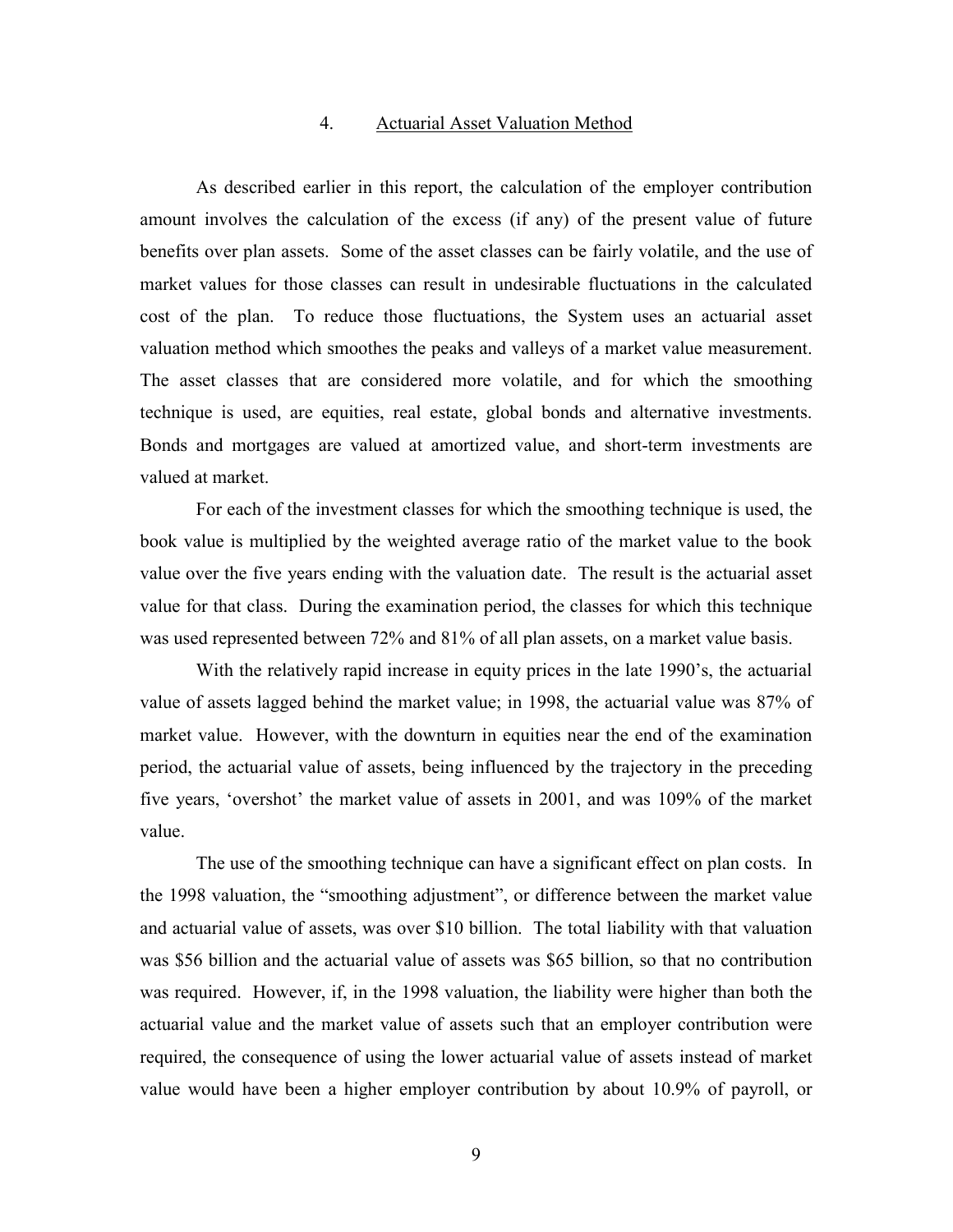## 4. Actuarial Asset Valuation Method

As described earlier in this report, the calculation of the employer contribution amount involves the calculation of the excess (if any) of the present value of future benefits over plan assets. Some of the asset classes can be fairly volatile, and the use of market values for those classes can result in undesirable fluctuations in the calculated cost of the plan. To reduce those fluctuations, the System uses an actuarial asset valuation method which smoothes the peaks and valleys of a market value measurement. The asset classes that are considered more volatile, and for which the smoothing technique is used, are equities, real estate, global bonds and alternative investments. Bonds and mortgages are valued at amortized value, and short-term investments are valued at market.

For each of the investment classes for which the smoothing technique is used, the book value is multiplied by the weighted average ratio of the market value to the book value over the five years ending with the valuation date. The result is the actuarial asset value for that class. During the examination period, the classes for which this technique was used represented between 72% and 81% of all plan assets, on a market value basis.

With the relatively rapid increase in equity prices in the late 1990's, the actuarial value of assets lagged behind the market value; in 1998, the actuarial value was 87% of market value. However, with the downturn in equities near the end of the examination period, the actuarial value of assets, being influenced by the trajectory in the preceding five years, 'overshot' the market value of assets in 2001, and was 109% of the market value.

The use of the smoothing technique can have a significant effect on plan costs. In the 1998 valuation, the "smoothing adjustment", or difference between the market value and actuarial value of assets, was over $10 billion. The total liability with that valuation was $56 billion and the actuarial value of assets was $65 billion, so that no contribution was required. However, if, in the 1998 valuation, the liability were higher than both the actuarial value and the market value of assets such that an employer contribution were required, the consequence of using the lower actuarial value of assets instead of market value would have been a higher employer contribution by about 10.9% of payroll, or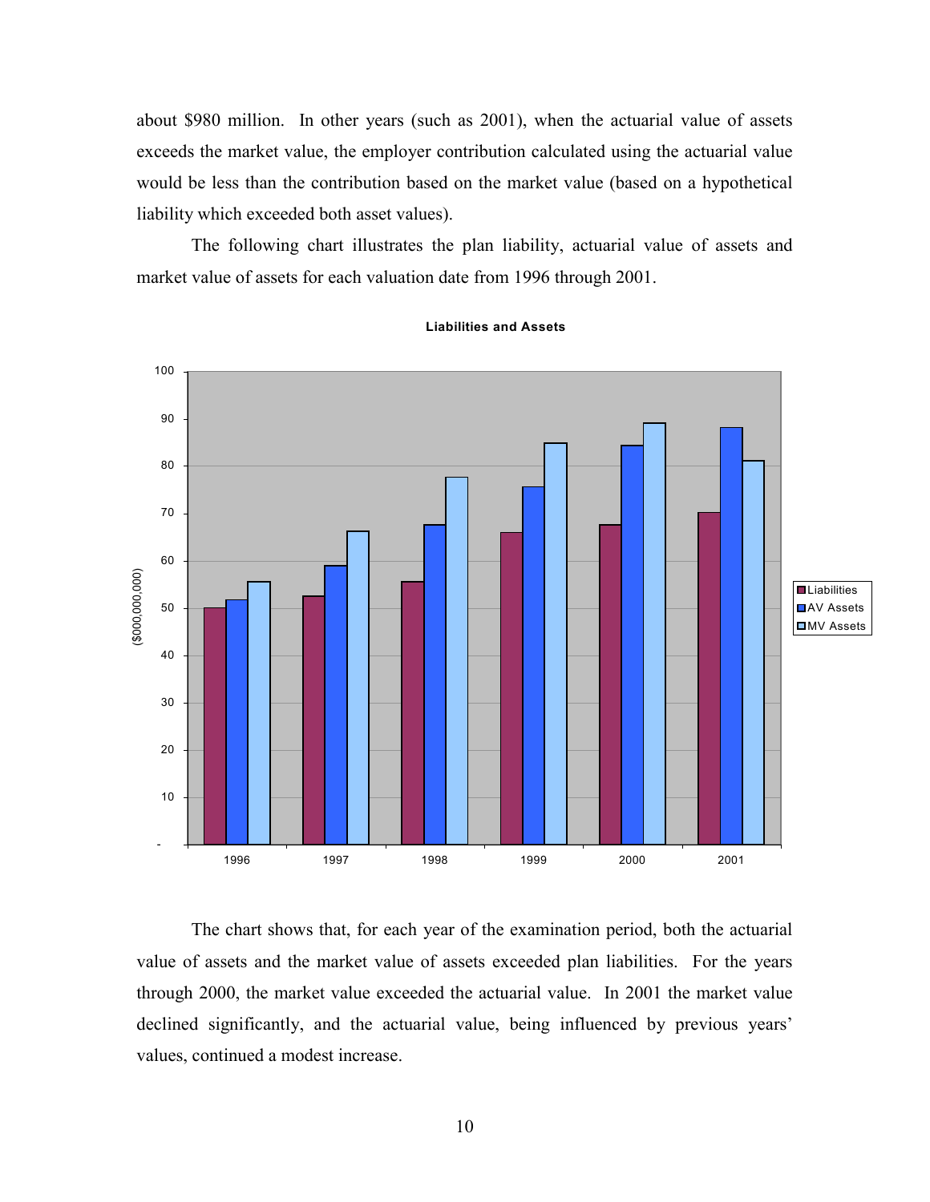about $980 million. In other years (such as 2001), when the actuarial value of assets exceeds the market value, the employer contribution calculated using the actuarial value would be less than the contribution based on the market value (based on a hypothetical liability which exceeded both asset values).

The following chart illustrates the plan liability, actuarial value of assets and market value of assets for each valuation date from 1996 through 2001.

**Liabilities and Assets**

The chart shows that, for each year of the examination period, both the actuarial value of assets and the market value of assets exceeded plan liabilities. For the years through 2000, the market value exceeded the actuarial value. In 2001 the market value declined significantly, and the actuarial value, being influenced by previous years' values, continued a modest increase.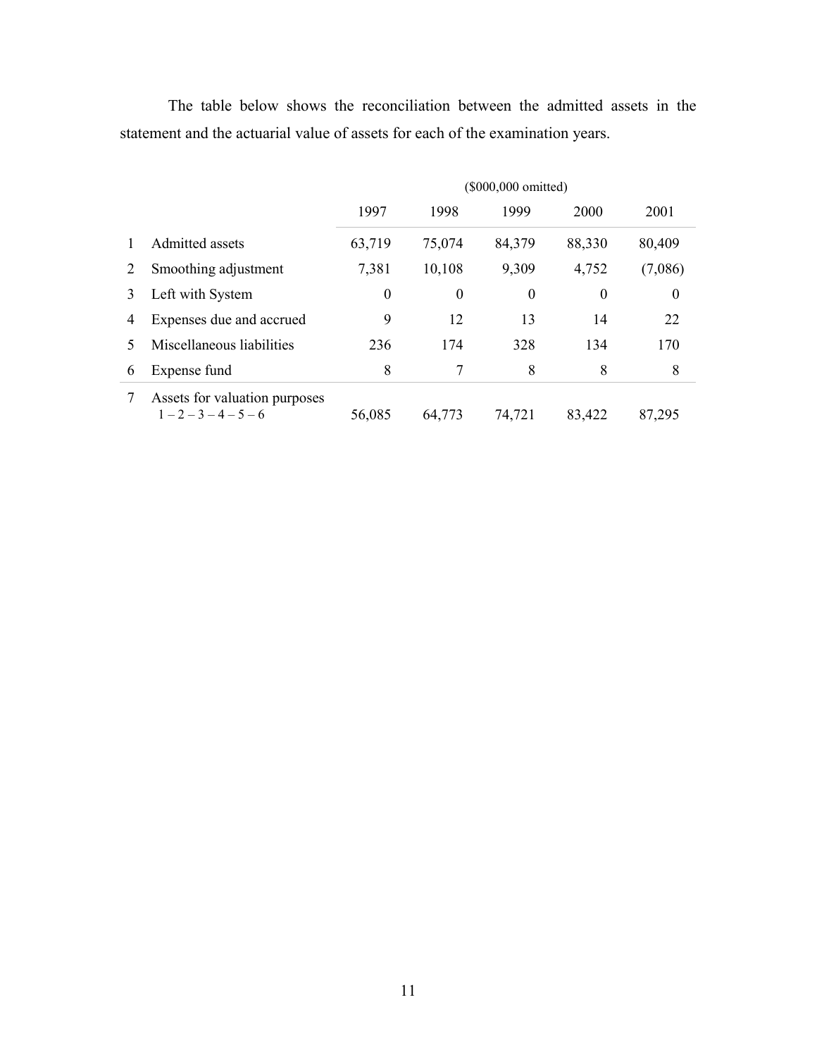The table below shows the reconciliation between the admitted assets in the statement and the actuarial value of assets for each of the examination years.

| | | ($000,000 omitted) | | | | |
|---|---|---|---|---|---|---|
| | | 1997 | 1998 | 1999 | 2000 | 2001 |
| 1 | Admitted assets | 63,719 | 75,074 | 84,379 | 88,330 | 80,409 |
| 2 | Smoothing adjustment | 7,381 | 10,108 | 9,309 | 4,752 | (7,086) |
| 3 | Left with System | 0 | 0 | 0 | 0 | 0 |
| 4 | Expenses due and accrued | 9 | 12 | 13 | 14 | 22 |
| 5 | Miscellaneous liabilities | 236 | 174 | 328 | 134 | 170 |
| 6 | Expense fund | 8 | 7 | 8 | 8 | 8 |
| 7 | Assets for valuation purposes 1 – 2 – 3 – 4 – 5 – 6 | 56,085 | 64,773 | 74,721 | 83,422 | 87,295 |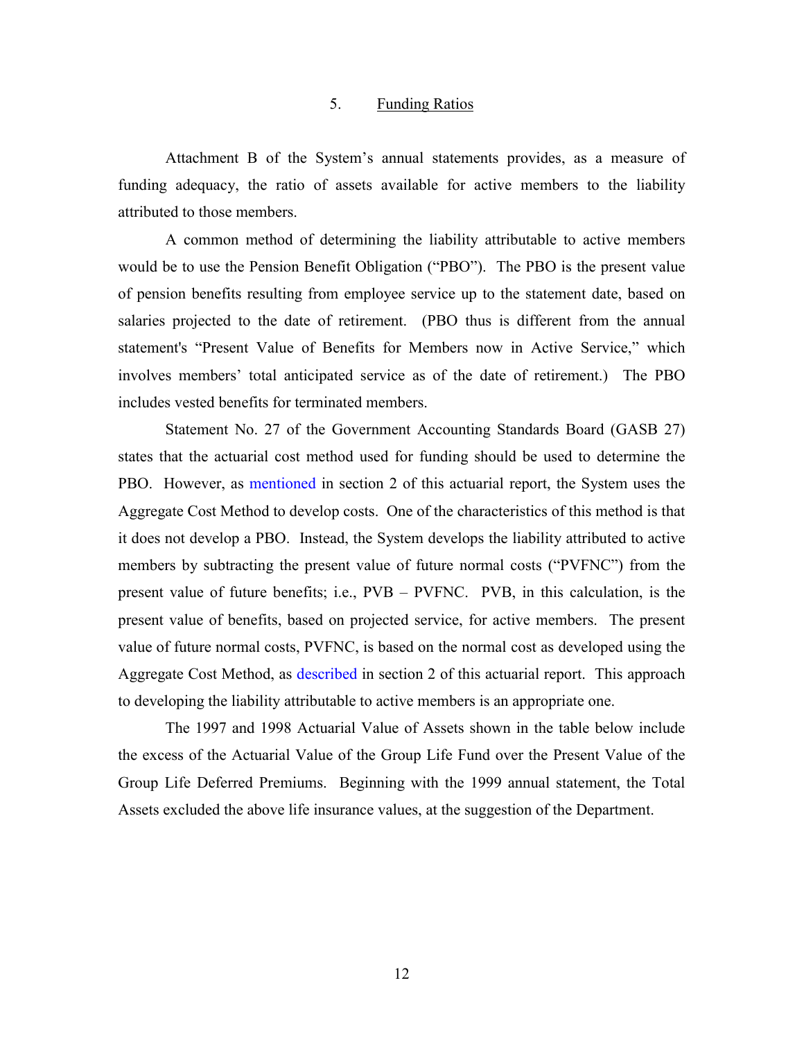## 5. Funding Ratios

Attachment B of the System's annual statements provides, as a measure of funding adequacy, the ratio of assets available for active members to the liability attributed to those members.

A common method of determining the liability attributable to active members would be to use the Pension Benefit Obligation ("PBO"). The PBO is the present value of pension benefits resulting from employee service up to the statement date, based on salaries projected to the date of retirement. (PBO thus is different from the annual statement's "Present Value of Benefits for Members now in Active Service," which involves members' total anticipated service as of the date of retirement.) The PBO includes vested benefits for terminated members.

Statement No. 27 of the Government Accounting Standards Board (GASB 27) states that the actuarial cost method used for funding should be used to determine the PBO. However, as mentioned in section 2 of this actuarial report, the System uses the Aggregate Cost Method to develop costs. One of the characteristics of this method is that it does not develop a PBO. Instead, the System develops the liability attributed to active members by subtracting the present value of future normal costs ("PVFNC") from the present value of future benefits; i.e., PVB – PVFNC. PVB, in this calculation, is the present value of benefits, based on projected service, for active members. The present value of future normal costs, PVFNC, is based on the normal cost as developed using the Aggregate Cost Method, as described in section 2 of this actuarial report. This approach to developing the liability attributable to active members is an appropriate one.

The 1997 and 1998 Actuarial Value of Assets shown in the table below include the excess of the Actuarial Value of the Group Life Fund over the Present Value of the Group Life Deferred Premiums. Beginning with the 1999 annual statement, the Total Assets excluded the above life insurance values, at the suggestion of the Department.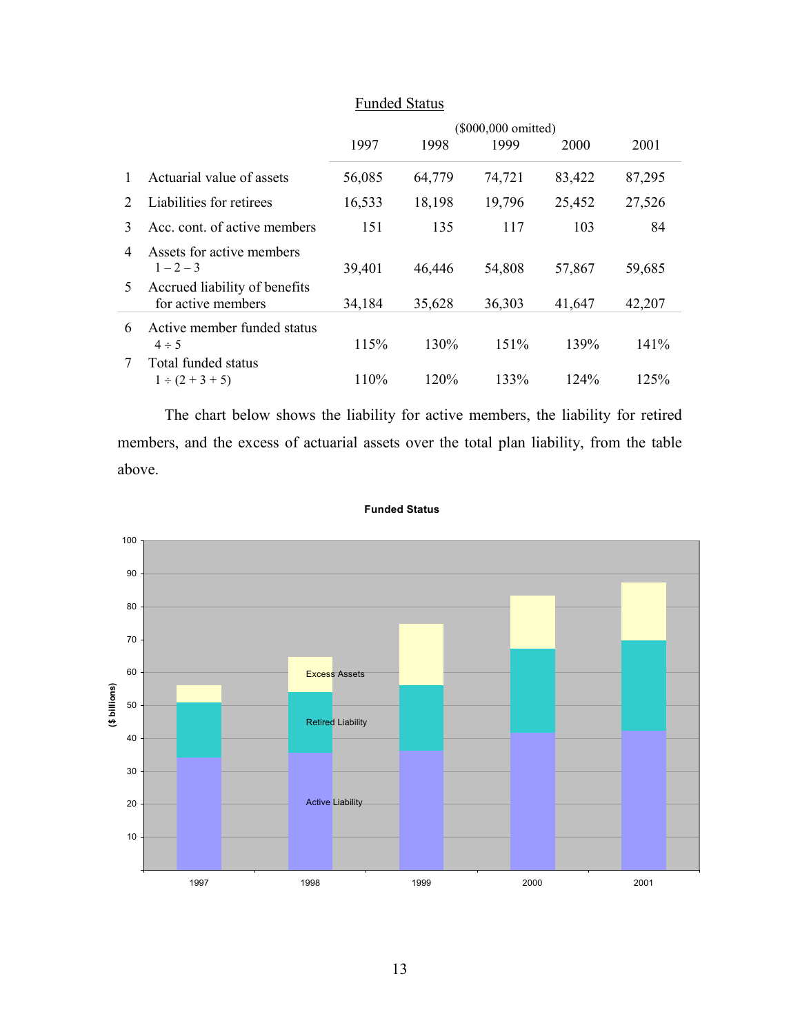## Funded Status

|  |  | 1997 | 1998 | 1999 | 2000 | 2001 |
|---|---|---|---|---|---|---|
|  |  | ($000,000 omitted) |  |  |  |  |
| 1 | Actuarial value of assets | 56,085 | 64,779 | 74,721 | 83,422 | 87,295 |
| 2 | Liabilities for retirees | 16,533 | 18,198 | 19,796 | 25,452 | 27,526 |
| 3 | Acc. cont. of active members | 151 | 135 | 117 | 103 | 84 |
| 4 | Assets for active members 1 – 2 – 3 | 39,401 | 46,446 | 54,808 | 57,867 | 59,685 |
| 5 | Accrued liability of benefits for active members | 34,184 | 35,628 | 36,303 | 41,647 | 42,207 |
| 6 | Active member funded status 4 ÷ 5 | 115% | 130% | 151% | 139% | 141% |
| 7 | Total funded status 1 ÷ (2 + 3 + 5) | 110% | 120% | 133% | 124% | 125% |

The chart below shows the liability for active members, the liability for retired members, and the excess of actuarial assets over the total plan liability, from the table above.

**Funded Status**

($ billions)

| Year | Active Liability | Retired Liability | Excess Assets |
|---|---|---|---|
| 1997 | | | |
| 1998 | | | |
| 1999 | | | |
| 2000 | | | |
| 2001 | | | |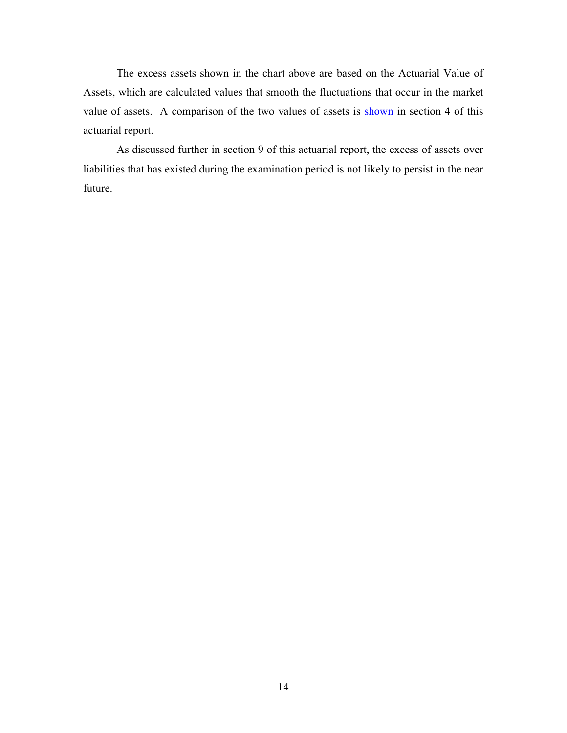The excess assets shown in the chart above are based on the Actuarial Value of Assets, which are calculated values that smooth the fluctuations that occur in the market value of assets. A comparison of the two values of assets is shown in section 4 of this actuarial report.

As discussed further in section 9 of this actuarial report, the excess of assets over liabilities that has existed during the examination period is not likely to persist in the near future.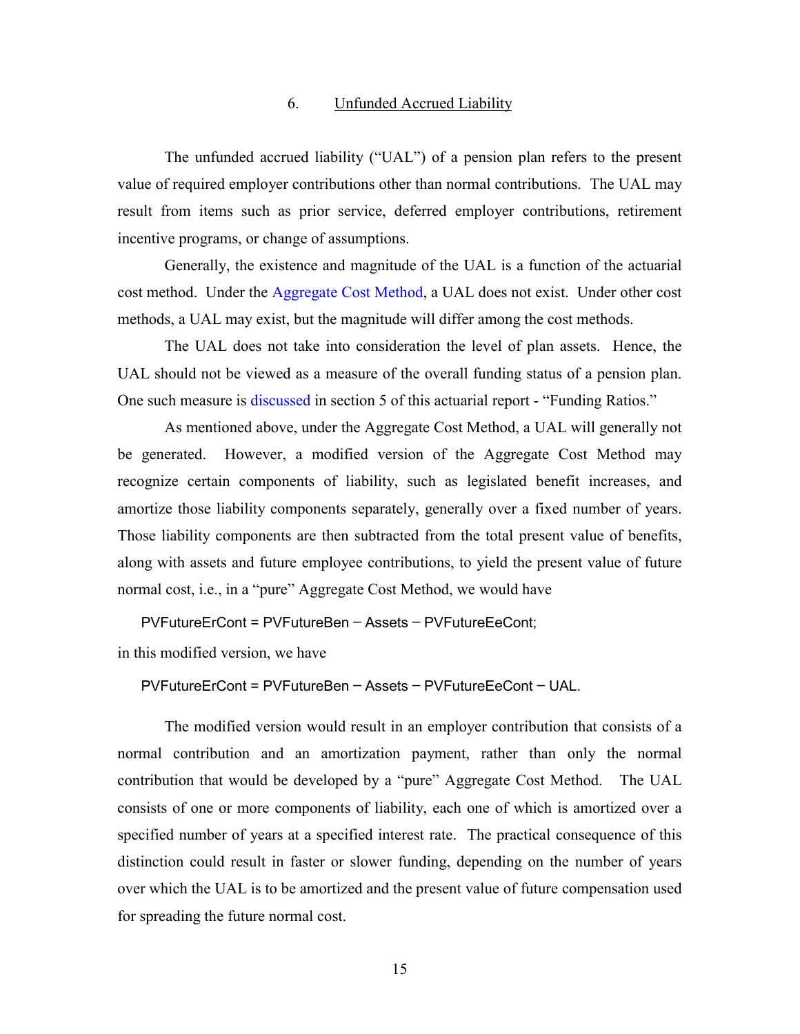## 6. Unfunded Accrued Liability

The unfunded accrued liability ("UAL") of a pension plan refers to the present value of required employer contributions other than normal contributions. The UAL may result from items such as prior service, deferred employer contributions, retirement incentive programs, or change of assumptions.

Generally, the existence and magnitude of the UAL is a function of the actuarial cost method. Under the Aggregate Cost Method, a UAL does not exist. Under other cost methods, a UAL may exist, but the magnitude will differ among the cost methods.

The UAL does not take into consideration the level of plan assets. Hence, the UAL should not be viewed as a measure of the overall funding status of a pension plan. One such measure is discussed in section 5 of this actuarial report - "Funding Ratios."

As mentioned above, under the Aggregate Cost Method, a UAL will generally not be generated. However, a modified version of the Aggregate Cost Method may recognize certain components of liability, such as legislated benefit increases, and amortize those liability components separately, generally over a fixed number of years. Those liability components are then subtracted from the total present value of benefits, along with assets and future employee contributions, to yield the present value of future normal cost, i.e., in a "pure" Aggregate Cost Method, we would have

PVFutureErCont = PVFutureBen − Assets − PVFutureEeCont;

in this modified version, we have

PVFutureErCont = PVFutureBen − Assets − PVFutureEeCont − UAL.

The modified version would result in an employer contribution that consists of a normal contribution and an amortization payment, rather than only the normal contribution that would be developed by a "pure" Aggregate Cost Method. The UAL consists of one or more components of liability, each one of which is amortized over a specified number of years at a specified interest rate. The practical consequence of this distinction could result in faster or slower funding, depending on the number of years over which the UAL is to be amortized and the present value of future compensation used for spreading the future normal cost.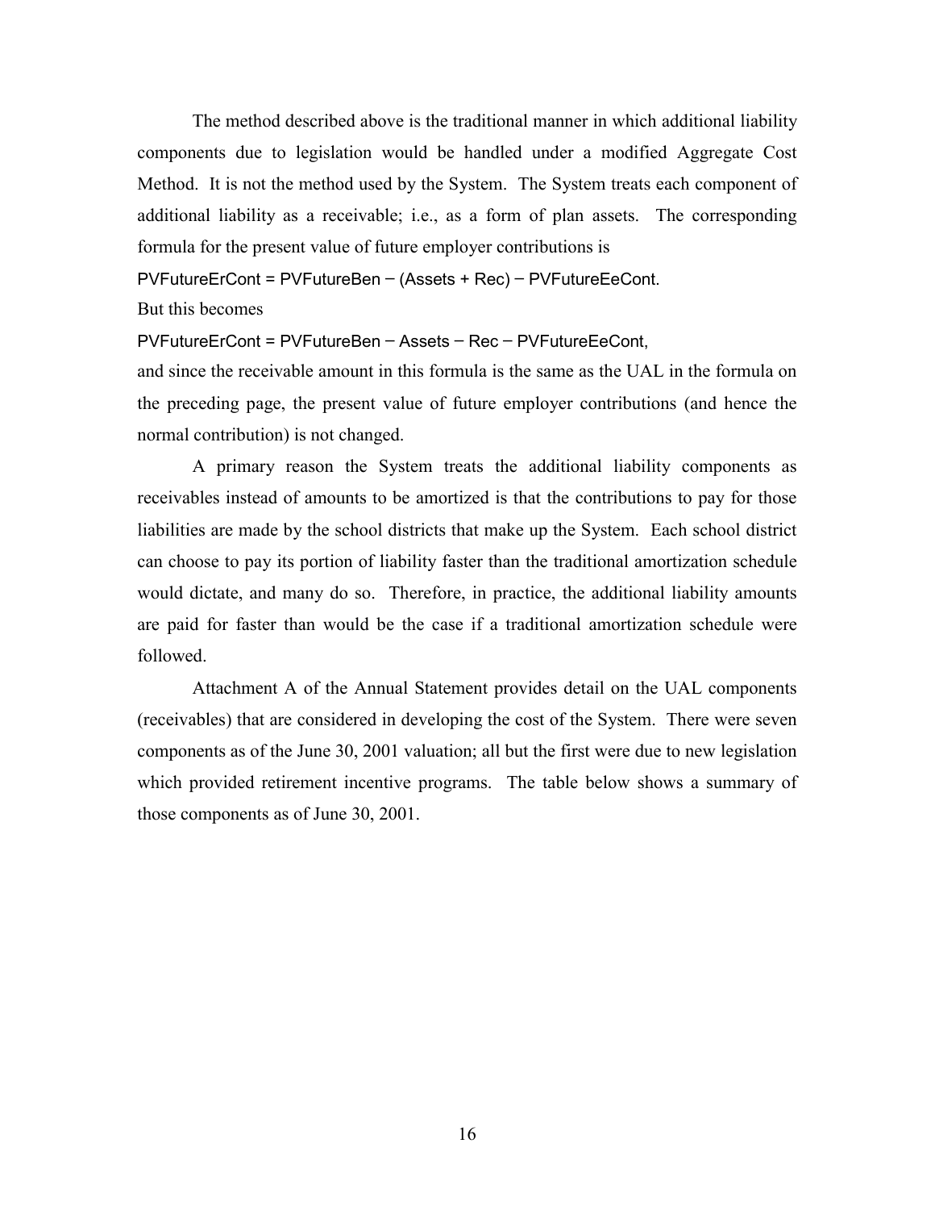The method described above is the traditional manner in which additional liability components due to legislation would be handled under a modified Aggregate Cost Method. It is not the method used by the System. The System treats each component of additional liability as a receivable; i.e., as a form of plan assets. The corresponding formula for the present value of future employer contributions is

$$\text{PVFutureErCont} = \text{PVFutureBen} - (\text{Assets} + \text{Rec}) - \text{PVFutureEeCont}.$$

But this becomes

$$\text{PVFutureErCont} = \text{PVFutureBen} - \text{Assets} - \text{Rec} - \text{PVFutureEeCont},$$

and since the receivable amount in this formula is the same as the UAL in the formula on the preceding page, the present value of future employer contributions (and hence the normal contribution) is not changed.

A primary reason the System treats the additional liability components as receivables instead of amounts to be amortized is that the contributions to pay for those liabilities are made by the school districts that make up the System. Each school district can choose to pay its portion of liability faster than the traditional amortization schedule would dictate, and many do so. Therefore, in practice, the additional liability amounts are paid for faster than would be the case if a traditional amortization schedule were followed.

Attachment A of the Annual Statement provides detail on the UAL components (receivables) that are considered in developing the cost of the System. There were seven components as of the June 30, 2001 valuation; all but the first were due to new legislation which provided retirement incentive programs. The table below shows a summary of those components as of June 30, 2001.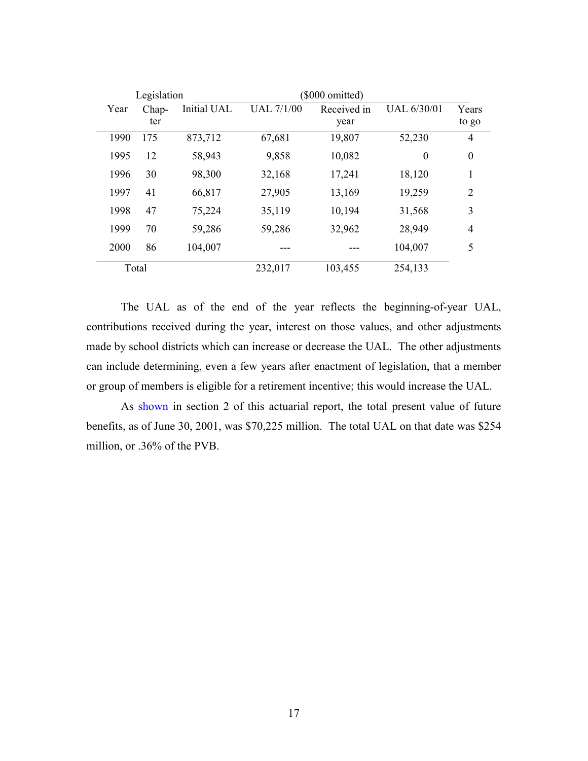| Legislation | | | ($000 omitted) | | | |
|---|---|---|---|---|---|---|
| Year | Chap-ter | Initial UAL | UAL 7/1/00 | Received in year | UAL 6/30/01 | Years to go |
| 1990 | 175 | 873,712 | 67,681 | 19,807 | 52,230 | 4 |
| 1995 | 12 | 58,943 | 9,858 | 10,082 | 0 | 0 |
| 1996 | 30 | 98,300 | 32,168 | 17,241 | 18,120 | 1 |
| 1997 | 41 | 66,817 | 27,905 | 13,169 | 19,259 | 2 |
| 1998 | 47 | 75,224 | 35,119 | 10,194 | 31,568 | 3 |
| 1999 | 70 | 59,286 | 59,286 | 32,962 | 28,949 | 4 |
| 2000 | 86 | 104,007 | --- | --- | 104,007 | 5 |
| Total | | | 232,017 | 103,455 | 254,133 | |

The UAL as of the end of the year reflects the beginning-of-year UAL, contributions received during the year, interest on those values, and other adjustments made by school districts which can increase or decrease the UAL. The other adjustments can include determining, even a few years after enactment of legislation, that a member or group of members is eligible for a retirement incentive; this would increase the UAL.

As shown in section 2 of this actuarial report, the total present value of future benefits, as of June 30, 2001, was $70,225 million. The total UAL on that date was $254 million, or .36% of the PVB.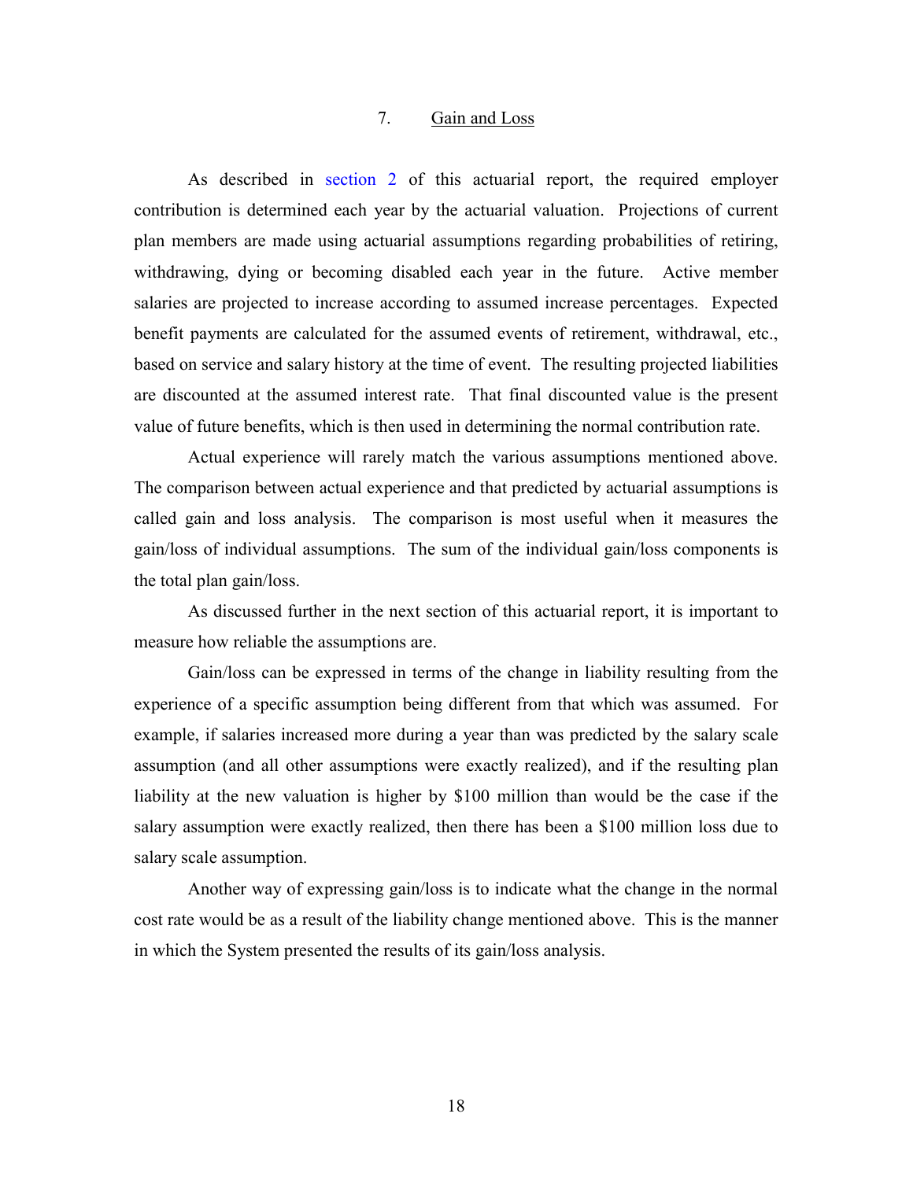## 7. Gain and Loss

As described in section 2 of this actuarial report, the required employer contribution is determined each year by the actuarial valuation. Projections of current plan members are made using actuarial assumptions regarding probabilities of retiring, withdrawing, dying or becoming disabled each year in the future. Active member salaries are projected to increase according to assumed increase percentages. Expected benefit payments are calculated for the assumed events of retirement, withdrawal, etc., based on service and salary history at the time of event. The resulting projected liabilities are discounted at the assumed interest rate. That final discounted value is the present value of future benefits, which is then used in determining the normal contribution rate.

Actual experience will rarely match the various assumptions mentioned above. The comparison between actual experience and that predicted by actuarial assumptions is called gain and loss analysis. The comparison is most useful when it measures the gain/loss of individual assumptions. The sum of the individual gain/loss components is the total plan gain/loss.

As discussed further in the next section of this actuarial report, it is important to measure how reliable the assumptions are.

Gain/loss can be expressed in terms of the change in liability resulting from the experience of a specific assumption being different from that which was assumed. For example, if salaries increased more during a year than was predicted by the salary scale assumption (and all other assumptions were exactly realized), and if the resulting plan liability at the new valuation is higher by $100 million than would be the case if the salary assumption were exactly realized, then there has been a $100 million loss due to salary scale assumption.

Another way of expressing gain/loss is to indicate what the change in the normal cost rate would be as a result of the liability change mentioned above. This is the manner in which the System presented the results of its gain/loss analysis.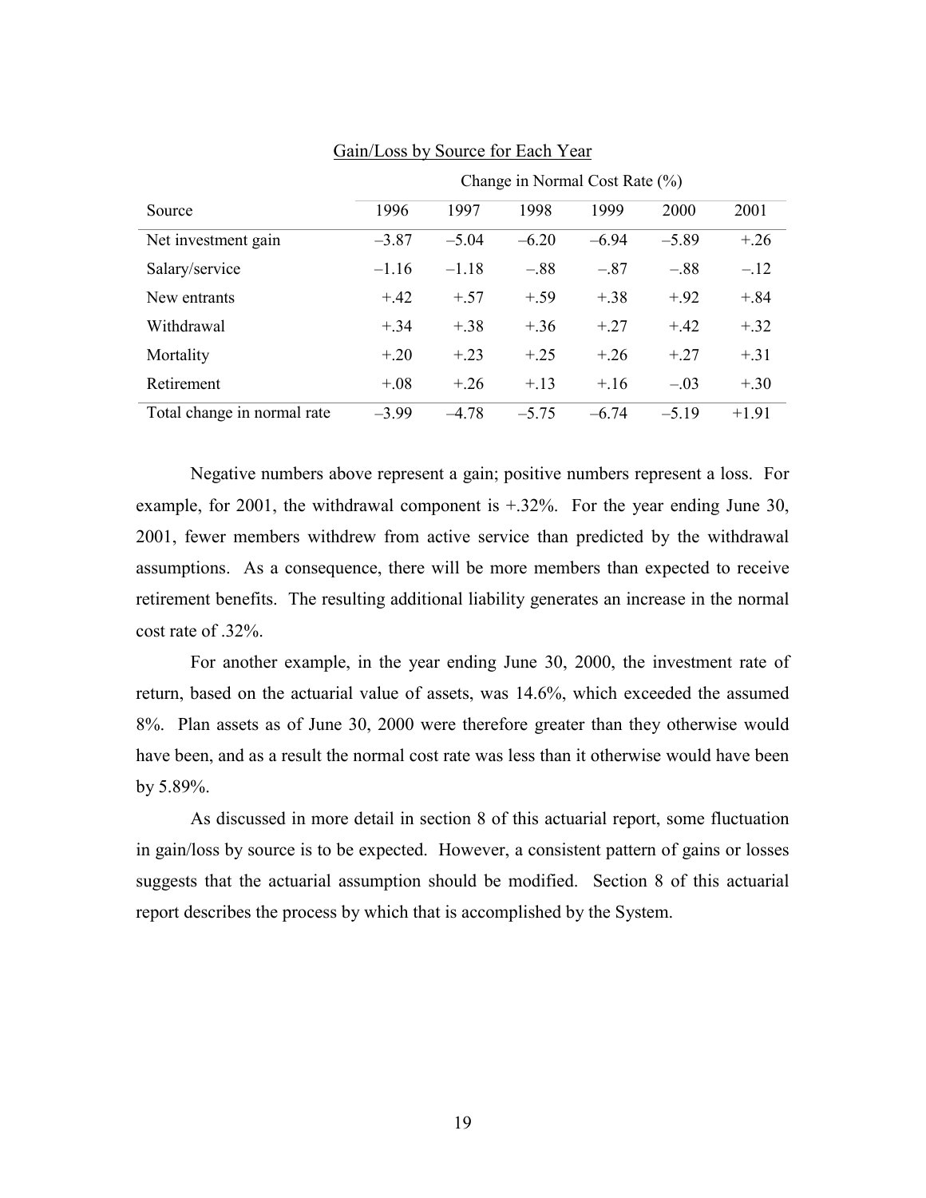Gain/Loss by Source for Each Year

| Source | Change in Normal Cost Rate (%) | | | | | |
|---|---|---|---|---|---|---|
| | 1996 | 1997 | 1998 | 1999 | 2000 | 2001 |
| Net investment gain | –3.87 | –5.04 | –6.20 | –6.94 | –5.89 | +.26 |
| Salary/service | –1.16 | –1.18 | –.88 | –.87 | –.88 | –.12 |
| New entrants | +.42 | +.57 | +.59 | +.38 | +.92 | +.84 |
| Withdrawal | +.34 | +.38 | +.36 | +.27 | +.42 | +.32 |
| Mortality | +.20 | +.23 | +.25 | +.26 | +.27 | +.31 |
| Retirement | +.08 | +.26 | +.13 | +.16 | –.03 | +.30 |
| Total change in normal rate | –3.99 | –4.78 | –5.75 | –6.74 | –5.19 | +1.91 |

Negative numbers above represent a gain; positive numbers represent a loss. For example, for 2001, the withdrawal component is +.32%. For the year ending June 30, 2001, fewer members withdrew from active service than predicted by the withdrawal assumptions. As a consequence, there will be more members than expected to receive retirement benefits. The resulting additional liability generates an increase in the normal cost rate of .32%.

For another example, in the year ending June 30, 2000, the investment rate of return, based on the actuarial value of assets, was 14.6%, which exceeded the assumed 8%. Plan assets as of June 30, 2000 were therefore greater than they otherwise would have been, and as a result the normal cost rate was less than it otherwise would have been by 5.89%.

As discussed in more detail in section 8 of this actuarial report, some fluctuation in gain/loss by source is to be expected. However, a consistent pattern of gains or losses suggests that the actuarial assumption should be modified. Section 8 of this actuarial report describes the process by which that is accomplished by the System.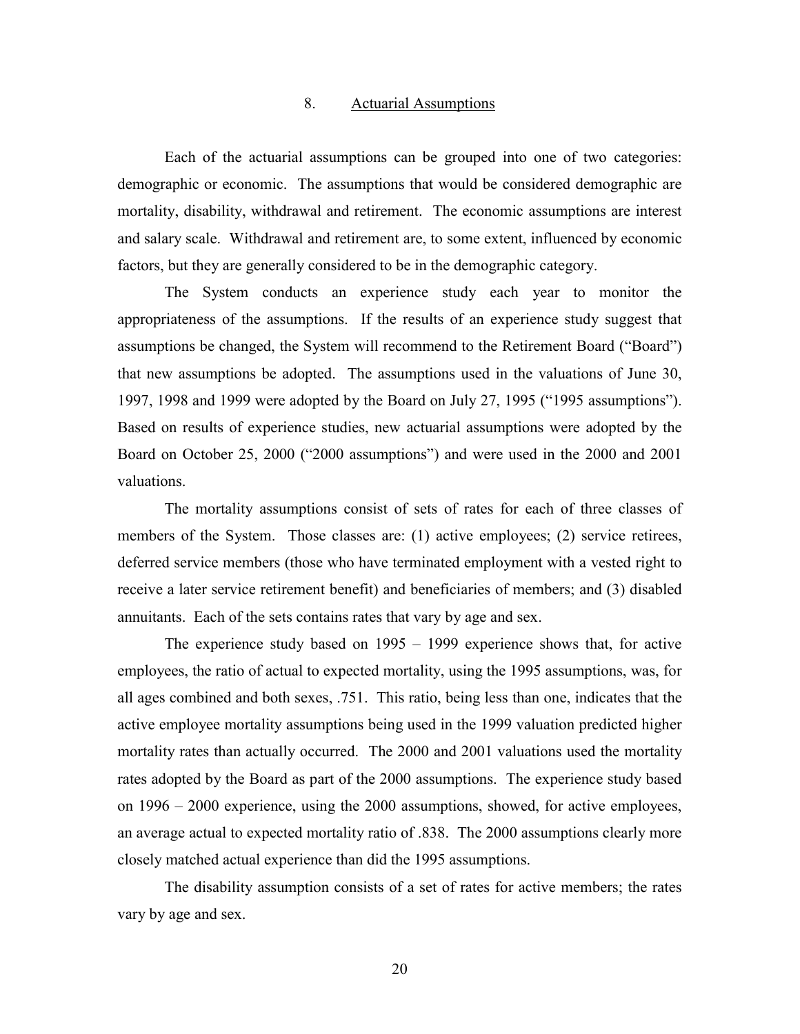## 8. Actuarial Assumptions

Each of the actuarial assumptions can be grouped into one of two categories: demographic or economic. The assumptions that would be considered demographic are mortality, disability, withdrawal and retirement. The economic assumptions are interest and salary scale. Withdrawal and retirement are, to some extent, influenced by economic factors, but they are generally considered to be in the demographic category.

The System conducts an experience study each year to monitor the appropriateness of the assumptions. If the results of an experience study suggest that assumptions be changed, the System will recommend to the Retirement Board ("Board") that new assumptions be adopted. The assumptions used in the valuations of June 30, 1997, 1998 and 1999 were adopted by the Board on July 27, 1995 ("1995 assumptions"). Based on results of experience studies, new actuarial assumptions were adopted by the Board on October 25, 2000 ("2000 assumptions") and were used in the 2000 and 2001 valuations.

The mortality assumptions consist of sets of rates for each of three classes of members of the System. Those classes are: (1) active employees; (2) service retirees, deferred service members (those who have terminated employment with a vested right to receive a later service retirement benefit) and beneficiaries of members; and (3) disabled annuitants. Each of the sets contains rates that vary by age and sex.

The experience study based on 1995 – 1999 experience shows that, for active employees, the ratio of actual to expected mortality, using the 1995 assumptions, was, for all ages combined and both sexes, .751. This ratio, being less than one, indicates that the active employee mortality assumptions being used in the 1999 valuation predicted higher mortality rates than actually occurred. The 2000 and 2001 valuations used the mortality rates adopted by the Board as part of the 2000 assumptions. The experience study based on 1996 – 2000 experience, using the 2000 assumptions, showed, for active employees, an average actual to expected mortality ratio of .838. The 2000 assumptions clearly more closely matched actual experience than did the 1995 assumptions.

The disability assumption consists of a set of rates for active members; the rates vary by age and sex.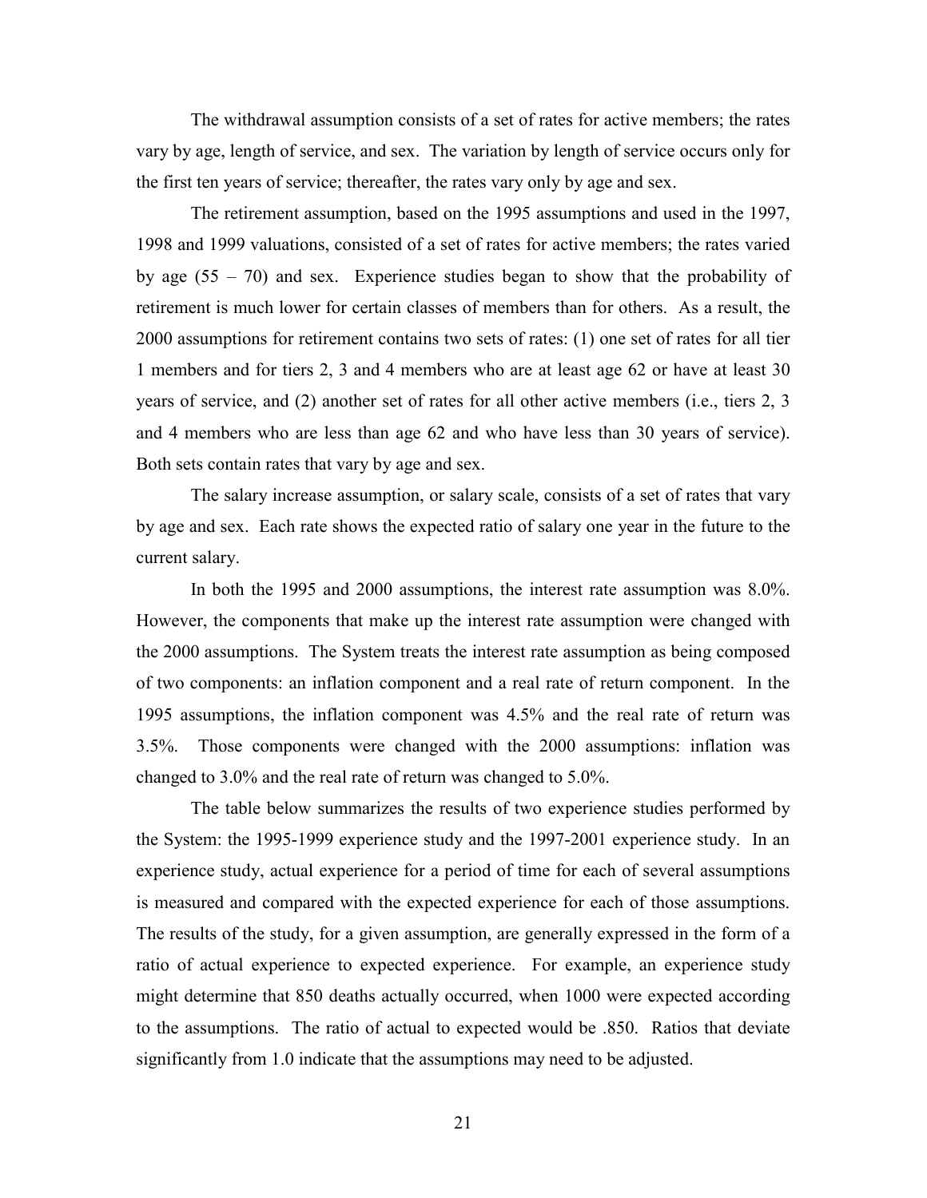The withdrawal assumption consists of a set of rates for active members; the rates vary by age, length of service, and sex. The variation by length of service occurs only for the first ten years of service; thereafter, the rates vary only by age and sex.

The retirement assumption, based on the 1995 assumptions and used in the 1997, 1998 and 1999 valuations, consisted of a set of rates for active members; the rates varied by age (55 – 70) and sex. Experience studies began to show that the probability of retirement is much lower for certain classes of members than for others. As a result, the 2000 assumptions for retirement contains two sets of rates: (1) one set of rates for all tier 1 members and for tiers 2, 3 and 4 members who are at least age 62 or have at least 30 years of service, and (2) another set of rates for all other active members (i.e., tiers 2, 3 and 4 members who are less than age 62 and who have less than 30 years of service). Both sets contain rates that vary by age and sex.

The salary increase assumption, or salary scale, consists of a set of rates that vary by age and sex. Each rate shows the expected ratio of salary one year in the future to the current salary.

In both the 1995 and 2000 assumptions, the interest rate assumption was 8.0%. However, the components that make up the interest rate assumption were changed with the 2000 assumptions. The System treats the interest rate assumption as being composed of two components: an inflation component and a real rate of return component. In the 1995 assumptions, the inflation component was 4.5% and the real rate of return was 3.5%. Those components were changed with the 2000 assumptions: inflation was changed to 3.0% and the real rate of return was changed to 5.0%.

The table below summarizes the results of two experience studies performed by the System: the 1995-1999 experience study and the 1997-2001 experience study. In an experience study, actual experience for a period of time for each of several assumptions is measured and compared with the expected experience for each of those assumptions. The results of the study, for a given assumption, are generally expressed in the form of a ratio of actual experience to expected experience. For example, an experience study might determine that 850 deaths actually occurred, when 1000 were expected according to the assumptions. The ratio of actual to expected would be .850. Ratios that deviate significantly from 1.0 indicate that the assumptions may need to be adjusted.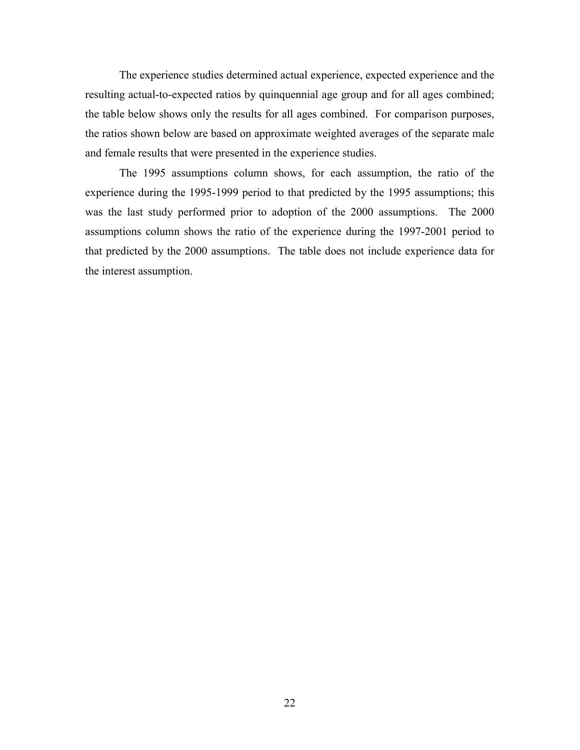The experience studies determined actual experience, expected experience and the resulting actual-to-expected ratios by quinquennial age group and for all ages combined; the table below shows only the results for all ages combined. For comparison purposes, the ratios shown below are based on approximate weighted averages of the separate male and female results that were presented in the experience studies.

The 1995 assumptions column shows, for each assumption, the ratio of the experience during the 1995-1999 period to that predicted by the 1995 assumptions; this was the last study performed prior to adoption of the 2000 assumptions. The 2000 assumptions column shows the ratio of the experience during the 1997-2001 period to that predicted by the 2000 assumptions. The table does not include experience data for the interest assumption.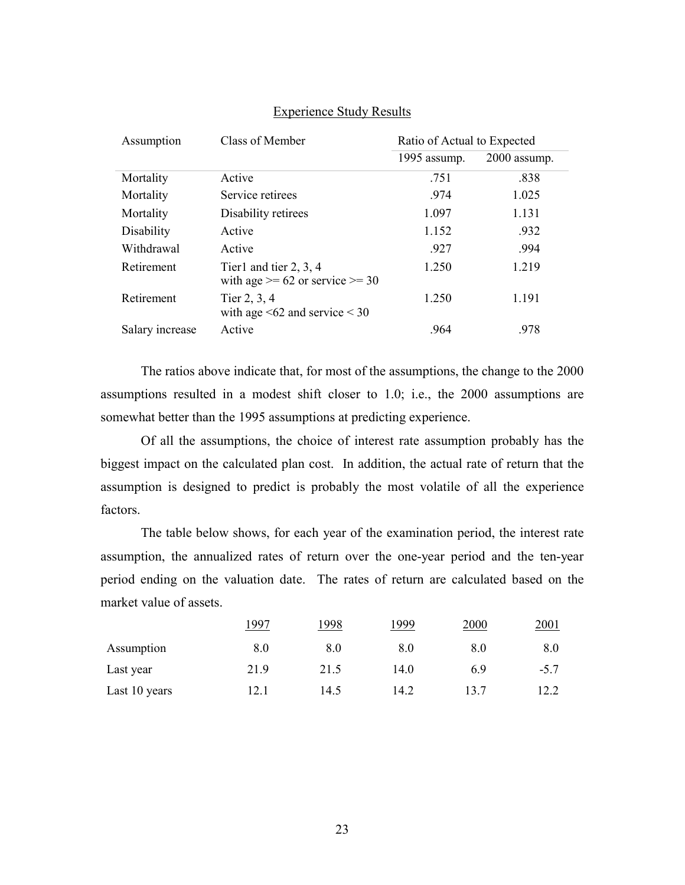<u>Experience Study Results</u>

| Assumption | Class of Member | Ratio of Actual to Expected | |
|---|---|---|---|
| | | 1995 assump. | 2000 assump. |
| Mortality | Active | .751 | .838 |
| Mortality | Service retirees | .974 | 1.025 |
| Mortality | Disability retirees | 1.097 | 1.131 |
| Disability | Active | 1.152 | .932 |
| Withdrawal | Active | .927 | .994 |
| Retirement | Tier1 and tier 2, 3, 4 with age >= 62 or service >= 30 | 1.250 | 1.219 |
| Retirement | Tier 2, 3, 4 with age <62 and service < 30 | 1.250 | 1.191 |
| Salary increase | Active | .964 | .978 |

The ratios above indicate that, for most of the assumptions, the change to the 2000 assumptions resulted in a modest shift closer to 1.0; i.e., the 2000 assumptions are somewhat better than the 1995 assumptions at predicting experience.

Of all the assumptions, the choice of interest rate assumption probably has the biggest impact on the calculated plan cost. In addition, the actual rate of return that the assumption is designed to predict is probably the most volatile of all the experience factors.

The table below shows, for each year of the examination period, the interest rate assumption, the annualized rates of return over the one-year period and the ten-year period ending on the valuation date. The rates of return are calculated based on the market value of assets.

| | 1997 | 1998 | 1999 | 2000 | 2001 |
|---|---|---|---|---|---|
| Assumption | 8.0 | 8.0 | 8.0 | 8.0 | 8.0 |
| Last year | 21.9 | 21.5 | 14.0 | 6.9 | -5.7 |
| Last 10 years | 12.1 | 14.5 | 14.2 | 13.7 | 12.2 |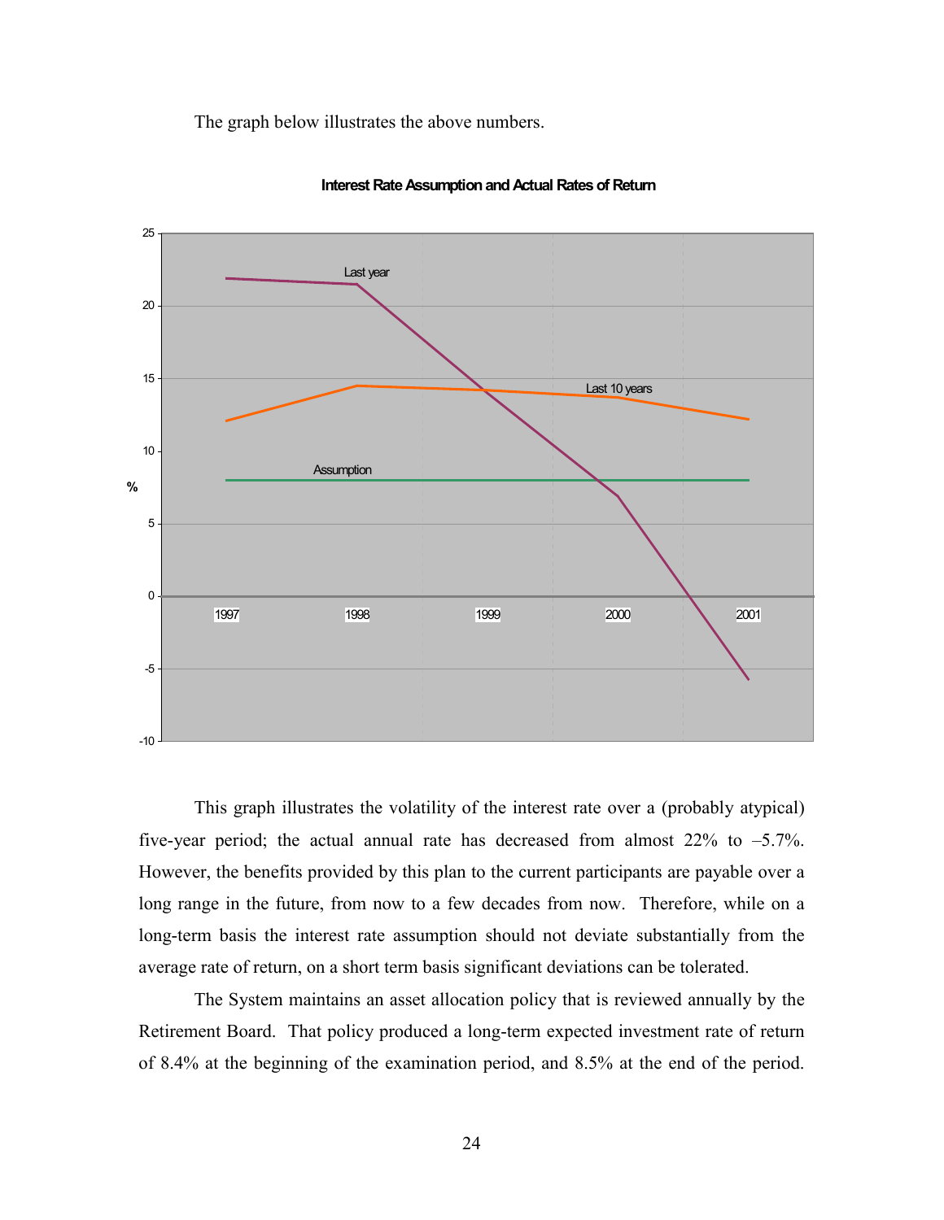The graph below illustrates the above numbers.

**Interest Rate Assumption and Actual Rates of Return**

This graph illustrates the volatility of the interest rate over a (probably atypical) five-year period; the actual annual rate has decreased from almost 22% to –5.7%. However, the benefits provided by this plan to the current participants are payable over a long range in the future, from now to a few decades from now. Therefore, while on a long-term basis the interest rate assumption should not deviate substantially from the average rate of return, on a short term basis significant deviations can be tolerated.

The System maintains an asset allocation policy that is reviewed annually by the Retirement Board. That policy produced a long-term expected investment rate of return of 8.4% at the beginning of the examination period, and 8.5% at the end of the period.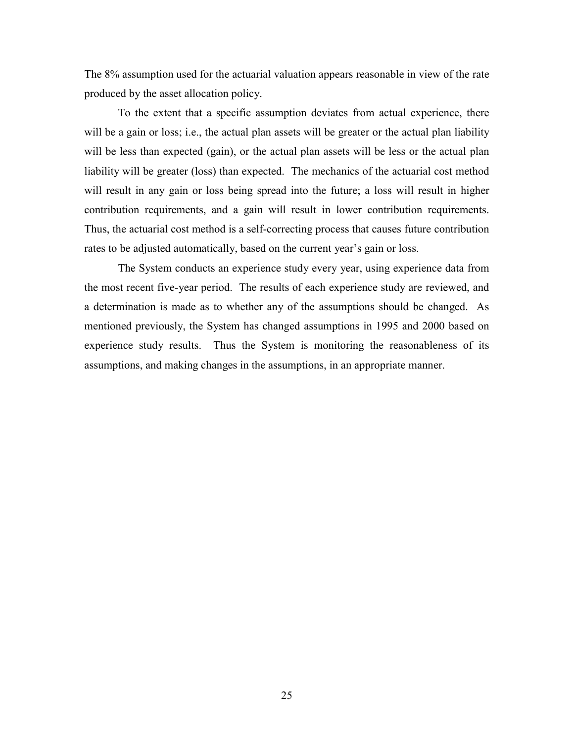The 8% assumption used for the actuarial valuation appears reasonable in view of the rate produced by the asset allocation policy.

To the extent that a specific assumption deviates from actual experience, there will be a gain or loss; i.e., the actual plan assets will be greater or the actual plan liability will be less than expected (gain), or the actual plan assets will be less or the actual plan liability will be greater (loss) than expected. The mechanics of the actuarial cost method will result in any gain or loss being spread into the future; a loss will result in higher contribution requirements, and a gain will result in lower contribution requirements. Thus, the actuarial cost method is a self-correcting process that causes future contribution rates to be adjusted automatically, based on the current year's gain or loss.

The System conducts an experience study every year, using experience data from the most recent five-year period. The results of each experience study are reviewed, and a determination is made as to whether any of the assumptions should be changed. As mentioned previously, the System has changed assumptions in 1995 and 2000 based on experience study results. Thus the System is monitoring the reasonableness of its assumptions, and making changes in the assumptions, in an appropriate manner.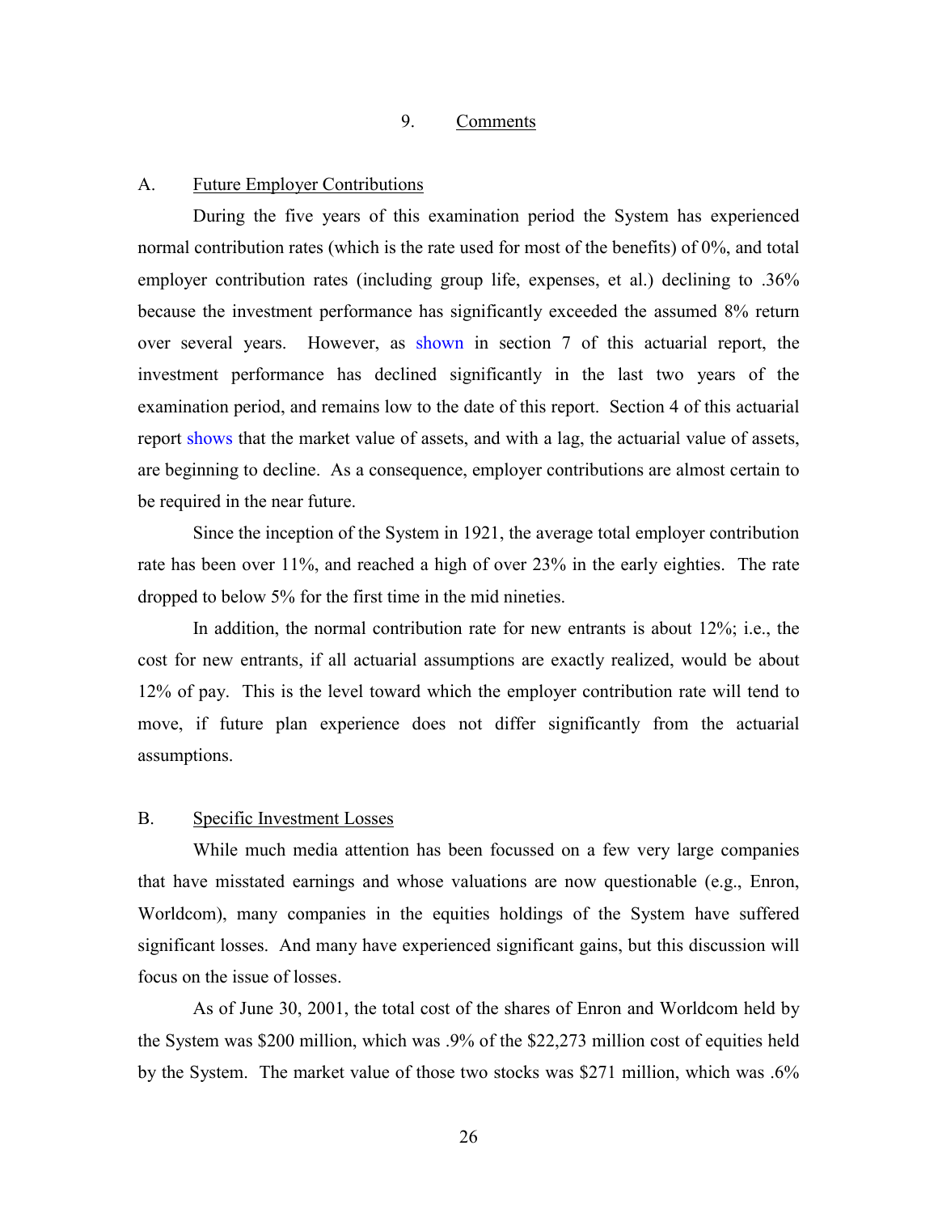## 9. Comments

### A. Future Employer Contributions

During the five years of this examination period the System has experienced normal contribution rates (which is the rate used for most of the benefits) of 0%, and total employer contribution rates (including group life, expenses, et al.) declining to .36% because the investment performance has significantly exceeded the assumed 8% return over several years. However, as shown in section 7 of this actuarial report, the investment performance has declined significantly in the last two years of the examination period, and remains low to the date of this report. Section 4 of this actuarial report shows that the market value of assets, and with a lag, the actuarial value of assets, are beginning to decline. As a consequence, employer contributions are almost certain to be required in the near future.

Since the inception of the System in 1921, the average total employer contribution rate has been over 11%, and reached a high of over 23% in the early eighties. The rate dropped to below 5% for the first time in the mid nineties.

In addition, the normal contribution rate for new entrants is about 12%; i.e., the cost for new entrants, if all actuarial assumptions are exactly realized, would be about 12% of pay. This is the level toward which the employer contribution rate will tend to move, if future plan experience does not differ significantly from the actuarial assumptions.

### B. Specific Investment Losses

While much media attention has been focussed on a few very large companies that have misstated earnings and whose valuations are now questionable (e.g., Enron, Worldcom), many companies in the equities holdings of the System have suffered significant losses. And many have experienced significant gains, but this discussion will focus on the issue of losses.

As of June 30, 2001, the total cost of the shares of Enron and Worldcom held by the System was $200 million, which was .9% of the $22,273 million cost of equities held by the System. The market value of those two stocks was $271 million, which was .6%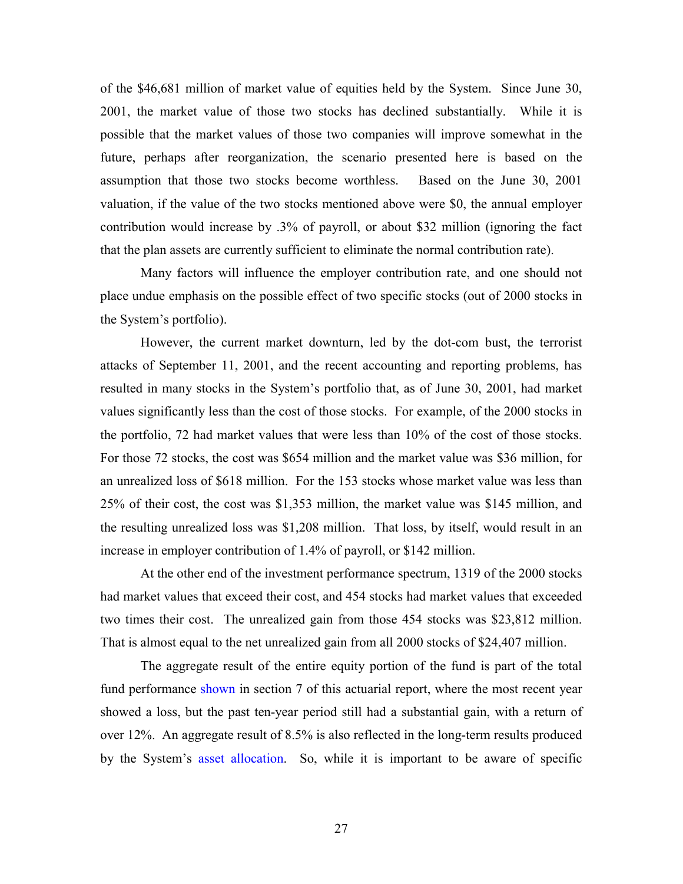of the $46,681 million of market value of equities held by the System. Since June 30, 2001, the market value of those two stocks has declined substantially. While it is possible that the market values of those two companies will improve somewhat in the future, perhaps after reorganization, the scenario presented here is based on the assumption that those two stocks become worthless. Based on the June 30, 2001 valuation, if the value of the two stocks mentioned above were $0, the annual employer contribution would increase by .3% of payroll, or about $32 million (ignoring the fact that the plan assets are currently sufficient to eliminate the normal contribution rate).

Many factors will influence the employer contribution rate, and one should not place undue emphasis on the possible effect of two specific stocks (out of 2000 stocks in the System's portfolio).

However, the current market downturn, led by the dot-com bust, the terrorist attacks of September 11, 2001, and the recent accounting and reporting problems, has resulted in many stocks in the System's portfolio that, as of June 30, 2001, had market values significantly less than the cost of those stocks. For example, of the 2000 stocks in the portfolio, 72 had market values that were less than 10% of the cost of those stocks. For those 72 stocks, the cost was $654 million and the market value was $36 million, for an unrealized loss of $618 million. For the 153 stocks whose market value was less than 25% of their cost, the cost was $1,353 million, the market value was $145 million, and the resulting unrealized loss was $1,208 million. That loss, by itself, would result in an increase in employer contribution of 1.4% of payroll, or $142 million.

At the other end of the investment performance spectrum, 1319 of the 2000 stocks had market values that exceed their cost, and 454 stocks had market values that exceeded two times their cost. The unrealized gain from those 454 stocks was $23,812 million. That is almost equal to the net unrealized gain from all 2000 stocks of $24,407 million.

The aggregate result of the entire equity portion of the fund is part of the total fund performance shown in section 7 of this actuarial report, where the most recent year showed a loss, but the past ten-year period still had a substantial gain, with a return of over 12%. An aggregate result of 8.5% is also reflected in the long-term results produced by the System's asset allocation. So, while it is important to be aware of specific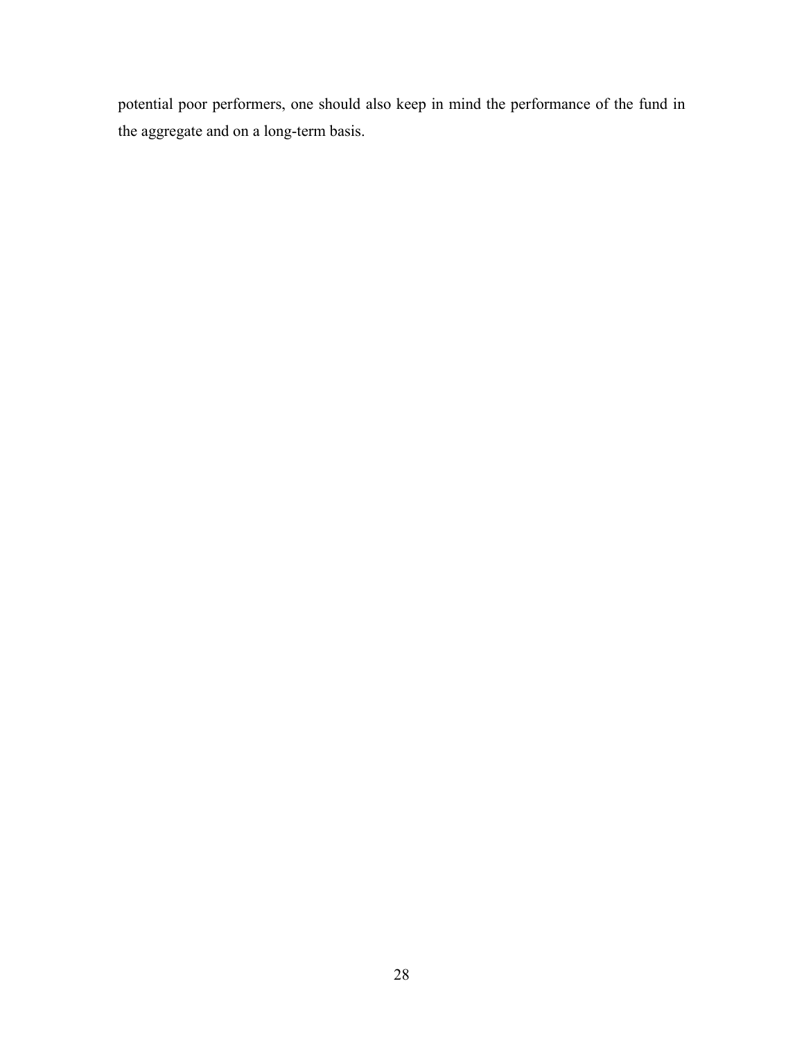potential poor performers, one should also keep in mind the performance of the fund in the aggregate and on a long-term basis.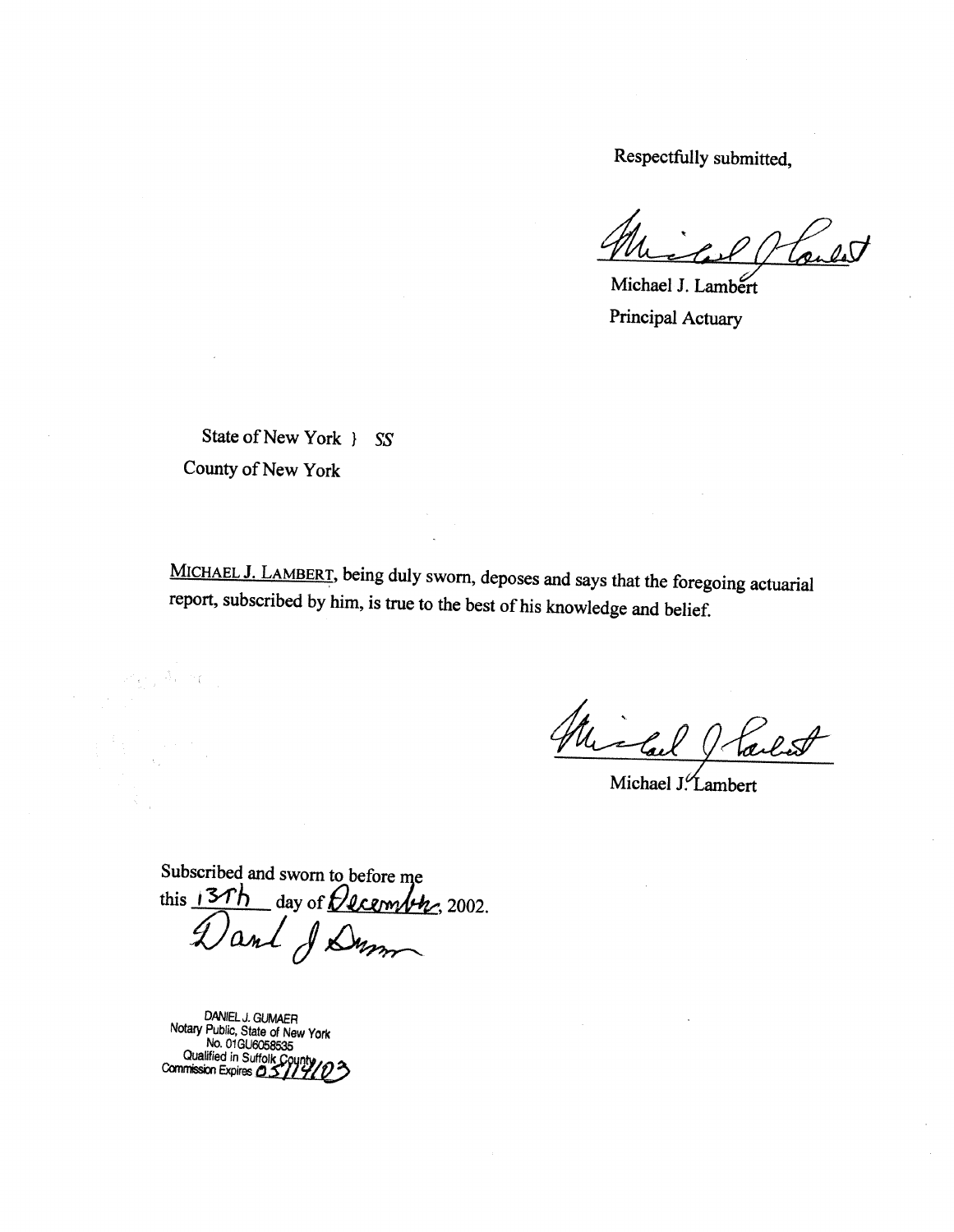Respectfully submitted,

Michael J. Lambert
Principal Actuary

State of New York } *SS*
County of New York

MICHAEL J. LAMBERT, being duly sworn, deposes and says that the foregoing actuarial report, subscribed by him, is true to the best of his knowledge and belief.

Michael J. Lambert

Subscribed and sworn to before me
this 13th day of December, 2002.

DANIEL J. GUMAER
Notary Public, State of New York
No. 01GU6058535
Qualified in Suffolk County
Commission Expires 05/14/03